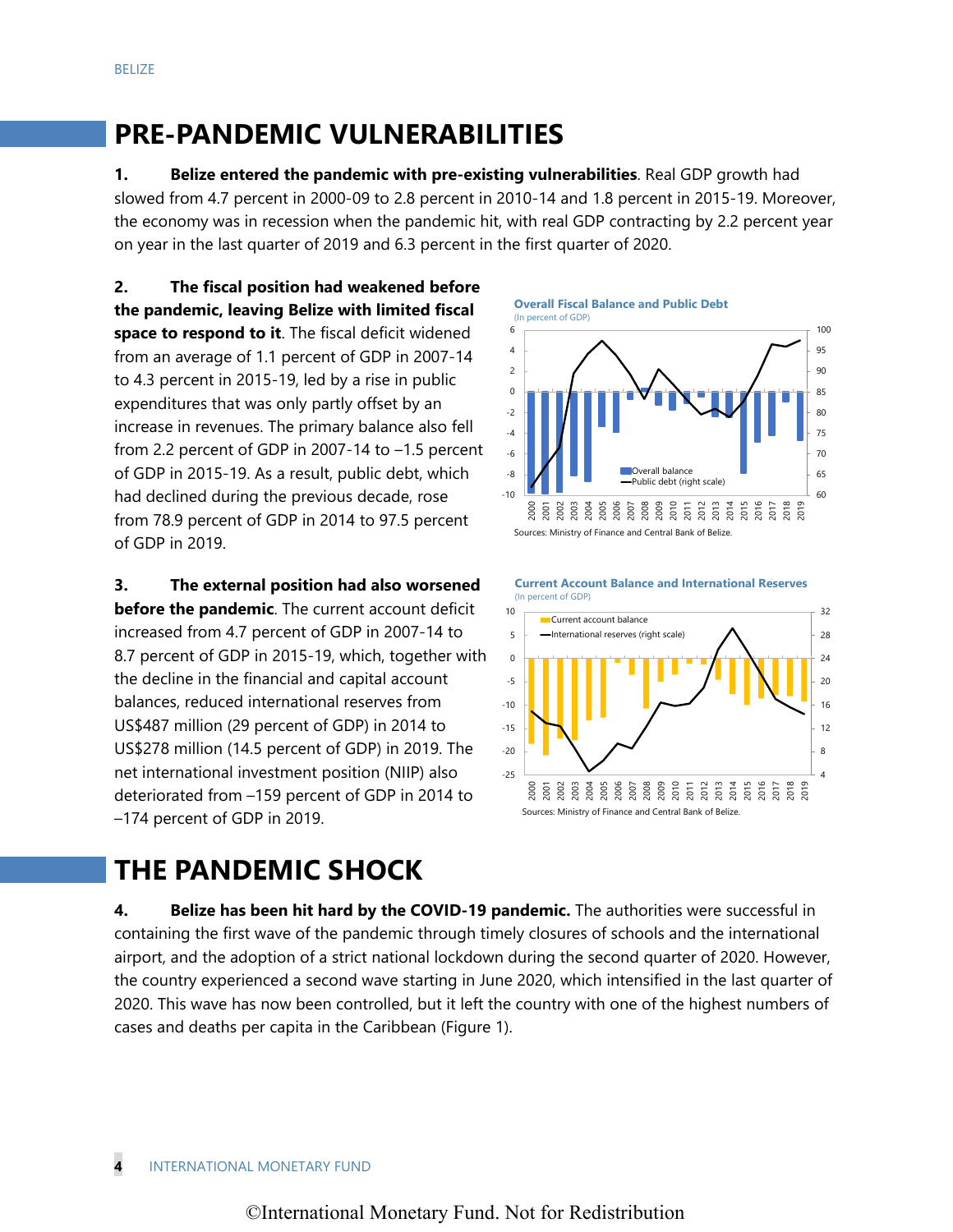# PRE-PANDEMIC VULNERABILITIES

**1. Belize entered the pandemic with pre-existing vulnerabilities**. Real GDP growth had slowed from 4.7 percent in 2000-09 to 2.8 percent in 2010-14 and 1.8 percent in 2015-19. Moreover, the economy was in recession when the pandemic hit, with real GDP contracting by 2.2 percent year on year in the last quarter of 2019 and 6.3 percent in the first quarter of 2020.

**2. The fiscal position had weakened before the pandemic, leaving Belize with limited fiscal space to respond to it**. The fiscal deficit widened from an average of 1.1 percent of GDP in 2007-14 to 4.3 percent in 2015-19, led by a rise in public expenditures that was only partly offset by an increase in revenues. The primary balance also fell from 2.2 percent of GDP in 2007-14 to –1.5 percent of GDP in 2015-19. As a result, public debt, which had declined during the previous decade, rose from 78.9 percent of GDP in 2014 to 97.5 percent of GDP in 2019.

**Overall Fiscal Balance and Public Debt**
(In percent of GDP)

Sources: Ministry of Finance and Central Bank of Belize.

**3. The external position had also worsened before the pandemic**. The current account deficit increased from 4.7 percent of GDP in 2007-14 to 8.7 percent of GDP in 2015-19, which, together with the decline in the financial and capital account balances, reduced international reserves from US$487 million (29 percent of GDP) in 2014 to US$278 million (14.5 percent of GDP) in 2019. The net international investment position (NIIP) also deteriorated from –159 percent of GDP in 2014 to –174 percent of GDP in 2019.

**Current Account Balance and International Reserves**
(In percent of GDP)

Sources: Ministry of Finance and Central Bank of Belize.

# THE PANDEMIC SHOCK

**4. Belize has been hit hard by the COVID-19 pandemic.** The authorities were successful in containing the first wave of the pandemic through timely closures of schools and the international airport, and the adoption of a strict national lockdown during the second quarter of 2020. However, the country experienced a second wave starting in June 2020, which intensified in the last quarter of 2020. This wave has now been controlled, but it left the country with one of the highest numbers of cases and deaths per capita in the Caribbean (Figure 1).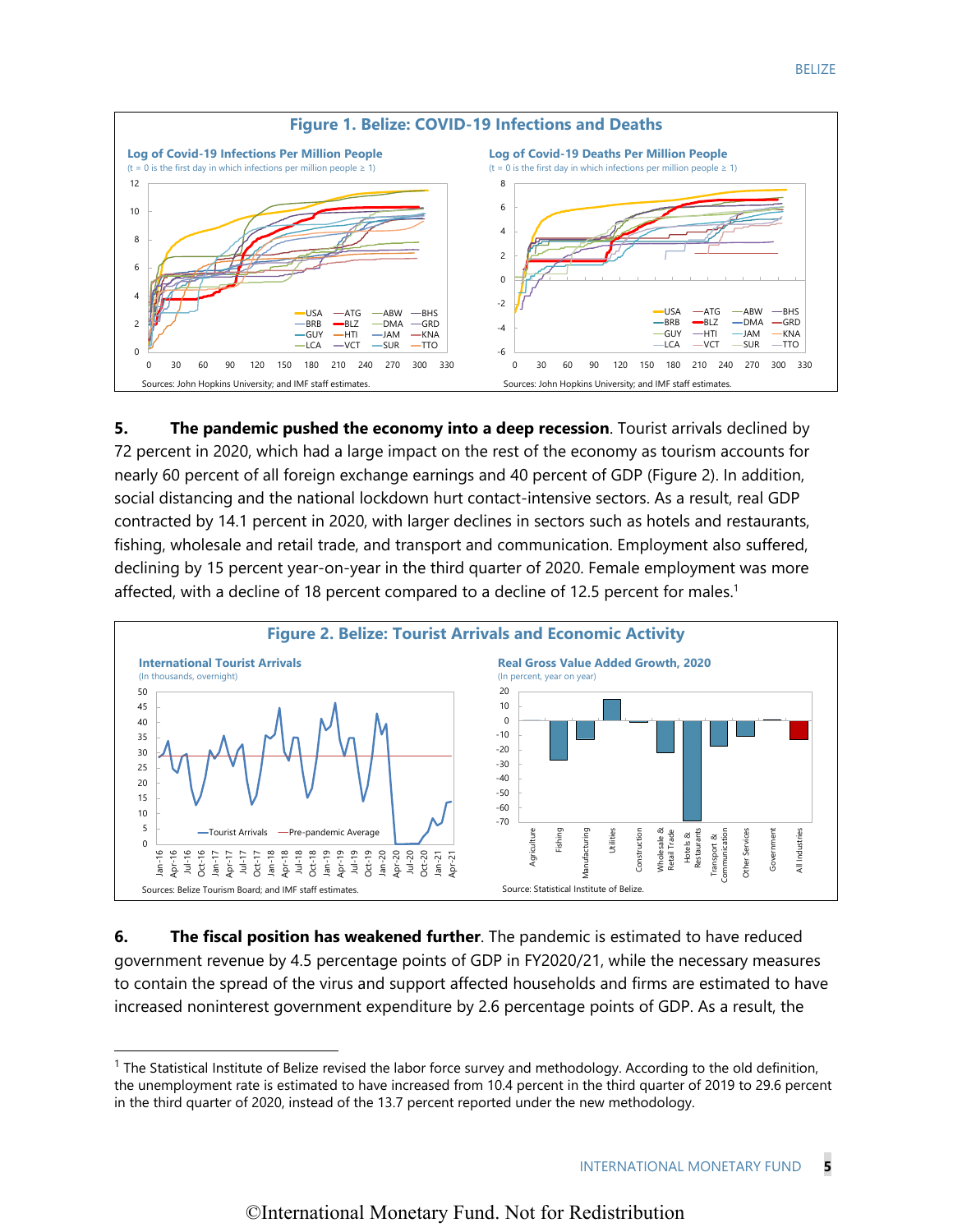**Figure 1. Belize: COVID-19 Infections and Deaths**

Log of Covid-19 Infections Per Million People
(t = 0 is the first day in which infections per million people ≥ 1)

Sources: John Hopkins University; and IMF staff estimates.

Log of Covid-19 Deaths Per Million People
(t = 0 is the first day in which infections per million people ≥ 1)

Sources: John Hopkins University; and IMF staff estimates.

**5. The pandemic pushed the economy into a deep recession**. Tourist arrivals declined by 72 percent in 2020, which had a large impact on the rest of the economy as tourism accounts for nearly 60 percent of all foreign exchange earnings and 40 percent of GDP (Figure 2). In addition, social distancing and the national lockdown hurt contact-intensive sectors. As a result, real GDP contracted by 14.1 percent in 2020, with larger declines in sectors such as hotels and restaurants, fishing, wholesale and retail trade, and transport and communication. Employment also suffered, declining by 15 percent year-on-year in the third quarter of 2020. Female employment was more affected, with a decline of 18 percent compared to a decline of 12.5 percent for males.[1]

**Figure 2. Belize: Tourist Arrivals and Economic Activity**

International Tourist Arrivals
(In thousands, overnight)

Sources: Belize Tourism Board; and IMF staff estimates.

Real Gross Value Added Growth, 2020
(In percent, year on year)

Source: Statistical Institute of Belize.

**6. The fiscal position has weakened further**. The pandemic is estimated to have reduced government revenue by 4.5 percentage points of GDP in FY2020/21, while the necessary measures to contain the spread of the virus and support affected households and firms are estimated to have increased noninterest government expenditure by 2.6 percentage points of GDP. As a result, the

[1] The Statistical Institute of Belize revised the labor force survey and methodology. According to the old definition, the unemployment rate is estimated to have increased from 10.4 percent in the third quarter of 2019 to 29.6 percent in the third quarter of 2020, instead of the 13.7 percent reported under the new methodology.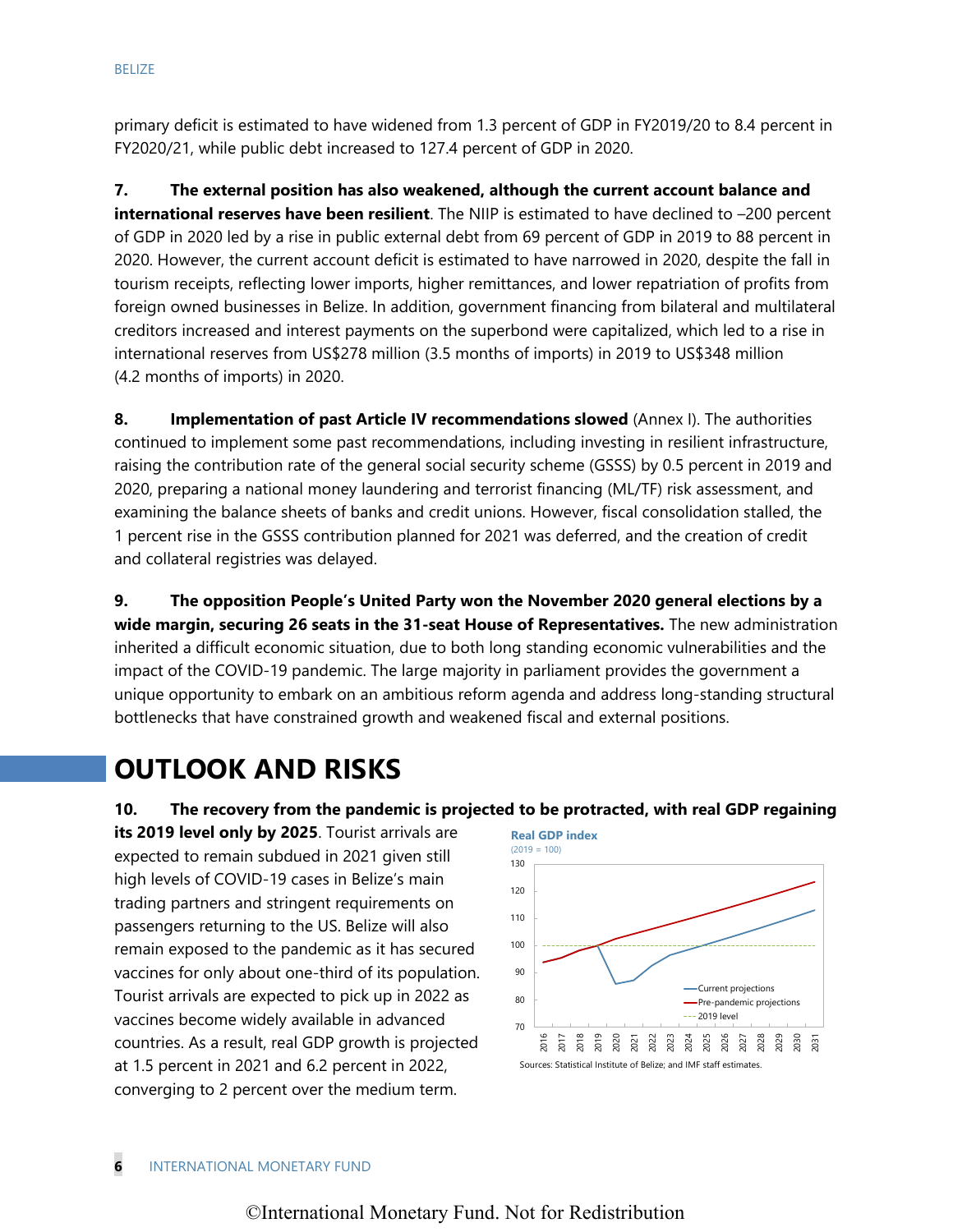primary deficit is estimated to have widened from 1.3 percent of GDP in FY2019/20 to 8.4 percent in FY2020/21, while public debt increased to 127.4 percent of GDP in 2020.

**7. The external position has also weakened, although the current account balance and international reserves have been resilient**. The NIIP is estimated to have declined to –200 percent of GDP in 2020 led by a rise in public external debt from 69 percent of GDP in 2019 to 88 percent in 2020. However, the current account deficit is estimated to have narrowed in 2020, despite the fall in tourism receipts, reflecting lower imports, higher remittances, and lower repatriation of profits from foreign owned businesses in Belize. In addition, government financing from bilateral and multilateral creditors increased and interest payments on the superbond were capitalized, which led to a rise in international reserves from US$278 million (3.5 months of imports) in 2019 to US$348 million (4.2 months of imports) in 2020.

**8. Implementation of past Article IV recommendations slowed** (Annex I). The authorities continued to implement some past recommendations, including investing in resilient infrastructure, raising the contribution rate of the general social security scheme (GSSS) by 0.5 percent in 2019 and 2020, preparing a national money laundering and terrorist financing (ML/TF) risk assessment, and examining the balance sheets of banks and credit unions. However, fiscal consolidation stalled, the 1 percent rise in the GSSS contribution planned for 2021 was deferred, and the creation of credit and collateral registries was delayed.

**9. The opposition People's United Party won the November 2020 general elections by a wide margin, securing 26 seats in the 31-seat House of Representatives.** The new administration inherited a difficult economic situation, due to both long standing economic vulnerabilities and the impact of the COVID-19 pandemic. The large majority in parliament provides the government a unique opportunity to embark on an ambitious reform agenda and address long-standing structural bottlenecks that have constrained growth and weakened fiscal and external positions.

# OUTLOOK AND RISKS

**10. The recovery from the pandemic is projected to be protracted, with real GDP regaining its 2019 level only by 2025**. Tourist arrivals are expected to remain subdued in 2021 given still high levels of COVID-19 cases in Belize's main trading partners and stringent requirements on passengers returning to the US. Belize will also remain exposed to the pandemic as it has secured vaccines for only about one-third of its population. Tourist arrivals are expected to pick up in 2022 as vaccines become widely available in advanced countries. As a result, real GDP growth is projected at 1.5 percent in 2021 and 6.2 percent in 2022, converging to 2 percent over the medium term.

**Real GDP index**
(2019 = 100)

Sources: Statistical Institute of Belize; and IMF staff estimates.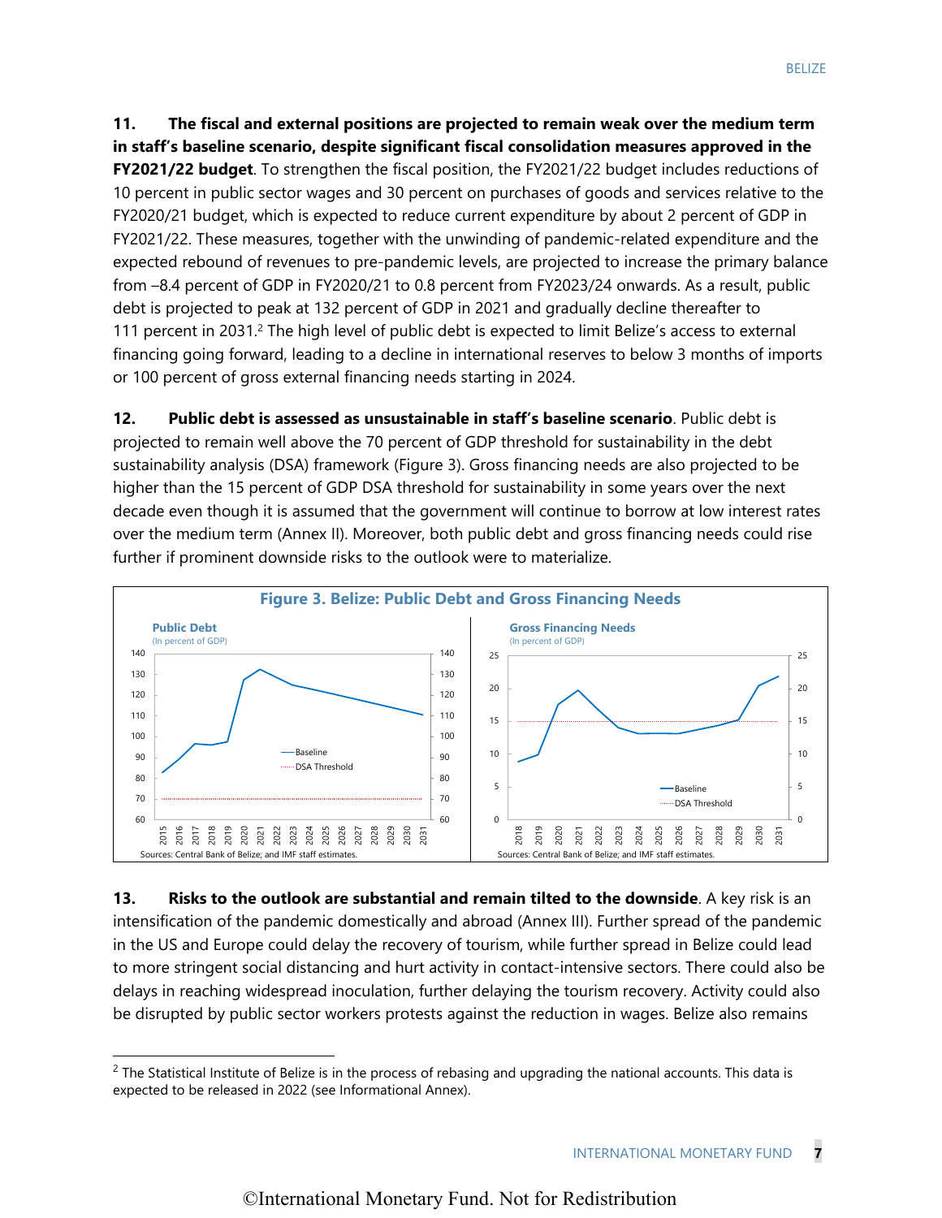**11. The fiscal and external positions are projected to remain weak over the medium term in staff's baseline scenario, despite significant fiscal consolidation measures approved in the FY2021/22 budget**. To strengthen the fiscal position, the FY2021/22 budget includes reductions of 10 percent in public sector wages and 30 percent on purchases of goods and services relative to the FY2020/21 budget, which is expected to reduce current expenditure by about 2 percent of GDP in FY2021/22. These measures, together with the unwinding of pandemic-related expenditure and the expected rebound of revenues to pre-pandemic levels, are projected to increase the primary balance from –8.4 percent of GDP in FY2020/21 to 0.8 percent from FY2023/24 onwards. As a result, public debt is projected to peak at 132 percent of GDP in 2021 and gradually decline thereafter to 111 percent in 2031.[2] The high level of public debt is expected to limit Belize's access to external financing going forward, leading to a decline in international reserves to below 3 months of imports or 100 percent of gross external financing needs starting in 2024.

**12. Public debt is assessed as unsustainable in staff's baseline scenario**. Public debt is projected to remain well above the 70 percent of GDP threshold for sustainability in the debt sustainability analysis (DSA) framework (Figure 3). Gross financing needs are also projected to be higher than the 15 percent of GDP DSA threshold for sustainability in some years over the next decade even though it is assumed that the government will continue to borrow at low interest rates over the medium term (Annex II). Moreover, both public debt and gross financing needs could rise further if prominent downside risks to the outlook were to materialize.

**Figure 3. Belize: Public Debt and Gross Financing Needs**

Public Debt (In percent of GDP) — Baseline; DSA Threshold

Sources: Central Bank of Belize; and IMF staff estimates.

Gross Financing Needs (In percent of GDP) — Baseline; DSA Threshold

Sources: Central Bank of Belize; and IMF staff estimates.

**13. Risks to the outlook are substantial and remain tilted to the downside**. A key risk is an intensification of the pandemic domestically and abroad (Annex III). Further spread of the pandemic in the US and Europe could delay the recovery of tourism, while further spread in Belize could lead to more stringent social distancing and hurt activity in contact-intensive sectors. There could also be delays in reaching widespread inoculation, further delaying the tourism recovery. Activity could also be disrupted by public sector workers protests against the reduction in wages. Belize also remains

[2] The Statistical Institute of Belize is in the process of rebasing and upgrading the national accounts. This data is expected to be released in 2022 (see Informational Annex).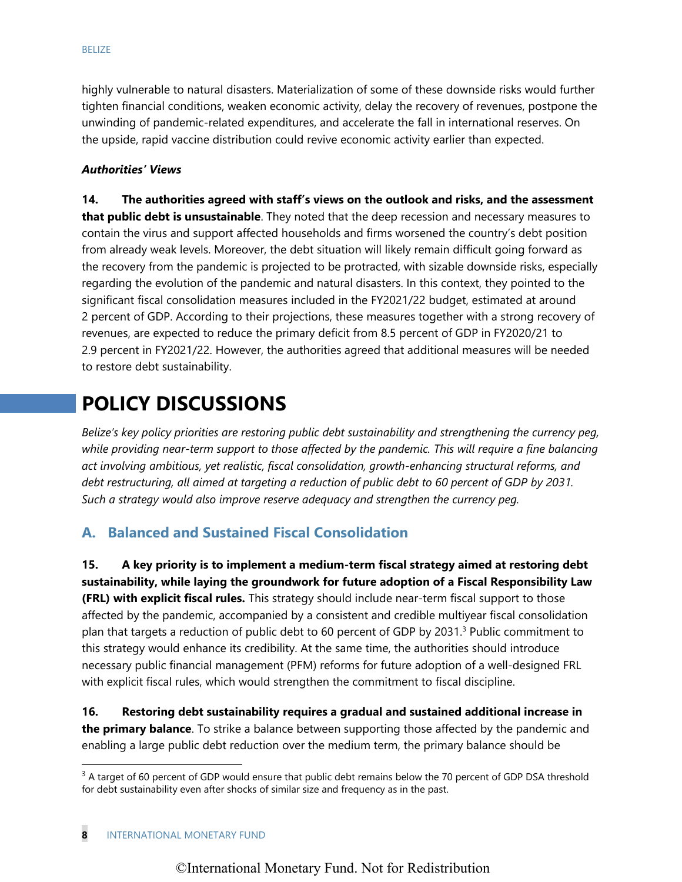highly vulnerable to natural disasters. Materialization of some of these downside risks would further tighten financial conditions, weaken economic activity, delay the recovery of revenues, postpone the unwinding of pandemic-related expenditures, and accelerate the fall in international reserves. On the upside, rapid vaccine distribution could revive economic activity earlier than expected.

***Authorities' Views***

**14. The authorities agreed with staff's views on the outlook and risks, and the assessment that public debt is unsustainable**. They noted that the deep recession and necessary measures to contain the virus and support affected households and firms worsened the country's debt position from already weak levels. Moreover, the debt situation will likely remain difficult going forward as the recovery from the pandemic is projected to be protracted, with sizable downside risks, especially regarding the evolution of the pandemic and natural disasters. In this context, they pointed to the significant fiscal consolidation measures included in the FY2021/22 budget, estimated at around 2 percent of GDP. According to their projections, these measures together with a strong recovery of revenues, are expected to reduce the primary deficit from 8.5 percent of GDP in FY2020/21 to 2.9 percent in FY2021/22. However, the authorities agreed that additional measures will be needed to restore debt sustainability.

# POLICY DISCUSSIONS

*Belize's key policy priorities are restoring public debt sustainability and strengthening the currency peg, while providing near-term support to those affected by the pandemic. This will require a fine balancing act involving ambitious, yet realistic, fiscal consolidation, growth-enhancing structural reforms, and debt restructuring, all aimed at targeting a reduction of public debt to 60 percent of GDP by 2031. Such a strategy would also improve reserve adequacy and strengthen the currency peg.*

## A. Balanced and Sustained Fiscal Consolidation

**15. A key priority is to implement a medium-term fiscal strategy aimed at restoring debt sustainability, while laying the groundwork for future adoption of a Fiscal Responsibility Law (FRL) with explicit fiscal rules.** This strategy should include near-term fiscal support to those affected by the pandemic, accompanied by a consistent and credible multiyear fiscal consolidation plan that targets a reduction of public debt to 60 percent of GDP by 2031.[3] Public commitment to this strategy would enhance its credibility. At the same time, the authorities should introduce necessary public financial management (PFM) reforms for future adoption of a well-designed FRL with explicit fiscal rules, which would strengthen the commitment to fiscal discipline.

**16. Restoring debt sustainability requires a gradual and sustained additional increase in the primary balance**. To strike a balance between supporting those affected by the pandemic and enabling a large public debt reduction over the medium term, the primary balance should be

[3] A target of 60 percent of GDP would ensure that public debt remains below the 70 percent of GDP DSA threshold for debt sustainability even after shocks of similar size and frequency as in the past.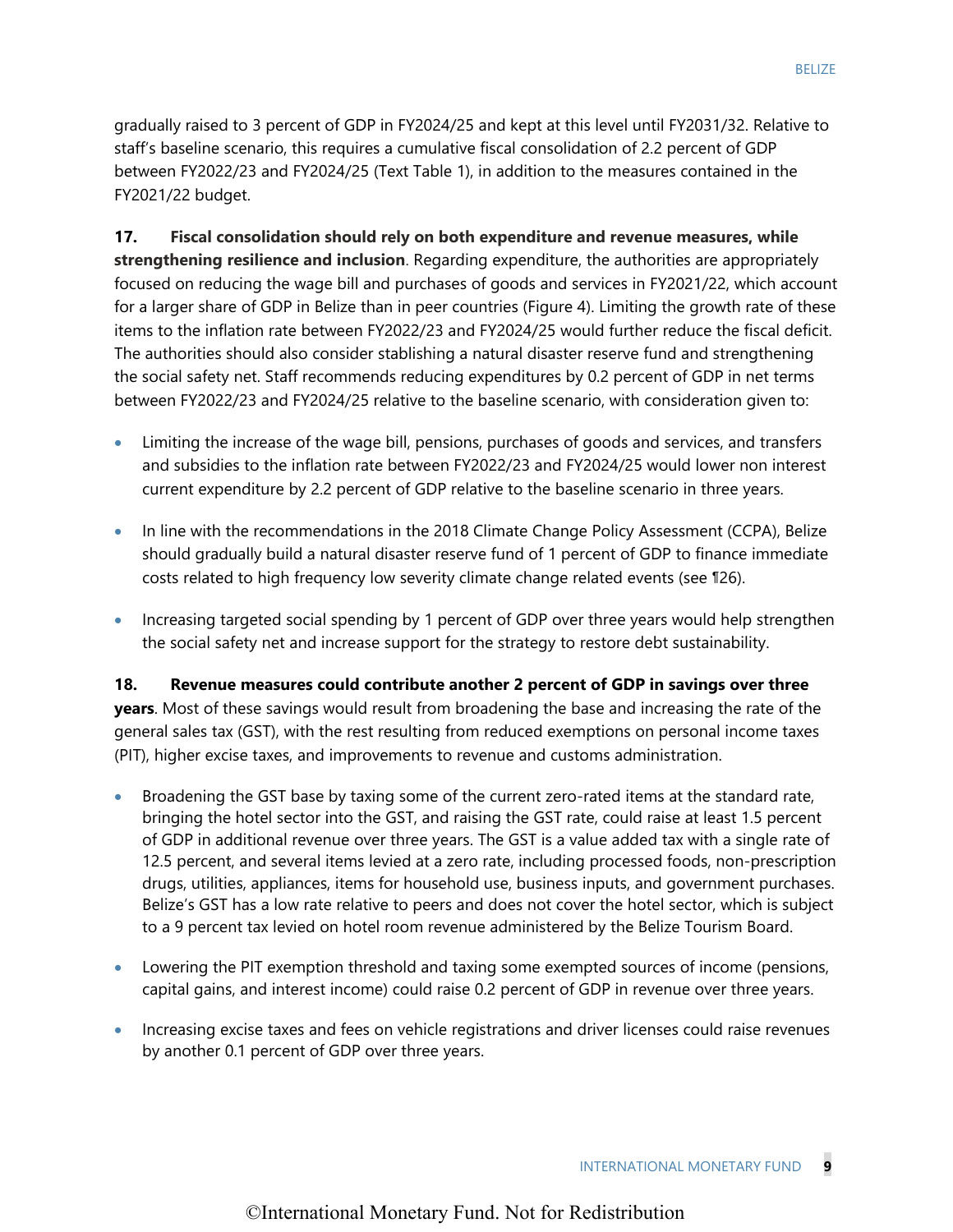gradually raised to 3 percent of GDP in FY2024/25 and kept at this level until FY2031/32. Relative to staff's baseline scenario, this requires a cumulative fiscal consolidation of 2.2 percent of GDP between FY2022/23 and FY2024/25 (Text Table 1), in addition to the measures contained in the FY2021/22 budget.

**17. Fiscal consolidation should rely on both expenditure and revenue measures, while strengthening resilience and inclusion**. Regarding expenditure, the authorities are appropriately focused on reducing the wage bill and purchases of goods and services in FY2021/22, which account for a larger share of GDP in Belize than in peer countries (Figure 4). Limiting the growth rate of these items to the inflation rate between FY2022/23 and FY2024/25 would further reduce the fiscal deficit. The authorities should also consider stablishing a natural disaster reserve fund and strengthening the social safety net. Staff recommends reducing expenditures by 0.2 percent of GDP in net terms between FY2022/23 and FY2024/25 relative to the baseline scenario, with consideration given to:

- Limiting the increase of the wage bill, pensions, purchases of goods and services, and transfers and subsidies to the inflation rate between FY2022/23 and FY2024/25 would lower non interest current expenditure by 2.2 percent of GDP relative to the baseline scenario in three years.
- In line with the recommendations in the 2018 Climate Change Policy Assessment (CCPA), Belize should gradually build a natural disaster reserve fund of 1 percent of GDP to finance immediate costs related to high frequency low severity climate change related events (see ¶26).
- Increasing targeted social spending by 1 percent of GDP over three years would help strengthen the social safety net and increase support for the strategy to restore debt sustainability.

**18. Revenue measures could contribute another 2 percent of GDP in savings over three years**. Most of these savings would result from broadening the base and increasing the rate of the general sales tax (GST), with the rest resulting from reduced exemptions on personal income taxes (PIT), higher excise taxes, and improvements to revenue and customs administration.

- Broadening the GST base by taxing some of the current zero-rated items at the standard rate, bringing the hotel sector into the GST, and raising the GST rate, could raise at least 1.5 percent of GDP in additional revenue over three years. The GST is a value added tax with a single rate of 12.5 percent, and several items levied at a zero rate, including processed foods, non-prescription drugs, utilities, appliances, items for household use, business inputs, and government purchases. Belize's GST has a low rate relative to peers and does not cover the hotel sector, which is subject to a 9 percent tax levied on hotel room revenue administered by the Belize Tourism Board.
- Lowering the PIT exemption threshold and taxing some exempted sources of income (pensions, capital gains, and interest income) could raise 0.2 percent of GDP in revenue over three years.
- Increasing excise taxes and fees on vehicle registrations and driver licenses could raise revenues by another 0.1 percent of GDP over three years.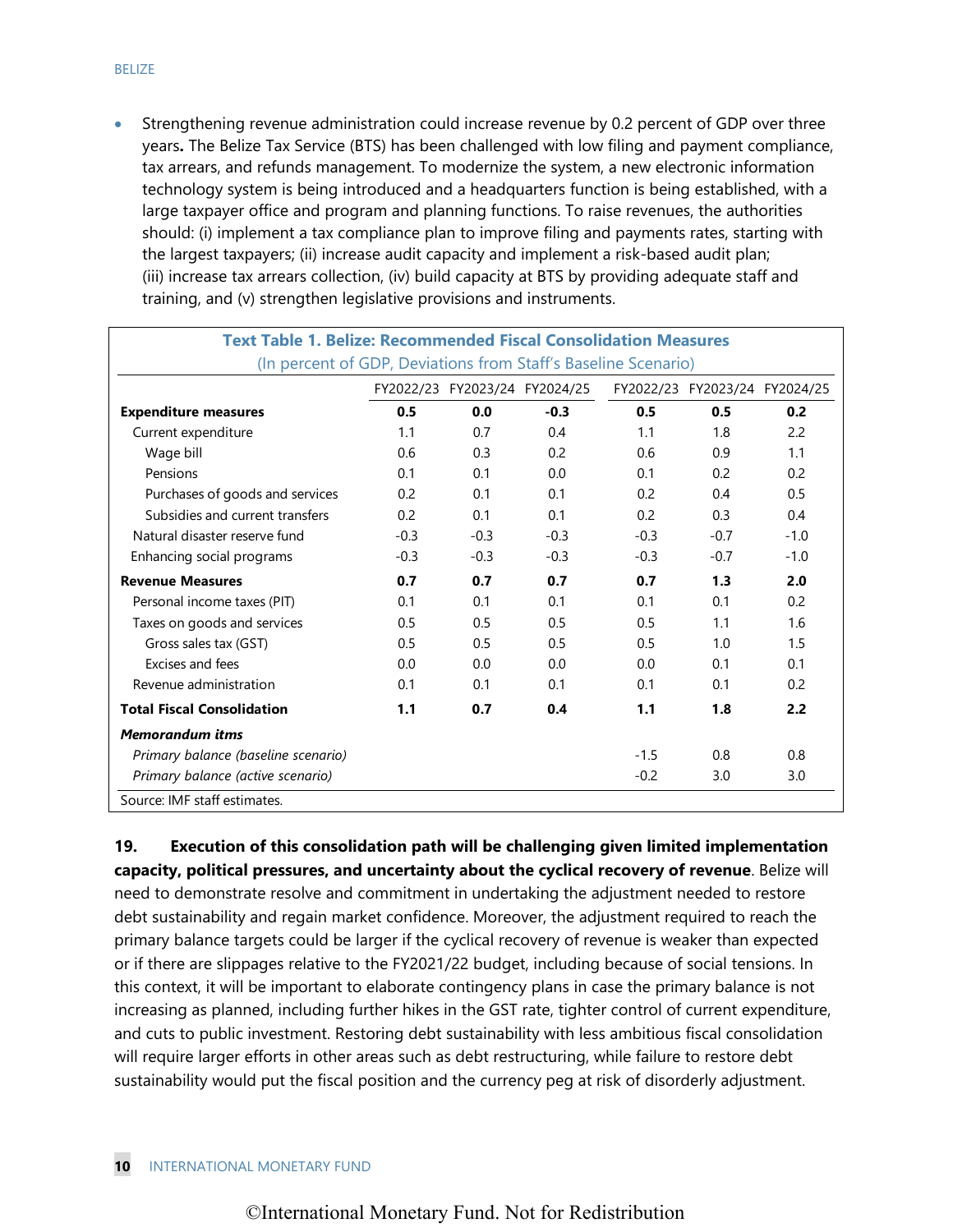- Strengthening revenue administration could increase revenue by 0.2 percent of GDP over three years**.** The Belize Tax Service (BTS) has been challenged with low filing and payment compliance, tax arrears, and refunds management. To modernize the system, a new electronic information technology system is being introduced and a headquarters function is being established, with a large taxpayer office and program and planning functions. To raise revenues, the authorities should: (i) implement a tax compliance plan to improve filing and payments rates, starting with the largest taxpayers; (ii) increase audit capacity and implement a risk-based audit plan; (iii) increase tax arrears collection, (iv) build capacity at BTS by providing adequate staff and training, and (v) strengthen legislative provisions and instruments.

**Text Table 1. Belize: Recommended Fiscal Consolidation Measures**
(In percent of GDP, Deviations from Staff's Baseline Scenario)

| | FY2022/23 | FY2023/24 | FY2024/25 | FY2022/23 | FY2023/24 | FY2024/25 |
|---|---|---|---|---|---|---|
| **Expenditure measures** | **0.5** | **0.0** | **-0.3** | **0.5** | **0.5** | **0.2** |
| Current expenditure | 1.1 | 0.7 | 0.4 | 1.1 | 1.8 | 2.2 |
| Wage bill | 0.6 | 0.3 | 0.2 | 0.6 | 0.9 | 1.1 |
| Pensions | 0.1 | 0.1 | 0.0 | 0.1 | 0.2 | 0.2 |
| Purchases of goods and services | 0.2 | 0.1 | 0.1 | 0.2 | 0.4 | 0.5 |
| Subsidies and current transfers | 0.2 | 0.1 | 0.1 | 0.2 | 0.3 | 0.4 |
| Natural disaster reserve fund | -0.3 | -0.3 | -0.3 | -0.3 | -0.7 | -1.0 |
| Enhancing social programs | -0.3 | -0.3 | -0.3 | -0.3 | -0.7 | -1.0 |
| **Revenue Measures** | **0.7** | **0.7** | **0.7** | **0.7** | **1.3** | **2.0** |
| Personal income taxes (PIT) | 0.1 | 0.1 | 0.1 | 0.1 | 0.1 | 0.2 |
| Taxes on goods and services | 0.5 | 0.5 | 0.5 | 0.5 | 1.1 | 1.6 |
| Gross sales tax (GST) | 0.5 | 0.5 | 0.5 | 0.5 | 1.0 | 1.5 |
| Excises and fees | 0.0 | 0.0 | 0.0 | 0.0 | 0.1 | 0.1 |
| Revenue administration | 0.1 | 0.1 | 0.1 | 0.1 | 0.1 | 0.2 |
| **Total Fiscal Consolidation** | **1.1** | **0.7** | **0.4** | **1.1** | **1.8** | **2.2** |
| ***Memorandum itms*** | | | | | | |
| *Primary balance (baseline scenario)* | | | | -1.5 | 0.8 | 0.8 |
| *Primary balance (active scenario)* | | | | -0.2 | 3.0 | 3.0 |

Source: IMF staff estimates.

**19. Execution of this consolidation path will be challenging given limited implementation capacity, political pressures, and uncertainty about the cyclical recovery of revenue**. Belize will need to demonstrate resolve and commitment in undertaking the adjustment needed to restore debt sustainability and regain market confidence. Moreover, the adjustment required to reach the primary balance targets could be larger if the cyclical recovery of revenue is weaker than expected or if there are slippages relative to the FY2021/22 budget, including because of social tensions. In this context, it will be important to elaborate contingency plans in case the primary balance is not increasing as planned, including further hikes in the GST rate, tighter control of current expenditure, and cuts to public investment. Restoring debt sustainability with less ambitious fiscal consolidation will require larger efforts in other areas such as debt restructuring, while failure to restore debt sustainability would put the fiscal position and the currency peg at risk of disorderly adjustment.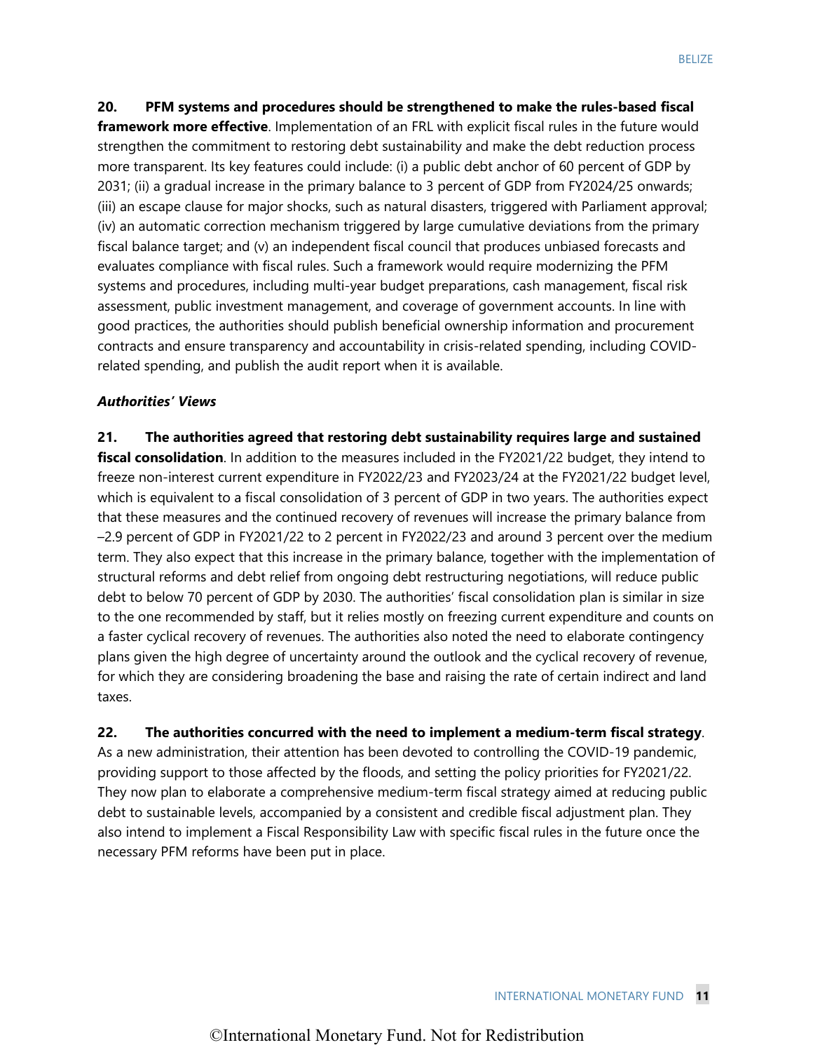**20. PFM systems and procedures should be strengthened to make the rules-based fiscal framework more effective**. Implementation of an FRL with explicit fiscal rules in the future would strengthen the commitment to restoring debt sustainability and make the debt reduction process more transparent. Its key features could include: (i) a public debt anchor of 60 percent of GDP by 2031; (ii) a gradual increase in the primary balance to 3 percent of GDP from FY2024/25 onwards; (iii) an escape clause for major shocks, such as natural disasters, triggered with Parliament approval; (iv) an automatic correction mechanism triggered by large cumulative deviations from the primary fiscal balance target; and (v) an independent fiscal council that produces unbiased forecasts and evaluates compliance with fiscal rules. Such a framework would require modernizing the PFM systems and procedures, including multi-year budget preparations, cash management, fiscal risk assessment, public investment management, and coverage of government accounts. In line with good practices, the authorities should publish beneficial ownership information and procurement contracts and ensure transparency and accountability in crisis-related spending, including COVID-related spending, and publish the audit report when it is available.

***Authorities' Views***

**21. The authorities agreed that restoring debt sustainability requires large and sustained fiscal consolidation**. In addition to the measures included in the FY2021/22 budget, they intend to freeze non-interest current expenditure in FY2022/23 and FY2023/24 at the FY2021/22 budget level, which is equivalent to a fiscal consolidation of 3 percent of GDP in two years. The authorities expect that these measures and the continued recovery of revenues will increase the primary balance from –2.9 percent of GDP in FY2021/22 to 2 percent in FY2022/23 and around 3 percent over the medium term. They also expect that this increase in the primary balance, together with the implementation of structural reforms and debt relief from ongoing debt restructuring negotiations, will reduce public debt to below 70 percent of GDP by 2030. The authorities' fiscal consolidation plan is similar in size to the one recommended by staff, but it relies mostly on freezing current expenditure and counts on a faster cyclical recovery of revenues. The authorities also noted the need to elaborate contingency plans given the high degree of uncertainty around the outlook and the cyclical recovery of revenue, for which they are considering broadening the base and raising the rate of certain indirect and land taxes.

**22. The authorities concurred with the need to implement a medium-term fiscal strategy**. As a new administration, their attention has been devoted to controlling the COVID-19 pandemic, providing support to those affected by the floods, and setting the policy priorities for FY2021/22. They now plan to elaborate a comprehensive medium-term fiscal strategy aimed at reducing public debt to sustainable levels, accompanied by a consistent and credible fiscal adjustment plan. They also intend to implement a Fiscal Responsibility Law with specific fiscal rules in the future once the necessary PFM reforms have been put in place.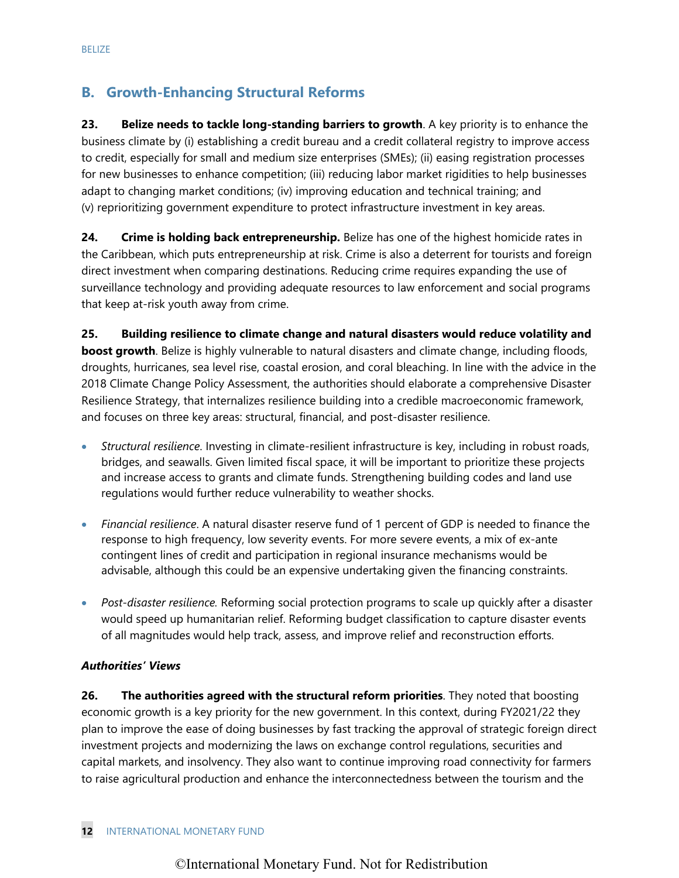## B. Growth-Enhancing Structural Reforms

**23. Belize needs to tackle long-standing barriers to growth**. A key priority is to enhance the business climate by (i) establishing a credit bureau and a credit collateral registry to improve access to credit, especially for small and medium size enterprises (SMEs); (ii) easing registration processes for new businesses to enhance competition; (iii) reducing labor market rigidities to help businesses adapt to changing market conditions; (iv) improving education and technical training; and (v) reprioritizing government expenditure to protect infrastructure investment in key areas.

**24. Crime is holding back entrepreneurship.** Belize has one of the highest homicide rates in the Caribbean, which puts entrepreneurship at risk. Crime is also a deterrent for tourists and foreign direct investment when comparing destinations. Reducing crime requires expanding the use of surveillance technology and providing adequate resources to law enforcement and social programs that keep at-risk youth away from crime.

**25. Building resilience to climate change and natural disasters would reduce volatility and boost growth**. Belize is highly vulnerable to natural disasters and climate change, including floods, droughts, hurricanes, sea level rise, coastal erosion, and coral bleaching. In line with the advice in the 2018 Climate Change Policy Assessment, the authorities should elaborate a comprehensive Disaster Resilience Strategy, that internalizes resilience building into a credible macroeconomic framework, and focuses on three key areas: structural, financial, and post-disaster resilience.

- *Structural resilience.* Investing in climate-resilient infrastructure is key, including in robust roads, bridges, and seawalls. Given limited fiscal space, it will be important to prioritize these projects and increase access to grants and climate funds. Strengthening building codes and land use regulations would further reduce vulnerability to weather shocks.

- *Financial resilience*. A natural disaster reserve fund of 1 percent of GDP is needed to finance the response to high frequency, low severity events. For more severe events, a mix of ex-ante contingent lines of credit and participation in regional insurance mechanisms would be advisable, although this could be an expensive undertaking given the financing constraints.

- *Post-disaster resilience.* Reforming social protection programs to scale up quickly after a disaster would speed up humanitarian relief. Reforming budget classification to capture disaster events of all magnitudes would help track, assess, and improve relief and reconstruction efforts.

***Authorities' Views***

**26. The authorities agreed with the structural reform priorities**. They noted that boosting economic growth is a key priority for the new government. In this context, during FY2021/22 they plan to improve the ease of doing businesses by fast tracking the approval of strategic foreign direct investment projects and modernizing the laws on exchange control regulations, securities and capital markets, and insolvency. They also want to continue improving road connectivity for farmers to raise agricultural production and enhance the interconnectedness between the tourism and the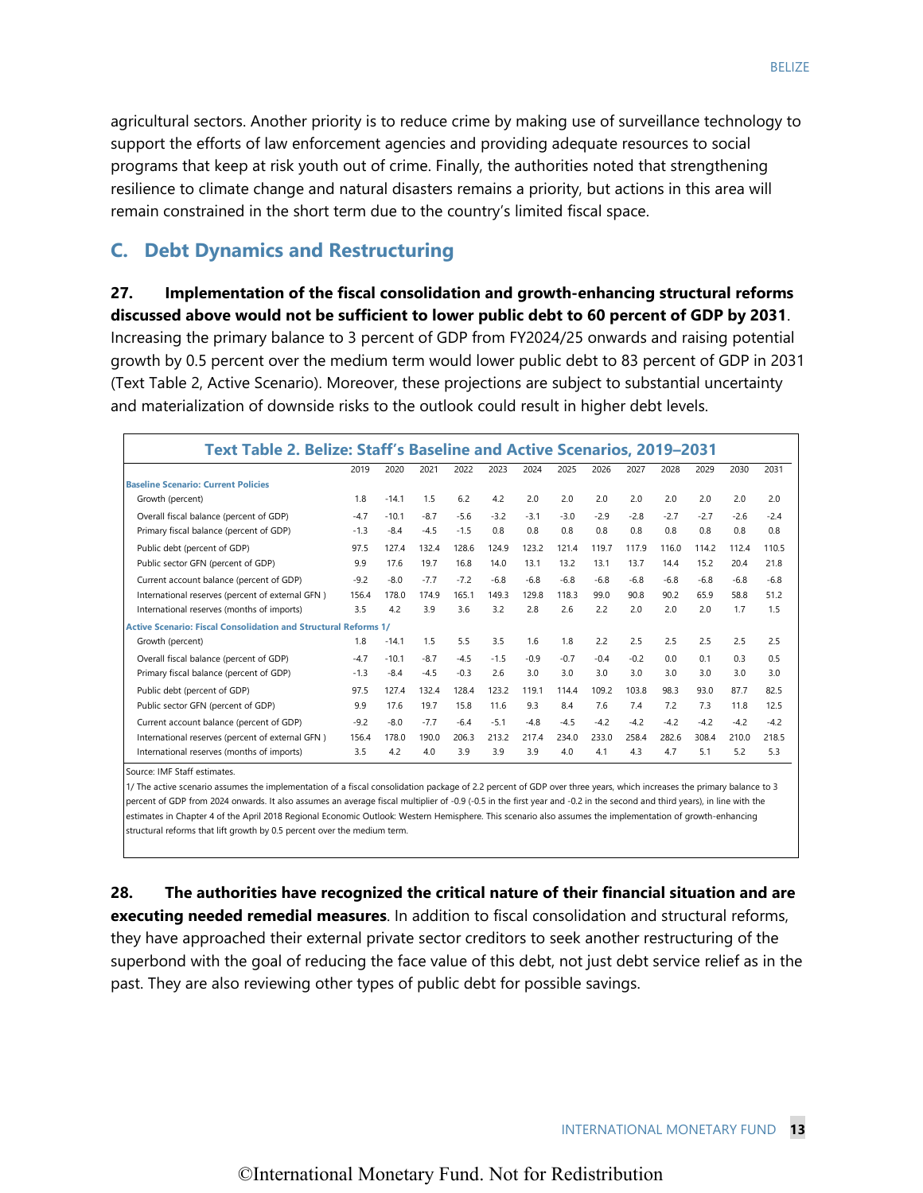agricultural sectors. Another priority is to reduce crime by making use of surveillance technology to support the efforts of law enforcement agencies and providing adequate resources to social programs that keep at risk youth out of crime. Finally, the authorities noted that strengthening resilience to climate change and natural disasters remains a priority, but actions in this area will remain constrained in the short term due to the country's limited fiscal space.

## C. Debt Dynamics and Restructuring

**27. Implementation of the fiscal consolidation and growth-enhancing structural reforms discussed above would not be sufficient to lower public debt to 60 percent of GDP by 2031**. Increasing the primary balance to 3 percent of GDP from FY2024/25 onwards and raising potential growth by 0.5 percent over the medium term would lower public debt to 83 percent of GDP in 2031 (Text Table 2, Active Scenario). Moreover, these projections are subject to substantial uncertainty and materialization of downside risks to the outlook could result in higher debt levels.

**Text Table 2. Belize: Staff's Baseline and Active Scenarios, 2019–2031**

| | 2019 | 2020 | 2021 | 2022 | 2023 | 2024 | 2025 | 2026 | 2027 | 2028 | 2029 | 2030 | 2031 |
|---|---|---|---|---|---|---|---|---|---|---|---|---|---|
| **Baseline Scenario: Current Policies** | | | | | | | | | | | | | |
| Growth (percent) | 1.8 | -14.1 | 1.5 | 6.2 | 4.2 | 2.0 | 2.0 | 2.0 | 2.0 | 2.0 | 2.0 | 2.0 | 2.0 |
| Overall fiscal balance (percent of GDP) | -4.7 | -10.1 | -8.7 | -5.6 | -3.2 | -3.1 | -3.0 | -2.9 | -2.8 | -2.7 | -2.7 | -2.6 | -2.4 |
| Primary fiscal balance (percent of GDP) | -1.3 | -8.4 | -4.5 | -1.5 | 0.8 | 0.8 | 0.8 | 0.8 | 0.8 | 0.8 | 0.8 | 0.8 | 0.8 |
| Public debt (percent of GDP) | 97.5 | 127.4 | 132.4 | 128.6 | 124.9 | 123.2 | 121.4 | 119.7 | 117.9 | 116.0 | 114.2 | 112.4 | 110.5 |
| Public sector GFN (percent of GDP) | 9.9 | 17.6 | 19.7 | 16.8 | 14.0 | 13.1 | 13.2 | 13.1 | 13.7 | 14.4 | 15.2 | 20.4 | 21.8 |
| Current account balance (percent of GDP) | -9.2 | -8.0 | -7.7 | -7.2 | -6.8 | -6.8 | -6.8 | -6.8 | -6.8 | -6.8 | -6.8 | -6.8 | -6.8 |
| International reserves (percent of external GFN ) | 156.4 | 178.0 | 174.9 | 165.1 | 149.3 | 129.8 | 118.3 | 99.0 | 90.8 | 90.2 | 65.9 | 58.8 | 51.2 |
| International reserves (months of imports) | 3.5 | 4.2 | 3.9 | 3.6 | 3.2 | 2.8 | 2.6 | 2.2 | 2.0 | 2.0 | 2.0 | 1.7 | 1.5 |
| **Active Scenario: Fiscal Consolidation and Structural Reforms 1/** | | | | | | | | | | | | | |
| Growth (percent) | 1.8 | -14.1 | 1.5 | 5.5 | 3.5 | 1.6 | 1.8 | 2.2 | 2.5 | 2.5 | 2.5 | 2.5 | 2.5 |
| Overall fiscal balance (percent of GDP) | -4.7 | -10.1 | -8.7 | -4.5 | -1.5 | -0.9 | -0.7 | -0.4 | -0.2 | 0.0 | 0.1 | 0.3 | 0.5 |
| Primary fiscal balance (percent of GDP) | -1.3 | -8.4 | -4.5 | -0.3 | 2.6 | 3.0 | 3.0 | 3.0 | 3.0 | 3.0 | 3.0 | 3.0 | 3.0 |
| Public debt (percent of GDP) | 97.5 | 127.4 | 132.4 | 128.4 | 123.2 | 119.1 | 114.4 | 109.2 | 103.8 | 98.3 | 93.0 | 87.7 | 82.5 |
| Public sector GFN (percent of GDP) | 9.9 | 17.6 | 19.7 | 15.8 | 11.6 | 9.3 | 8.4 | 7.6 | 7.4 | 7.2 | 7.3 | 11.8 | 12.5 |
| Current account balance (percent of GDP) | -9.2 | -8.0 | -7.7 | -6.4 | -5.1 | -4.8 | -4.5 | -4.2 | -4.2 | -4.2 | -4.2 | -4.2 | -4.2 |
| International reserves (percent of external GFN ) | 156.4 | 178.0 | 190.0 | 206.3 | 213.2 | 217.4 | 234.0 | 233.0 | 258.4 | 282.6 | 308.4 | 210.0 | 218.5 |
| International reserves (months of imports) | 3.5 | 4.2 | 4.0 | 3.9 | 3.9 | 3.9 | 4.0 | 4.1 | 4.3 | 4.7 | 5.1 | 5.2 | 5.3 |

Source: IMF Staff estimates.

1/ The active scenario assumes the implementation of a fiscal consolidation package of 2.2 percent of GDP over three years, which increases the primary balance to 3 percent of GDP from 2024 onwards. It also assumes an average fiscal multiplier of -0.9 (-0.5 in the first year and -0.2 in the second and third years), in line with the estimates in Chapter 4 of the April 2018 Regional Economic Outlook: Western Hemisphere. This scenario also assumes the implementation of growth-enhancing structural reforms that lift growth by 0.5 percent over the medium term.

**28. The authorities have recognized the critical nature of their financial situation and are executing needed remedial measures**. In addition to fiscal consolidation and structural reforms, they have approached their external private sector creditors to seek another restructuring of the superbond with the goal of reducing the face value of this debt, not just debt service relief as in the past. They are also reviewing other types of public debt for possible savings.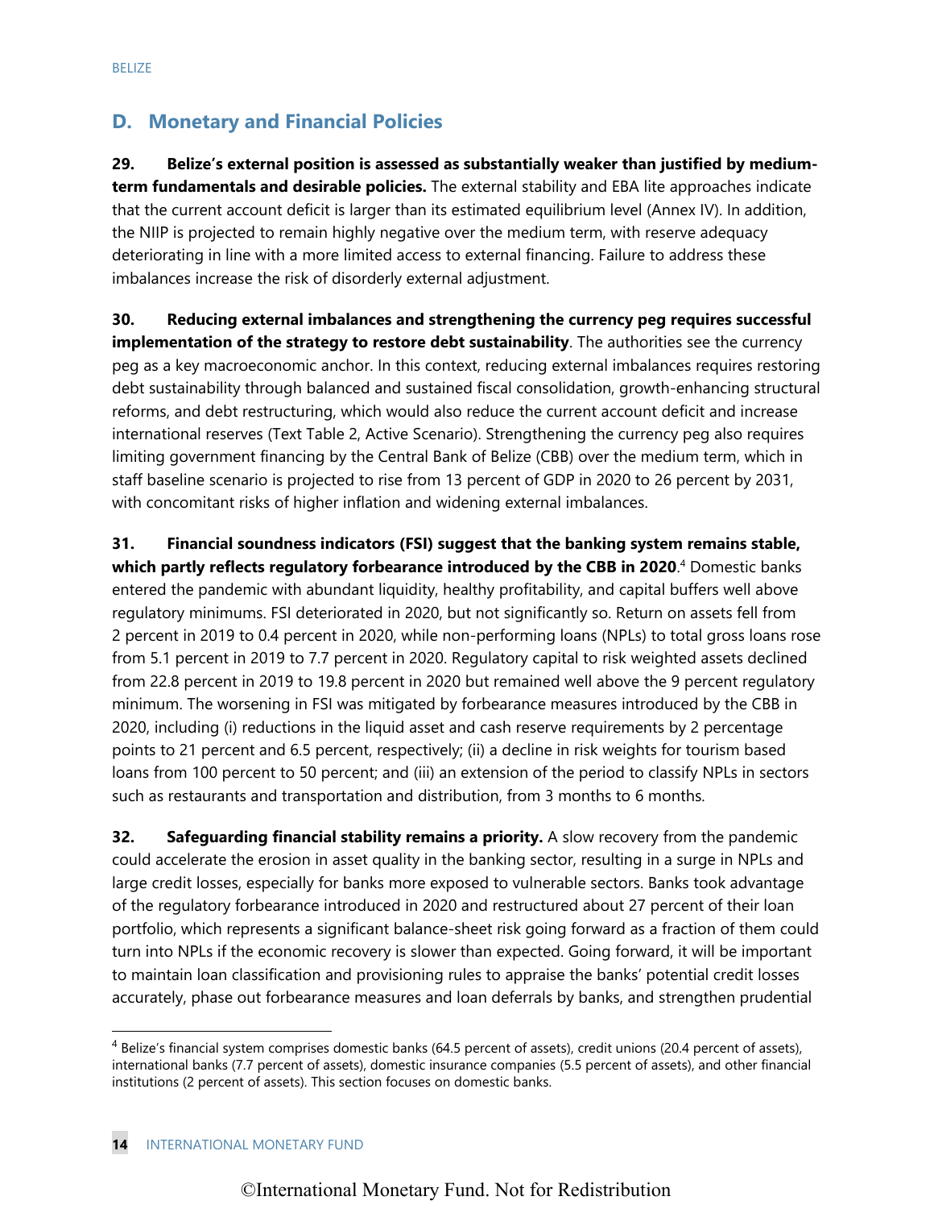## D. Monetary and Financial Policies

**29. Belize's external position is assessed as substantially weaker than justified by medium-term fundamentals and desirable policies.** The external stability and EBA lite approaches indicate that the current account deficit is larger than its estimated equilibrium level (Annex IV). In addition, the NIIP is projected to remain highly negative over the medium term, with reserve adequacy deteriorating in line with a more limited access to external financing. Failure to address these imbalances increase the risk of disorderly external adjustment.

**30. Reducing external imbalances and strengthening the currency peg requires successful implementation of the strategy to restore debt sustainability**. The authorities see the currency peg as a key macroeconomic anchor. In this context, reducing external imbalances requires restoring debt sustainability through balanced and sustained fiscal consolidation, growth-enhancing structural reforms, and debt restructuring, which would also reduce the current account deficit and increase international reserves (Text Table 2, Active Scenario). Strengthening the currency peg also requires limiting government financing by the Central Bank of Belize (CBB) over the medium term, which in staff baseline scenario is projected to rise from 13 percent of GDP in 2020 to 26 percent by 2031, with concomitant risks of higher inflation and widening external imbalances.

**31. Financial soundness indicators (FSI) suggest that the banking system remains stable, which partly reflects regulatory forbearance introduced by the CBB in 2020**.[4] Domestic banks entered the pandemic with abundant liquidity, healthy profitability, and capital buffers well above regulatory minimums. FSI deteriorated in 2020, but not significantly so. Return on assets fell from 2 percent in 2019 to 0.4 percent in 2020, while non-performing loans (NPLs) to total gross loans rose from 5.1 percent in 2019 to 7.7 percent in 2020. Regulatory capital to risk weighted assets declined from 22.8 percent in 2019 to 19.8 percent in 2020 but remained well above the 9 percent regulatory minimum. The worsening in FSI was mitigated by forbearance measures introduced by the CBB in 2020, including (i) reductions in the liquid asset and cash reserve requirements by 2 percentage points to 21 percent and 6.5 percent, respectively; (ii) a decline in risk weights for tourism based loans from 100 percent to 50 percent; and (iii) an extension of the period to classify NPLs in sectors such as restaurants and transportation and distribution, from 3 months to 6 months.

**32. Safeguarding financial stability remains a priority.** A slow recovery from the pandemic could accelerate the erosion in asset quality in the banking sector, resulting in a surge in NPLs and large credit losses, especially for banks more exposed to vulnerable sectors. Banks took advantage of the regulatory forbearance introduced in 2020 and restructured about 27 percent of their loan portfolio, which represents a significant balance-sheet risk going forward as a fraction of them could turn into NPLs if the economic recovery is slower than expected. Going forward, it will be important to maintain loan classification and provisioning rules to appraise the banks' potential credit losses accurately, phase out forbearance measures and loan deferrals by banks, and strengthen prudential

---

[4] Belize's financial system comprises domestic banks (64.5 percent of assets), credit unions (20.4 percent of assets), international banks (7.7 percent of assets), domestic insurance companies (5.5 percent of assets), and other financial institutions (2 percent of assets). This section focuses on domestic banks.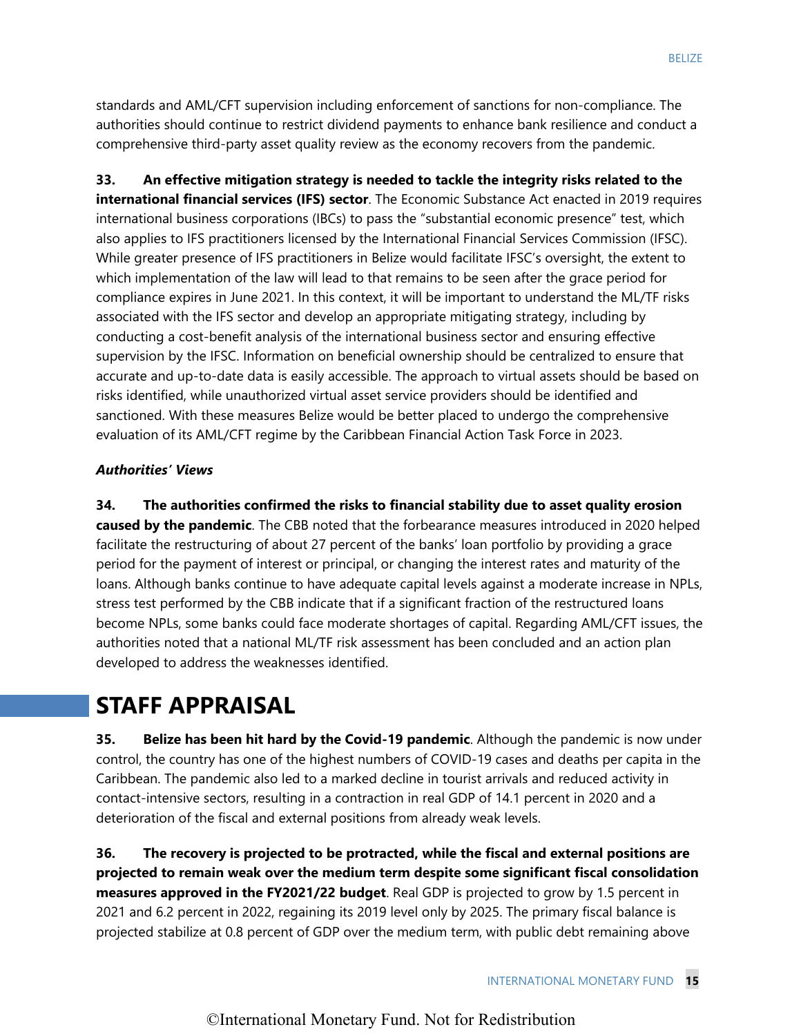standards and AML/CFT supervision including enforcement of sanctions for non-compliance. The authorities should continue to restrict dividend payments to enhance bank resilience and conduct a comprehensive third-party asset quality review as the economy recovers from the pandemic.

**33. An effective mitigation strategy is needed to tackle the integrity risks related to the international financial services (IFS) sector**. The Economic Substance Act enacted in 2019 requires international business corporations (IBCs) to pass the "substantial economic presence" test, which also applies to IFS practitioners licensed by the International Financial Services Commission (IFSC). While greater presence of IFS practitioners in Belize would facilitate IFSC's oversight, the extent to which implementation of the law will lead to that remains to be seen after the grace period for compliance expires in June 2021. In this context, it will be important to understand the ML/TF risks associated with the IFS sector and develop an appropriate mitigating strategy, including by conducting a cost-benefit analysis of the international business sector and ensuring effective supervision by the IFSC. Information on beneficial ownership should be centralized to ensure that accurate and up-to-date data is easily accessible. The approach to virtual assets should be based on risks identified, while unauthorized virtual asset service providers should be identified and sanctioned. With these measures Belize would be better placed to undergo the comprehensive evaluation of its AML/CFT regime by the Caribbean Financial Action Task Force in 2023.

***Authorities' Views***

**34. The authorities confirmed the risks to financial stability due to asset quality erosion caused by the pandemic**. The CBB noted that the forbearance measures introduced in 2020 helped facilitate the restructuring of about 27 percent of the banks' loan portfolio by providing a grace period for the payment of interest or principal, or changing the interest rates and maturity of the loans. Although banks continue to have adequate capital levels against a moderate increase in NPLs, stress test performed by the CBB indicate that if a significant fraction of the restructured loans become NPLs, some banks could face moderate shortages of capital. Regarding AML/CFT issues, the authorities noted that a national ML/TF risk assessment has been concluded and an action plan developed to address the weaknesses identified.

# STAFF APPRAISAL

**35. Belize has been hit hard by the Covid-19 pandemic**. Although the pandemic is now under control, the country has one of the highest numbers of COVID-19 cases and deaths per capita in the Caribbean. The pandemic also led to a marked decline in tourist arrivals and reduced activity in contact-intensive sectors, resulting in a contraction in real GDP of 14.1 percent in 2020 and a deterioration of the fiscal and external positions from already weak levels.

**36. The recovery is projected to be protracted, while the fiscal and external positions are projected to remain weak over the medium term despite some significant fiscal consolidation measures approved in the FY2021/22 budget**. Real GDP is projected to grow by 1.5 percent in 2021 and 6.2 percent in 2022, regaining its 2019 level only by 2025. The primary fiscal balance is projected stabilize at 0.8 percent of GDP over the medium term, with public debt remaining above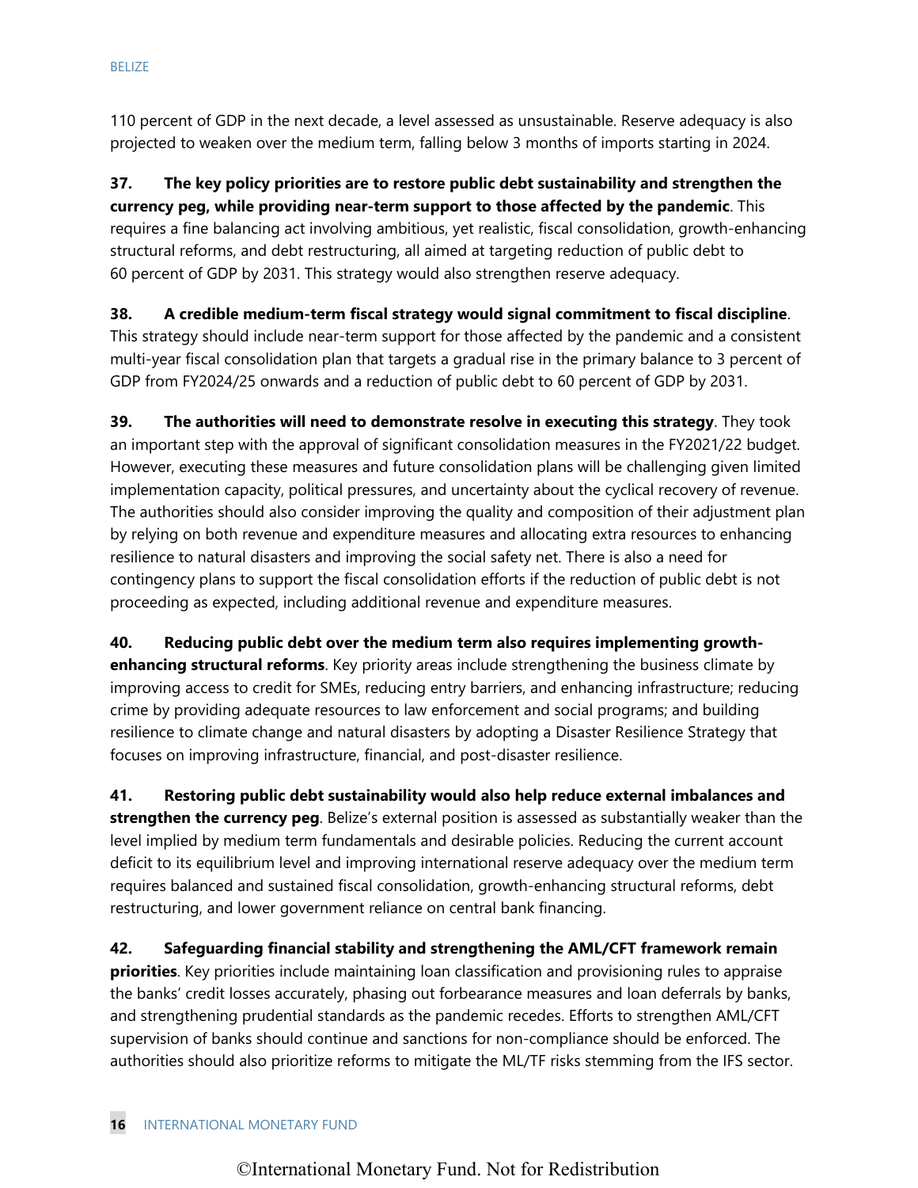110 percent of GDP in the next decade, a level assessed as unsustainable. Reserve adequacy is also projected to weaken over the medium term, falling below 3 months of imports starting in 2024.

**37. The key policy priorities are to restore public debt sustainability and strengthen the currency peg, while providing near-term support to those affected by the pandemic**. This requires a fine balancing act involving ambitious, yet realistic, fiscal consolidation, growth-enhancing structural reforms, and debt restructuring, all aimed at targeting reduction of public debt to 60 percent of GDP by 2031. This strategy would also strengthen reserve adequacy.

**38. A credible medium-term fiscal strategy would signal commitment to fiscal discipline**. This strategy should include near-term support for those affected by the pandemic and a consistent multi-year fiscal consolidation plan that targets a gradual rise in the primary balance to 3 percent of GDP from FY2024/25 onwards and a reduction of public debt to 60 percent of GDP by 2031.

**39. The authorities will need to demonstrate resolve in executing this strategy**. They took an important step with the approval of significant consolidation measures in the FY2021/22 budget. However, executing these measures and future consolidation plans will be challenging given limited implementation capacity, political pressures, and uncertainty about the cyclical recovery of revenue. The authorities should also consider improving the quality and composition of their adjustment plan by relying on both revenue and expenditure measures and allocating extra resources to enhancing resilience to natural disasters and improving the social safety net. There is also a need for contingency plans to support the fiscal consolidation efforts if the reduction of public debt is not proceeding as expected, including additional revenue and expenditure measures.

**40. Reducing public debt over the medium term also requires implementing growth-enhancing structural reforms**. Key priority areas include strengthening the business climate by improving access to credit for SMEs, reducing entry barriers, and enhancing infrastructure; reducing crime by providing adequate resources to law enforcement and social programs; and building resilience to climate change and natural disasters by adopting a Disaster Resilience Strategy that focuses on improving infrastructure, financial, and post-disaster resilience.

**41. Restoring public debt sustainability would also help reduce external imbalances and strengthen the currency peg**. Belize's external position is assessed as substantially weaker than the level implied by medium term fundamentals and desirable policies. Reducing the current account deficit to its equilibrium level and improving international reserve adequacy over the medium term requires balanced and sustained fiscal consolidation, growth-enhancing structural reforms, debt restructuring, and lower government reliance on central bank financing.

**42. Safeguarding financial stability and strengthening the AML/CFT framework remain priorities**. Key priorities include maintaining loan classification and provisioning rules to appraise the banks' credit losses accurately, phasing out forbearance measures and loan deferrals by banks, and strengthening prudential standards as the pandemic recedes. Efforts to strengthen AML/CFT supervision of banks should continue and sanctions for non-compliance should be enforced. The authorities should also prioritize reforms to mitigate the ML/TF risks stemming from the IFS sector.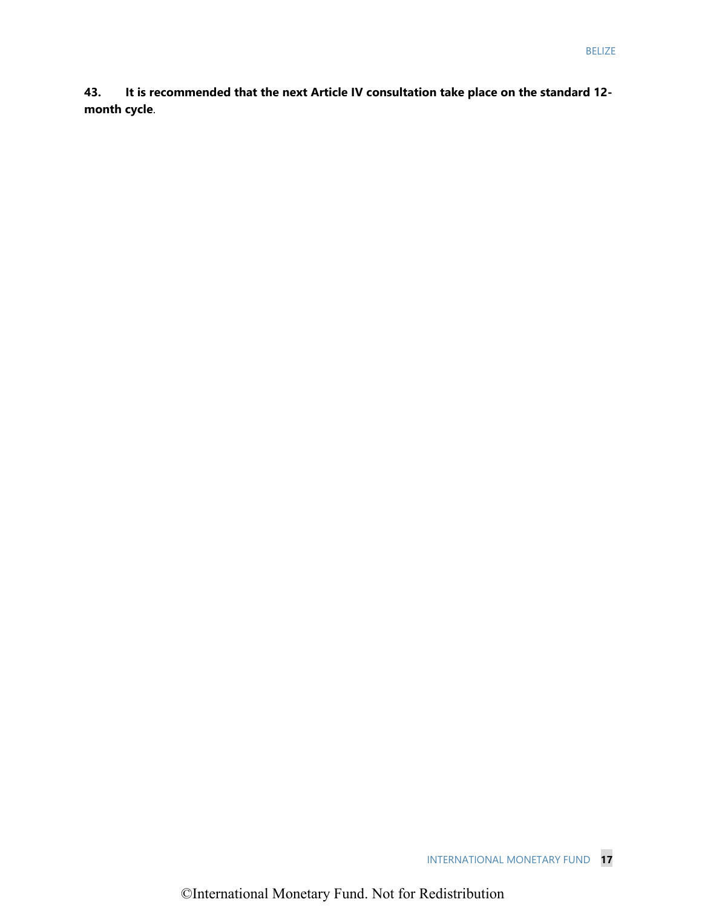**43. It is recommended that the next Article IV consultation take place on the standard 12-month cycle**.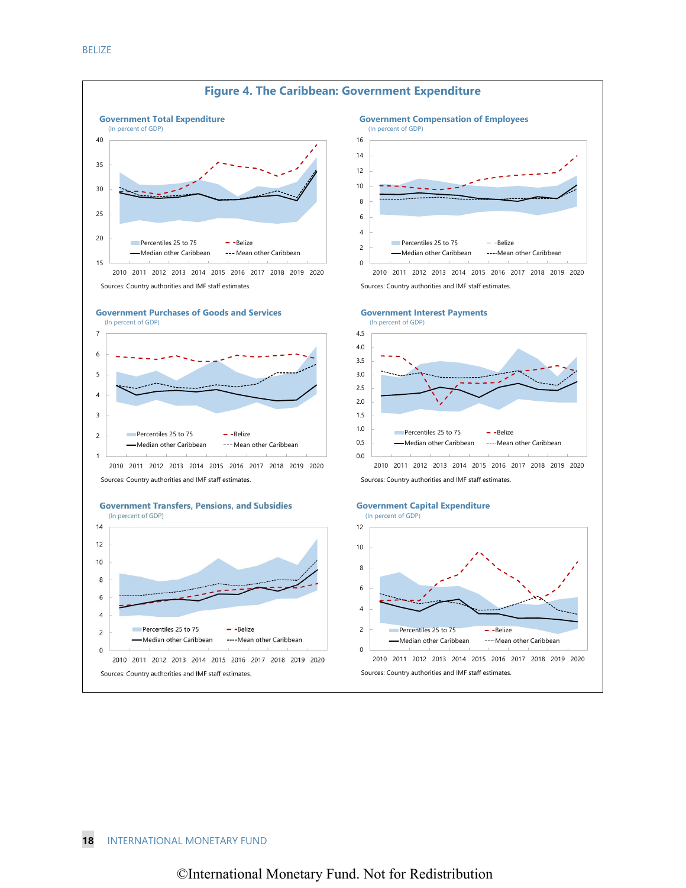## Figure 4. The Caribbean: Government Expenditure

### Government Total Expenditure

(In percent of GDP)

Percentiles 25 to 75 | Belize | Median other Caribbean | Mean other Caribbean

Sources: Country authorities and IMF staff estimates.

### Government Compensation of Employees

(In percent of GDP)

Percentiles 25 to 75 | Belize | Median other Caribbean | Mean other Caribbean

Sources: Country authorities and IMF staff estimates.

### Government Purchases of Goods and Services

(In percent of GDP)

Percentiles 25 to 75 | Belize | Median other Caribbean | Mean other Caribbean

Sources: Country authorities and IMF staff estimates.

### Government Interest Payments

(In percent of GDP)

Percentiles 25 to 75 | Belize | Median other Caribbean | Mean other Caribbean

Sources: Country authorities and IMF staff estimates.

### Government Transfers, Pensions, and Subsidies

(In percent of GDP)

Percentiles 25 to 75 | Belize | Median other Caribbean | Mean other Caribbean

Sources: Country authorities and IMF staff estimates.

### Government Capital Expenditure

(In percent of GDP)

Percentiles 25 to 75 | Belize | Median other Caribbean | Mean other Caribbean

Sources: Country authorities and IMF staff estimates.

©International Monetary Fund. Not for Redistribution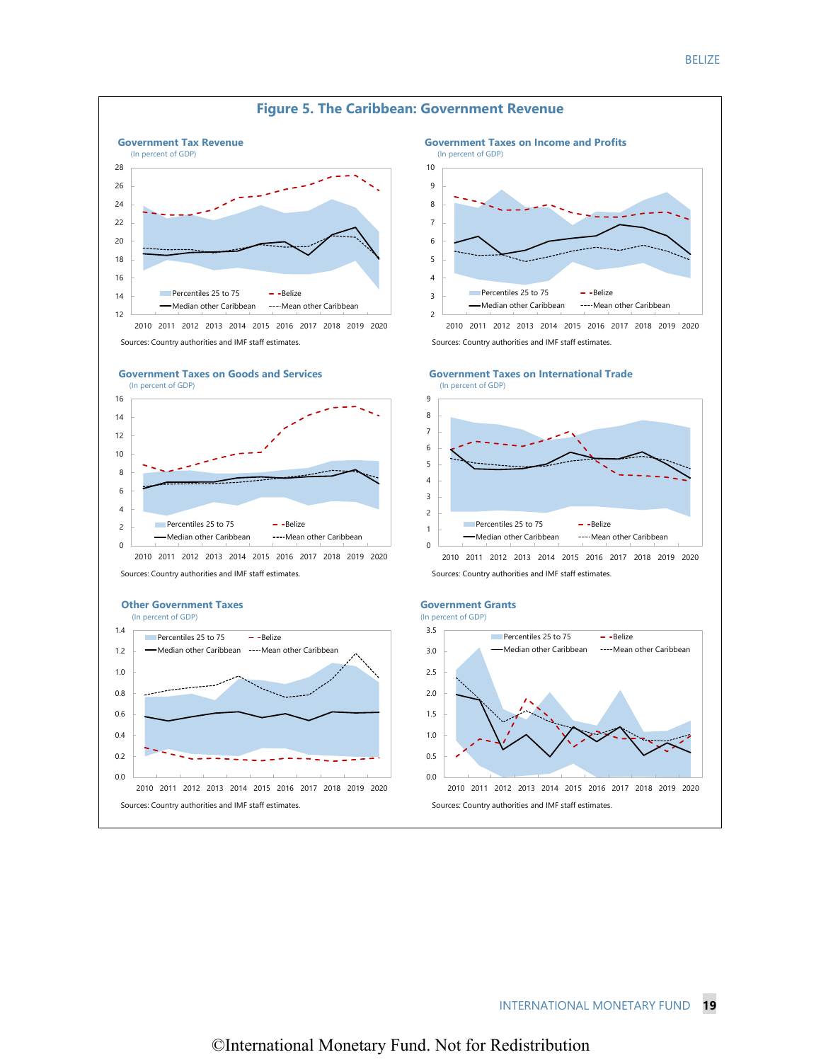# Figure 5. The Caribbean: Government Revenue

### Government Tax Revenue
(In percent of GDP)

Percentiles 25 to 75 | Belize | Median other Caribbean | Mean other Caribbean

Sources: Country authorities and IMF staff estimates.

### Government Taxes on Income and Profits
(In percent of GDP)

Percentiles 25 to 75 | Belize | Median other Caribbean | Mean other Caribbean

Sources: Country authorities and IMF staff estimates.

### Government Taxes on Goods and Services
(In percent of GDP)

Percentiles 25 to 75 | Belize | Median other Caribbean | Mean other Caribbean

Sources: Country authorities and IMF staff estimates.

### Government Taxes on International Trade
(In percent of GDP)

Percentiles 25 to 75 | Belize | Median other Caribbean | Mean other Caribbean

Sources: Country authorities and IMF staff estimates.

### Other Government Taxes
(In percent of GDP)

Percentiles 25 to 75 | Belize | Median other Caribbean | Mean other Caribbean

Sources: Country authorities and IMF staff estimates.

### Government Grants
(In percent of GDP)

Percentiles 25 to 75 | Belize | Median other Caribbean | Mean other Caribbean

Sources: Country authorities and IMF staff estimates.

©International Monetary Fund. Not for Redistribution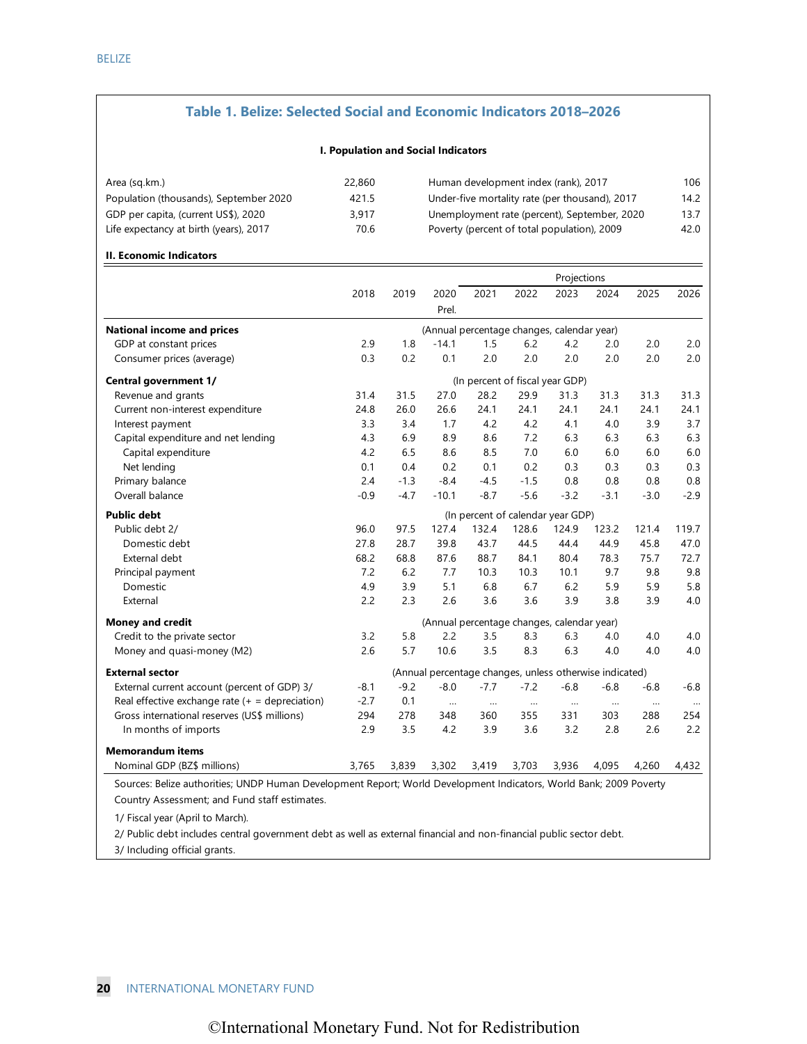## Table 1. Belize: Selected Social and Economic Indicators 2018–2026

**I. Population and Social Indicators**

| | | | |
|---|---|---|---|
| Area (sq.km.) | 22,860 | Human development index (rank), 2017 | 106 |
| Population (thousands), September 2020 | 421.5 | Under-five mortality rate (per thousand), 2017 | 14.2 |
| GDP per capita, (current US$), 2020 | 3,917 | Unemployment rate (percent), September, 2020 | 13.7 |
| Life expectancy at birth (years), 2017 | 70.6 | Poverty (percent of total population), 2009 | 42.0 |

**II. Economic Indicators**

| | 2018 | 2019 | 2020 Prel. | 2021 | 2022 | 2023 | 2024 | 2025 | 2026 |
|---|---|---|---|---|---|---|---|---|---|
| | | | | Projections | | | | | |
| **National income and prices** | | | (Annual percentage changes, calendar year) | | | | | | |
| GDP at constant prices | 2.9 | 1.8 | -14.1 | 1.5 | 6.2 | 4.2 | 2.0 | 2.0 | 2.0 |
| Consumer prices (average) | 0.3 | 0.2 | 0.1 | 2.0 | 2.0 | 2.0 | 2.0 | 2.0 | 2.0 |
| **Central government 1/** | | | (In percent of fiscal year GDP) | | | | | | |
| Revenue and grants | 31.4 | 31.5 | 27.0 | 28.2 | 29.9 | 31.3 | 31.3 | 31.3 | 31.3 |
| Current non-interest expenditure | 24.8 | 26.0 | 26.6 | 24.1 | 24.1 | 24.1 | 24.1 | 24.1 | 24.1 |
| Interest payment | 3.3 | 3.4 | 1.7 | 4.2 | 4.2 | 4.1 | 4.0 | 3.9 | 3.7 |
| Capital expenditure and net lending | 4.3 | 6.9 | 8.9 | 8.6 | 7.2 | 6.3 | 6.3 | 6.3 | 6.3 |
| Capital expenditure | 4.2 | 6.5 | 8.6 | 8.5 | 7.0 | 6.0 | 6.0 | 6.0 | 6.0 |
| Net lending | 0.1 | 0.4 | 0.2 | 0.1 | 0.2 | 0.3 | 0.3 | 0.3 | 0.3 |
| Primary balance | 2.4 | -1.3 | -8.4 | -4.5 | -1.5 | 0.8 | 0.8 | 0.8 | 0.8 |
| Overall balance | -0.9 | -4.7 | -10.1 | -8.7 | -5.6 | -3.2 | -3.1 | -3.0 | -2.9 |
| **Public debt** | | | (In percent of calendar year GDP) | | | | | | |
| Public debt 2/ | 96.0 | 97.5 | 127.4 | 132.4 | 128.6 | 124.9 | 123.2 | 121.4 | 119.7 |
| Domestic debt | 27.8 | 28.7 | 39.8 | 43.7 | 44.5 | 44.4 | 44.9 | 45.8 | 47.0 |
| External debt | 68.2 | 68.8 | 87.6 | 88.7 | 84.1 | 80.4 | 78.3 | 75.7 | 72.7 |
| Principal payment | 7.2 | 6.2 | 7.7 | 10.3 | 10.3 | 10.1 | 9.7 | 9.8 | 9.8 |
| Domestic | 4.9 | 3.9 | 5.1 | 6.8 | 6.7 | 6.2 | 5.9 | 5.9 | 5.8 |
| External | 2.2 | 2.3 | 2.6 | 3.6 | 3.6 | 3.9 | 3.8 | 3.9 | 4.0 |
| **Money and credit** | | | (Annual percentage changes, calendar year) | | | | | | |
| Credit to the private sector | 3.2 | 5.8 | 2.2 | 3.5 | 8.3 | 6.3 | 4.0 | 4.0 | 4.0 |
| Money and quasi-money (M2) | 2.6 | 5.7 | 10.6 | 3.5 | 8.3 | 6.3 | 4.0 | 4.0 | 4.0 |
| **External sector** | | | (Annual percentage changes, unless otherwise indicated) | | | | | | |
| External current account (percent of GDP) 3/ | -8.1 | -9.2 | -8.0 | -7.7 | -7.2 | -6.8 | -6.8 | -6.8 | -6.8 |
| Real effective exchange rate (+ = depreciation) | -2.7 | 0.1 | ... | ... | ... | ... | ... | ... | ... |
| Gross international reserves (US$ millions) | 294 | 278 | 348 | 360 | 355 | 331 | 303 | 288 | 254 |
| In months of imports | 2.9 | 3.5 | 4.2 | 3.9 | 3.6 | 3.2 | 2.8 | 2.6 | 2.2 |
| **Memorandum items** | | | | | | | | | |
| Nominal GDP (BZ$ millions) | 3,765 | 3,839 | 3,302 | 3,419 | 3,703 | 3,936 | 4,095 | 4,260 | 4,432 |

Sources: Belize authorities; UNDP Human Development Report; World Development Indicators, World Bank; 2009 Poverty Country Assessment; and Fund staff estimates.

1/ Fiscal year (April to March).

2/ Public debt includes central government debt as well as external financial and non-financial public sector debt.

3/ Including official grants.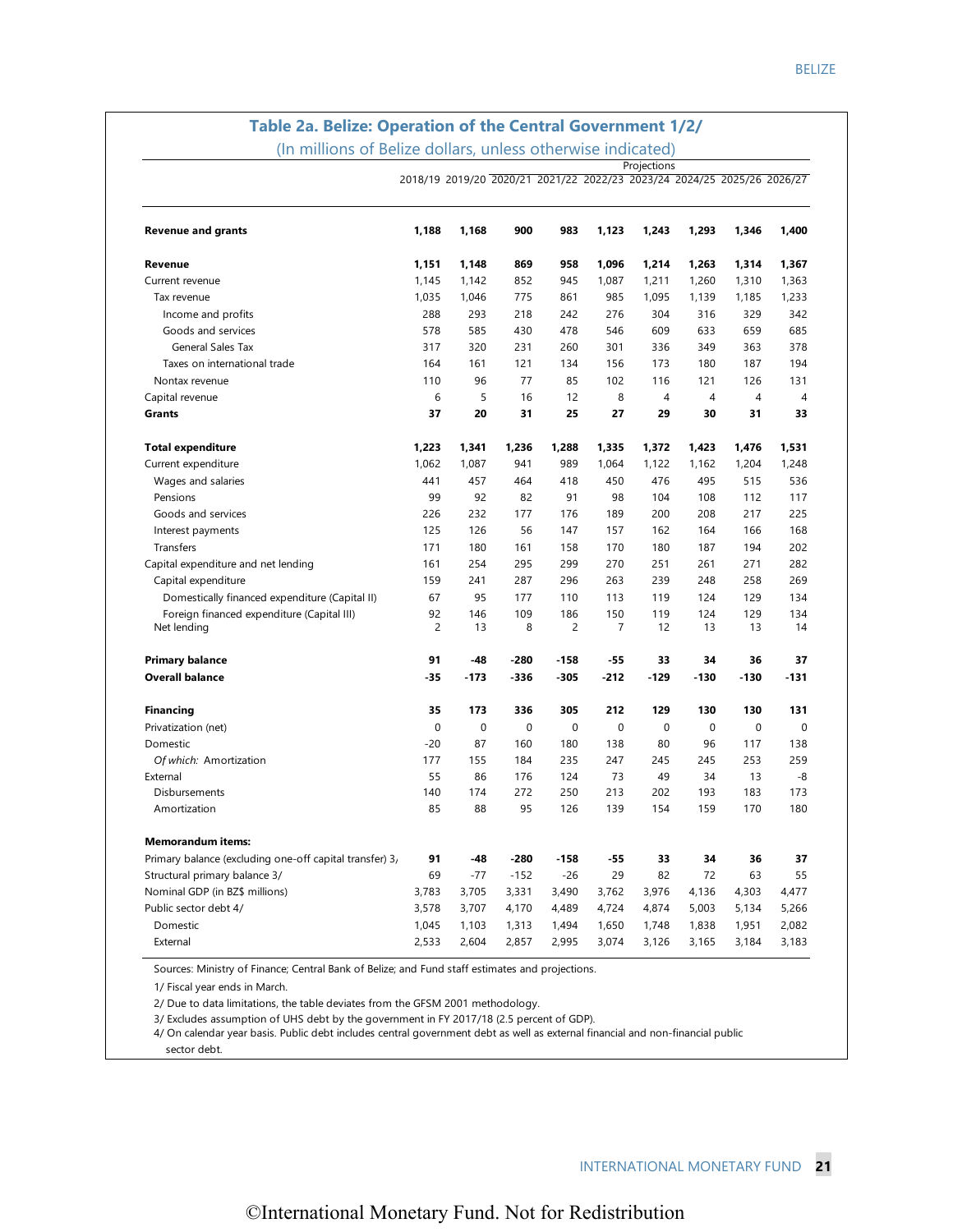## Table 2a. Belize: Operation of the Central Government 1/2/

(In millions of Belize dollars, unless otherwise indicated)

| | 2018/19 | 2019/20 | 2020/21 | 2021/22 | 2022/23 | 2023/24 | 2024/25 | 2025/26 | 2026/27 |
|---|---|---|---|---|---|---|---|---|---|
| | | | Projections | | | | | | |
| **Revenue and grants** | **1,188** | **1,168** | **900** | **983** | **1,123** | **1,243** | **1,293** | **1,346** | **1,400** |
| **Revenue** | **1,151** | **1,148** | **869** | **958** | **1,096** | **1,214** | **1,263** | **1,314** | **1,367** |
| Current revenue | 1,145 | 1,142 | 852 | 945 | 1,087 | 1,211 | 1,260 | 1,310 | 1,363 |
| Tax revenue | 1,035 | 1,046 | 775 | 861 | 985 | 1,095 | 1,139 | 1,185 | 1,233 |
| Income and profits | 288 | 293 | 218 | 242 | 276 | 304 | 316 | 329 | 342 |
| Goods and services | 578 | 585 | 430 | 478 | 546 | 609 | 633 | 659 | 685 |
| General Sales Tax | 317 | 320 | 231 | 260 | 301 | 336 | 349 | 363 | 378 |
| Taxes on international trade | 164 | 161 | 121 | 134 | 156 | 173 | 180 | 187 | 194 |
| Nontax revenue | 110 | 96 | 77 | 85 | 102 | 116 | 121 | 126 | 131 |
| Capital revenue | 6 | 5 | 16 | 12 | 8 | 4 | 4 | 4 | 4 |
| **Grants** | **37** | **20** | **31** | **25** | **27** | **29** | **30** | **31** | **33** |
| **Total expenditure** | **1,223** | **1,341** | **1,236** | **1,288** | **1,335** | **1,372** | **1,423** | **1,476** | **1,531** |
| Current expenditure | 1,062 | 1,087 | 941 | 989 | 1,064 | 1,122 | 1,162 | 1,204 | 1,248 |
| Wages and salaries | 441 | 457 | 464 | 418 | 450 | 476 | 495 | 515 | 536 |
| Pensions | 99 | 92 | 82 | 91 | 98 | 104 | 108 | 112 | 117 |
| Goods and services | 226 | 232 | 177 | 176 | 189 | 200 | 208 | 217 | 225 |
| Interest payments | 125 | 126 | 56 | 147 | 157 | 162 | 164 | 166 | 168 |
| Transfers | 171 | 180 | 161 | 158 | 170 | 180 | 187 | 194 | 202 |
| Capital expenditure and net lending | 161 | 254 | 295 | 299 | 270 | 251 | 261 | 271 | 282 |
| Capital expenditure | 159 | 241 | 287 | 296 | 263 | 239 | 248 | 258 | 269 |
| Domestically financed expenditure (Capital II) | 67 | 95 | 177 | 110 | 113 | 119 | 124 | 129 | 134 |
| Foreign financed expenditure (Capital III) | 92 | 146 | 109 | 186 | 150 | 119 | 124 | 129 | 134 |
| Net lending | 2 | 13 | 8 | 2 | 7 | 12 | 13 | 13 | 14 |
| **Primary balance** | **91** | **-48** | **-280** | **-158** | **-55** | **33** | **34** | **36** | **37** |
| **Overall balance** | **-35** | **-173** | **-336** | **-305** | **-212** | **-129** | **-130** | **-130** | **-131** |
| **Financing** | **35** | **173** | **336** | **305** | **212** | **129** | **130** | **130** | **131** |
| Privatization (net) | 0 | 0 | 0 | 0 | 0 | 0 | 0 | 0 | 0 |
| Domestic | -20 | 87 | 160 | 180 | 138 | 80 | 96 | 117 | 138 |
| *Of which:* Amortization | 177 | 155 | 184 | 235 | 247 | 245 | 245 | 253 | 259 |
| External | 55 | 86 | 176 | 124 | 73 | 49 | 34 | 13 | -8 |
| Disbursements | 140 | 174 | 272 | 250 | 213 | 202 | 193 | 183 | 173 |
| Amortization | 85 | 88 | 95 | 126 | 139 | 154 | 159 | 170 | 180 |
| **Memorandum items:** | | | | | | | | | |
| Primary balance (excluding one-off capital transfer) 3/ | **91** | **-48** | **-280** | **-158** | **-55** | **33** | **34** | **36** | **37** |
| Structural primary balance 3/ | 69 | -77 | -152 | -26 | 29 | 82 | 72 | 63 | 55 |
| Nominal GDP (in BZ$ millions) | 3,783 | 3,705 | 3,331 | 3,490 | 3,762 | 3,976 | 4,136 | 4,303 | 4,477 |
| Public sector debt 4/ | 3,578 | 3,707 | 4,170 | 4,489 | 4,724 | 4,874 | 5,003 | 5,134 | 5,266 |
| Domestic | 1,045 | 1,103 | 1,313 | 1,494 | 1,650 | 1,748 | 1,838 | 1,951 | 2,082 |
| External | 2,533 | 2,604 | 2,857 | 2,995 | 3,074 | 3,126 | 3,165 | 3,184 | 3,183 |

Sources: Ministry of Finance; Central Bank of Belize; and Fund staff estimates and projections.

1/ Fiscal year ends in March.

2/ Due to data limitations, the table deviates from the GFSM 2001 methodology.

3/ Excludes assumption of UHS debt by the government in FY 2017/18 (2.5 percent of GDP).

4/ On calendar year basis. Public debt includes central government debt as well as external financial and non-financial public sector debt.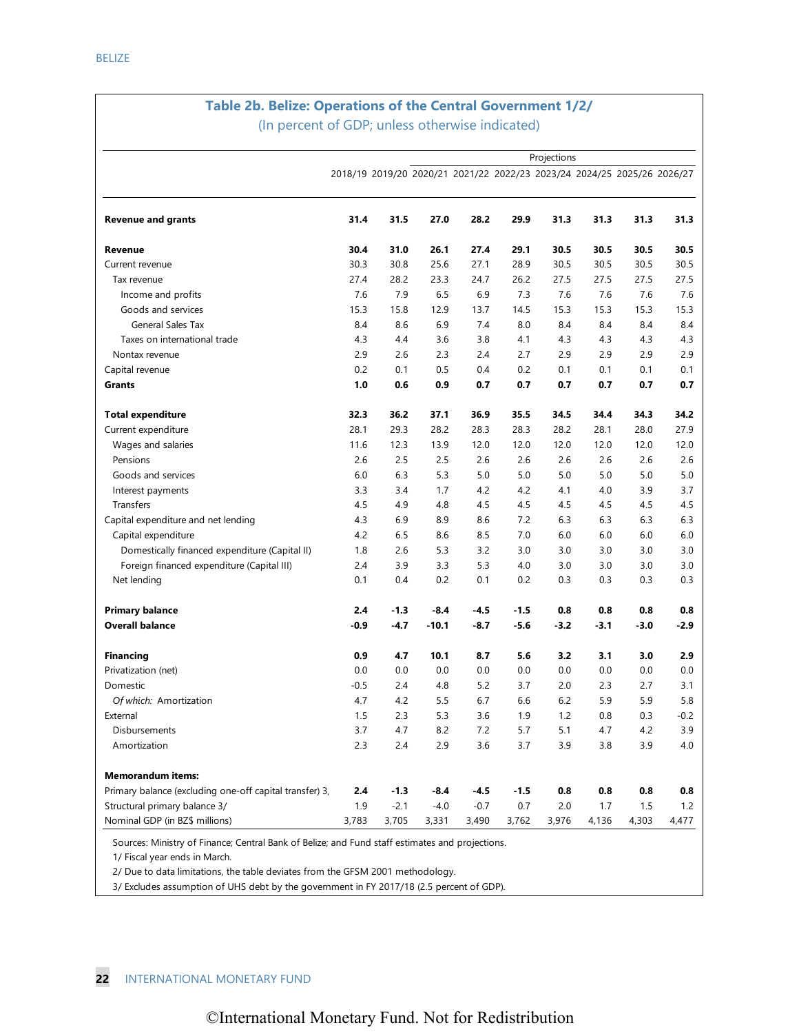## Table 2b. Belize: Operations of the Central Government 1/2/

(In percent of GDP; unless otherwise indicated)

| | | | Projections | | | | | | |
|---|---|---|---|---|---|---|---|---|---|
| | 2018/19 | 2019/20 | 2020/21 | 2021/22 | 2022/23 | 2023/24 | 2024/25 | 2025/26 | 2026/27 |
| **Revenue and grants** | **31.4** | **31.5** | **27.0** | **28.2** | **29.9** | **31.3** | **31.3** | **31.3** | **31.3** |
| **Revenue** | **30.4** | **31.0** | **26.1** | **27.4** | **29.1** | **30.5** | **30.5** | **30.5** | **30.5** |
| Current revenue | 30.3 | 30.8 | 25.6 | 27.1 | 28.9 | 30.5 | 30.5 | 30.5 | 30.5 |
| Tax revenue | 27.4 | 28.2 | 23.3 | 24.7 | 26.2 | 27.5 | 27.5 | 27.5 | 27.5 |
| Income and profits | 7.6 | 7.9 | 6.5 | 6.9 | 7.3 | 7.6 | 7.6 | 7.6 | 7.6 |
| Goods and services | 15.3 | 15.8 | 12.9 | 13.7 | 14.5 | 15.3 | 15.3 | 15.3 | 15.3 |
| General Sales Tax | 8.4 | 8.6 | 6.9 | 7.4 | 8.0 | 8.4 | 8.4 | 8.4 | 8.4 |
| Taxes on international trade | 4.3 | 4.4 | 3.6 | 3.8 | 4.1 | 4.3 | 4.3 | 4.3 | 4.3 |
| Nontax revenue | 2.9 | 2.6 | 2.3 | 2.4 | 2.7 | 2.9 | 2.9 | 2.9 | 2.9 |
| Capital revenue | 0.2 | 0.1 | 0.5 | 0.4 | 0.2 | 0.1 | 0.1 | 0.1 | 0.1 |
| **Grants** | **1.0** | **0.6** | **0.9** | **0.7** | **0.7** | **0.7** | **0.7** | **0.7** | **0.7** |
| **Total expenditure** | **32.3** | **36.2** | **37.1** | **36.9** | **35.5** | **34.5** | **34.4** | **34.3** | **34.2** |
| Current expenditure | 28.1 | 29.3 | 28.2 | 28.3 | 28.3 | 28.2 | 28.1 | 28.0 | 27.9 |
| Wages and salaries | 11.6 | 12.3 | 13.9 | 12.0 | 12.0 | 12.0 | 12.0 | 12.0 | 12.0 |
| Pensions | 2.6 | 2.5 | 2.5 | 2.6 | 2.6 | 2.6 | 2.6 | 2.6 | 2.6 |
| Goods and services | 6.0 | 6.3 | 5.3 | 5.0 | 5.0 | 5.0 | 5.0 | 5.0 | 5.0 |
| Interest payments | 3.3 | 3.4 | 1.7 | 4.2 | 4.2 | 4.1 | 4.0 | 3.9 | 3.7 |
| Transfers | 4.5 | 4.9 | 4.8 | 4.5 | 4.5 | 4.5 | 4.5 | 4.5 | 4.5 |
| Capital expenditure and net lending | 4.3 | 6.9 | 8.9 | 8.6 | 7.2 | 6.3 | 6.3 | 6.3 | 6.3 |
| Capital expenditure | 4.2 | 6.5 | 8.6 | 8.5 | 7.0 | 6.0 | 6.0 | 6.0 | 6.0 |
| Domestically financed expenditure (Capital II) | 1.8 | 2.6 | 5.3 | 3.2 | 3.0 | 3.0 | 3.0 | 3.0 | 3.0 |
| Foreign financed expenditure (Capital III) | 2.4 | 3.9 | 3.3 | 5.3 | 4.0 | 3.0 | 3.0 | 3.0 | 3.0 |
| Net lending | 0.1 | 0.4 | 0.2 | 0.1 | 0.2 | 0.3 | 0.3 | 0.3 | 0.3 |
| **Primary balance** | **2.4** | **-1.3** | **-8.4** | **-4.5** | **-1.5** | **0.8** | **0.8** | **0.8** | **0.8** |
| **Overall balance** | **-0.9** | **-4.7** | **-10.1** | **-8.7** | **-5.6** | **-3.2** | **-3.1** | **-3.0** | **-2.9** |
| **Financing** | **0.9** | **4.7** | **10.1** | **8.7** | **5.6** | **3.2** | **3.1** | **3.0** | **2.9** |
| Privatization (net) | 0.0 | 0.0 | 0.0 | 0.0 | 0.0 | 0.0 | 0.0 | 0.0 | 0.0 |
| Domestic | -0.5 | 2.4 | 4.8 | 5.2 | 3.7 | 2.0 | 2.3 | 2.7 | 3.1 |
| *Of which:* Amortization | 4.7 | 4.2 | 5.5 | 6.7 | 6.6 | 6.2 | 5.9 | 5.9 | 5.8 |
| External | 1.5 | 2.3 | 5.3 | 3.6 | 1.9 | 1.2 | 0.8 | 0.3 | -0.2 |
| Disbursements | 3.7 | 4.7 | 8.2 | 7.2 | 5.7 | 5.1 | 4.7 | 4.2 | 3.9 |
| Amortization | 2.3 | 2.4 | 2.9 | 3.6 | 3.7 | 3.9 | 3.8 | 3.9 | 4.0 |
| **Memorandum items:** | | | | | | | | | |
| Primary balance (excluding one-off capital transfer) 3/ | **2.4** | **-1.3** | **-8.4** | **-4.5** | **-1.5** | **0.8** | **0.8** | **0.8** | **0.8** |
| Structural primary balance 3/ | 1.9 | -2.1 | -4.0 | -0.7 | 0.7 | 2.0 | 1.7 | 1.5 | 1.2 |
| Nominal GDP (in BZ$ millions) | 3,783 | 3,705 | 3,331 | 3,490 | 3,762 | 3,976 | 4,136 | 4,303 | 4,477 |

Sources: Ministry of Finance; Central Bank of Belize; and Fund staff estimates and projections.

1/ Fiscal year ends in March.

2/ Due to data limitations, the table deviates from the GFSM 2001 methodology.

3/ Excludes assumption of UHS debt by the government in FY 2017/18 (2.5 percent of GDP).

©International Monetary Fund. Not for Redistribution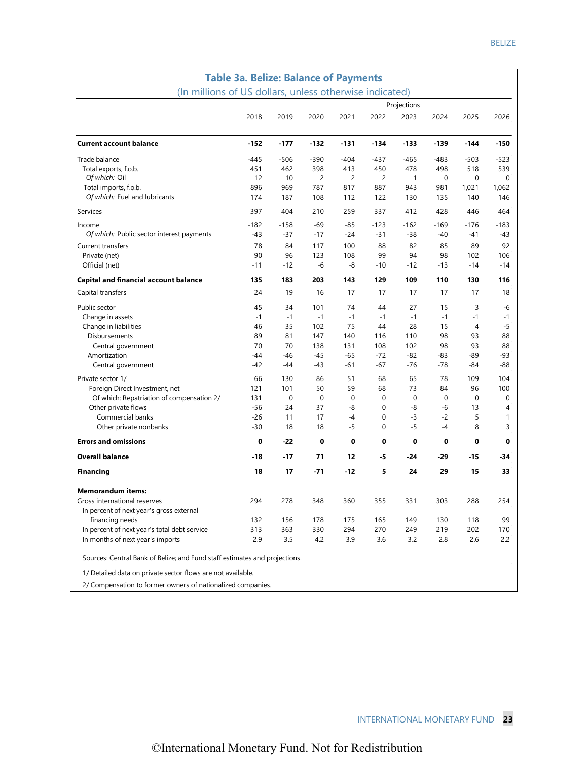## Table 3a. Belize: Balance of Payments

(In millions of US dollars, unless otherwise indicated)

| | 2018 | 2019 | 2020 | 2021 | 2022 | 2023 | 2024 | 2025 | 2026 |
|---|---|---|---|---|---|---|---|---|---|
| | | | Projections | | | | | | |
| **Current account balance** | **-152** | **-177** | **-132** | **-131** | **-134** | **-133** | **-139** | **-144** | **-150** |
| Trade balance | -445 | -506 | -390 | -404 | -437 | -465 | -483 | -503 | -523 |
| Total exports, f.o.b. | 451 | 462 | 398 | 413 | 450 | 478 | 498 | 518 | 539 |
| *Of which:* Oil | 12 | 10 | 2 | 2 | 2 | 1 | 0 | 0 | 0 |
| Total imports, f.o.b. | 896 | 969 | 787 | 817 | 887 | 943 | 981 | 1,021 | 1,062 |
| *Of which:* Fuel and lubricants | 174 | 187 | 108 | 112 | 122 | 130 | 135 | 140 | 146 |
| Services | 397 | 404 | 210 | 259 | 337 | 412 | 428 | 446 | 464 |
| Income | -182 | -158 | -69 | -85 | -123 | -162 | -169 | -176 | -183 |
| *Of which:* Public sector interest payments | -43 | -37 | -17 | -24 | -31 | -38 | -40 | -41 | -43 |
| Current transfers | 78 | 84 | 117 | 100 | 88 | 82 | 85 | 89 | 92 |
| Private (net) | 90 | 96 | 123 | 108 | 99 | 94 | 98 | 102 | 106 |
| Official (net) | -11 | -12 | -6 | -8 | -10 | -12 | -13 | -14 | -14 |
| **Capital and financial account balance** | **135** | **183** | **203** | **143** | **129** | **109** | **110** | **130** | **116** |
| Capital transfers | 24 | 19 | 16 | 17 | 17 | 17 | 17 | 17 | 18 |
| Public sector | 45 | 34 | 101 | 74 | 44 | 27 | 15 | 3 | -6 |
| Change in assets | -1 | -1 | -1 | -1 | -1 | -1 | -1 | -1 | -1 |
| Change in liabilities | 46 | 35 | 102 | 75 | 44 | 28 | 15 | 4 | -5 |
| Disbursements | 89 | 81 | 147 | 140 | 116 | 110 | 98 | 93 | 88 |
| Central government | 70 | 70 | 138 | 131 | 108 | 102 | 98 | 93 | 88 |
| Amortization | -44 | -46 | -45 | -65 | -72 | -82 | -83 | -89 | -93 |
| Central government | -42 | -44 | -43 | -61 | -67 | -76 | -78 | -84 | -88 |
| Private sector 1/ | 66 | 130 | 86 | 51 | 68 | 65 | 78 | 109 | 104 |
| Foreign Direct Investment, net | 121 | 101 | 50 | 59 | 68 | 73 | 84 | 96 | 100 |
| Of which: Repatriation of compensation 2/ | 131 | 0 | 0 | 0 | 0 | 0 | 0 | 0 | 0 |
| Other private flows | -56 | 24 | 37 | -8 | 0 | -8 | -6 | 13 | 4 |
| Commercial banks | -26 | 11 | 17 | -4 | 0 | -3 | -2 | 5 | 1 |
| Other private nonbanks | -30 | 18 | 18 | -5 | 0 | -5 | -4 | 8 | 3 |
| **Errors and omissions** | **0** | **-22** | **0** | **0** | **0** | **0** | **0** | **0** | **0** |
| **Overall balance** | **-18** | **-17** | **71** | **12** | **-5** | **-24** | **-29** | **-15** | **-34** |
| **Financing** | **18** | **17** | **-71** | **-12** | **5** | **24** | **29** | **15** | **33** |
| **Memorandum items:** | | | | | | | | | |
| Gross international reserves | 294 | 278 | 348 | 360 | 355 | 331 | 303 | 288 | 254 |
| In percent of next year's gross external financing needs | 132 | 156 | 178 | 175 | 165 | 149 | 130 | 118 | 99 |
| In percent of next year's total debt service | 313 | 363 | 330 | 294 | 270 | 249 | 219 | 202 | 170 |
| In months of next year's imports | 2.9 | 3.5 | 4.2 | 3.9 | 3.6 | 3.2 | 2.8 | 2.6 | 2.2 |

Sources: Central Bank of Belize; and Fund staff estimates and projections.

1/ Detailed data on private sector flows are not available.

2/ Compensation to former owners of nationalized companies.

©International Monetary Fund. Not for Redistribution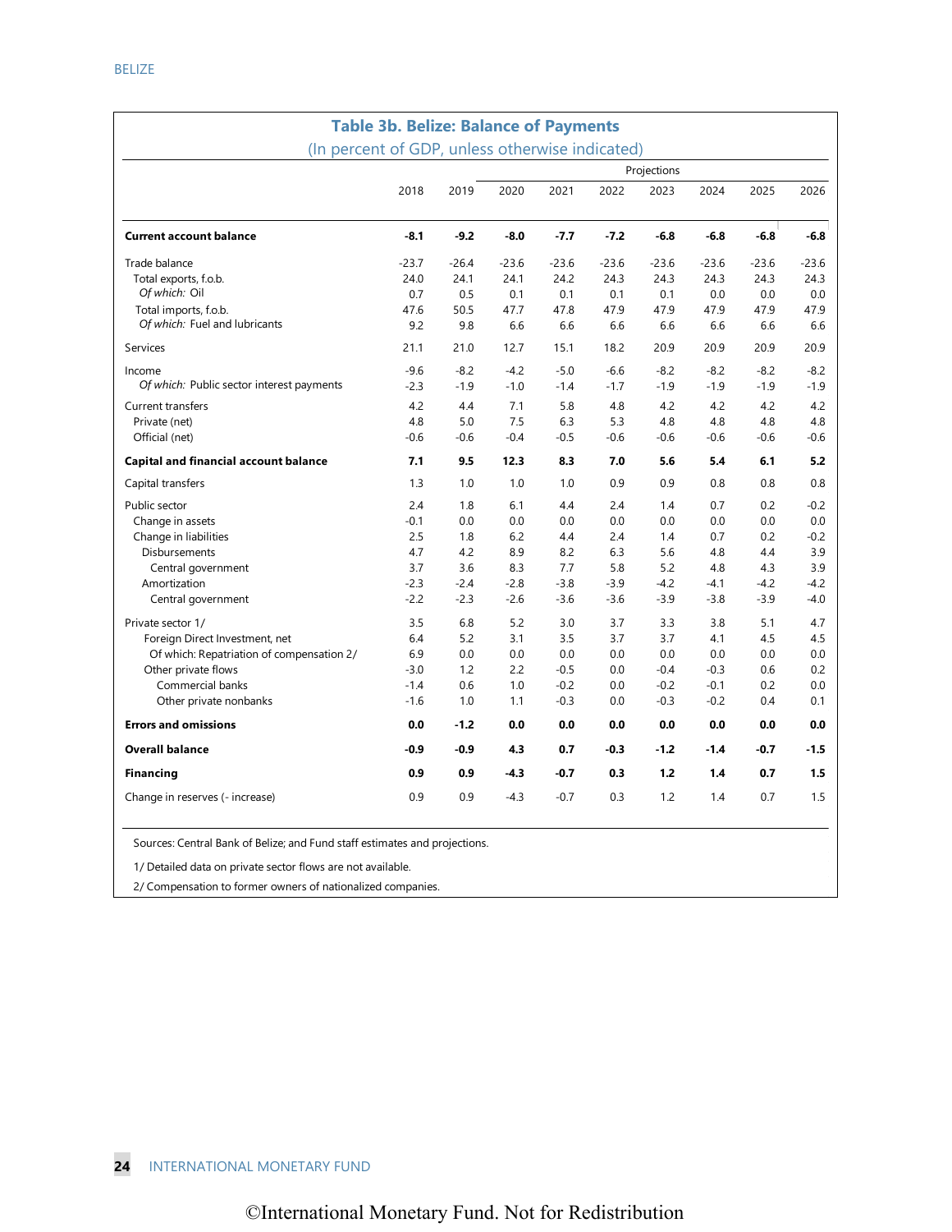## Table 3b. Belize: Balance of Payments

(In percent of GDP, unless otherwise indicated)

| | 2018 | 2019 | 2020 | 2021 | 2022 | 2023 | 2024 | 2025 | 2026 |
|---|---|---|---|---|---|---|---|---|---|
| | | | Projections | | | | | | |
| **Current account balance** | **-8.1** | **-9.2** | **-8.0** | **-7.7** | **-7.2** | **-6.8** | **-6.8** | **-6.8** | **-6.8** |
| Trade balance | -23.7 | -26.4 | -23.6 | -23.6 | -23.6 | -23.6 | -23.6 | -23.6 | -23.6 |
| Total exports, f.o.b. | 24.0 | 24.1 | 24.1 | 24.2 | 24.3 | 24.3 | 24.3 | 24.3 | 24.3 |
| *Of which:* Oil | 0.7 | 0.5 | 0.1 | 0.1 | 0.1 | 0.1 | 0.0 | 0.0 | 0.0 |
| Total imports, f.o.b. | 47.6 | 50.5 | 47.7 | 47.8 | 47.9 | 47.9 | 47.9 | 47.9 | 47.9 |
| *Of which:* Fuel and lubricants | 9.2 | 9.8 | 6.6 | 6.6 | 6.6 | 6.6 | 6.6 | 6.6 | 6.6 |
| Services | 21.1 | 21.0 | 12.7 | 15.1 | 18.2 | 20.9 | 20.9 | 20.9 | 20.9 |
| Income | -9.6 | -8.2 | -4.2 | -5.0 | -6.6 | -8.2 | -8.2 | -8.2 | -8.2 |
| *Of which:* Public sector interest payments | -2.3 | -1.9 | -1.0 | -1.4 | -1.7 | -1.9 | -1.9 | -1.9 | -1.9 |
| Current transfers | 4.2 | 4.4 | 7.1 | 5.8 | 4.8 | 4.2 | 4.2 | 4.2 | 4.2 |
| Private (net) | 4.8 | 5.0 | 7.5 | 6.3 | 5.3 | 4.8 | 4.8 | 4.8 | 4.8 |
| Official (net) | -0.6 | -0.6 | -0.4 | -0.5 | -0.6 | -0.6 | -0.6 | -0.6 | -0.6 |
| **Capital and financial account balance** | **7.1** | **9.5** | **12.3** | **8.3** | **7.0** | **5.6** | **5.4** | **6.1** | **5.2** |
| Capital transfers | 1.3 | 1.0 | 1.0 | 1.0 | 0.9 | 0.9 | 0.8 | 0.8 | 0.8 |
| Public sector | 2.4 | 1.8 | 6.1 | 4.4 | 2.4 | 1.4 | 0.7 | 0.2 | -0.2 |
| Change in assets | -0.1 | 0.0 | 0.0 | 0.0 | 0.0 | 0.0 | 0.0 | 0.0 | 0.0 |
| Change in liabilities | 2.5 | 1.8 | 6.2 | 4.4 | 2.4 | 1.4 | 0.7 | 0.2 | -0.2 |
| Disbursements | 4.7 | 4.2 | 8.9 | 8.2 | 6.3 | 5.6 | 4.8 | 4.4 | 3.9 |
| Central government | 3.7 | 3.6 | 8.3 | 7.7 | 5.8 | 5.2 | 4.8 | 4.3 | 3.9 |
| Amortization | -2.3 | -2.4 | -2.8 | -3.8 | -3.9 | -4.2 | -4.1 | -4.2 | -4.2 |
| Central government | -2.2 | -2.3 | -2.6 | -3.6 | -3.6 | -3.9 | -3.8 | -3.9 | -4.0 |
| Private sector 1/ | 3.5 | 6.8 | 5.2 | 3.0 | 3.7 | 3.3 | 3.8 | 5.1 | 4.7 |
| Foreign Direct Investment, net | 6.4 | 5.2 | 3.1 | 3.5 | 3.7 | 3.7 | 4.1 | 4.5 | 4.5 |
| Of which: Repatriation of compensation 2/ | 6.9 | 0.0 | 0.0 | 0.0 | 0.0 | 0.0 | 0.0 | 0.0 | 0.0 |
| Other private flows | -3.0 | 1.2 | 2.2 | -0.5 | 0.0 | -0.4 | -0.3 | 0.6 | 0.2 |
| Commercial banks | -1.4 | 0.6 | 1.0 | -0.2 | 0.0 | -0.2 | -0.1 | 0.2 | 0.0 |
| Other private nonbanks | -1.6 | 1.0 | 1.1 | -0.3 | 0.0 | -0.3 | -0.2 | 0.4 | 0.1 |
| **Errors and omissions** | **0.0** | **-1.2** | **0.0** | **0.0** | **0.0** | **0.0** | **0.0** | **0.0** | **0.0** |
| **Overall balance** | **-0.9** | **-0.9** | **4.3** | **0.7** | **-0.3** | **-1.2** | **-1.4** | **-0.7** | **-1.5** |
| **Financing** | **0.9** | **0.9** | **-4.3** | **-0.7** | **0.3** | **1.2** | **1.4** | **0.7** | **1.5** |
| Change in reserves (- increase) | 0.9 | 0.9 | -4.3 | -0.7 | 0.3 | 1.2 | 1.4 | 0.7 | 1.5 |

Sources: Central Bank of Belize; and Fund staff estimates and projections.

1/ Detailed data on private sector flows are not available.

2/ Compensation to former owners of nationalized companies.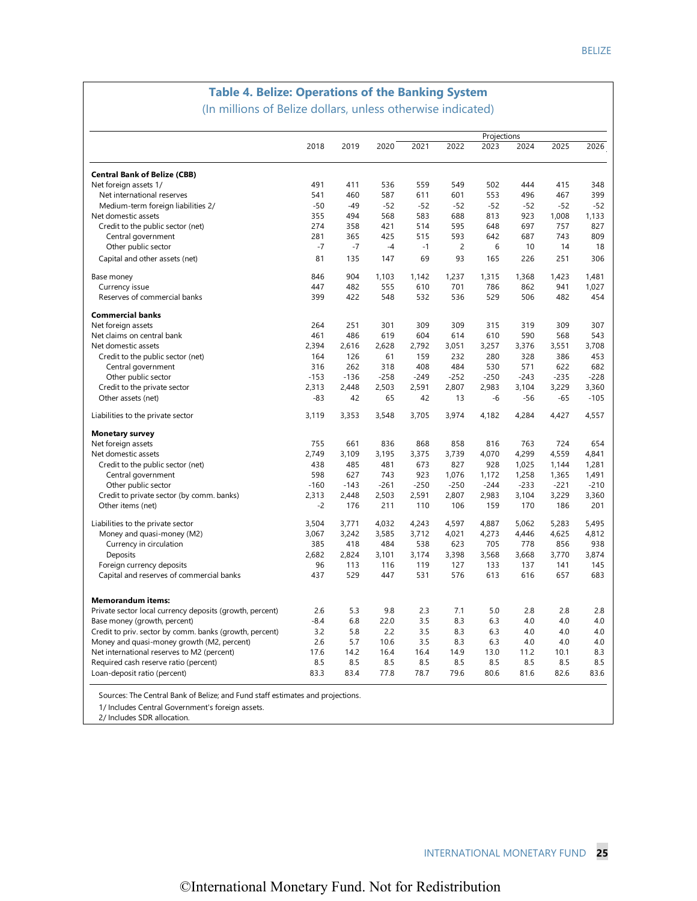## Table 4. Belize: Operations of the Banking System

(In millions of Belize dollars, unless otherwise indicated)

| | 2018 | 2019 | 2020 | 2021 | 2022 | 2023 | 2024 | 2025 | 2026 |
|---|---|---|---|---|---|---|---|---|---|
| | | | | Projections | | | | | |
| **Central Bank of Belize (CBB)** | | | | | | | | | |
| Net foreign assets 1/ | 491 | 411 | 536 | 559 | 549 | 502 | 444 | 415 | 348 |
| Net international reserves | 541 | 460 | 587 | 611 | 601 | 553 | 496 | 467 | 399 |
| Medium-term foreign liabilities 2/ | -50 | -49 | -52 | -52 | -52 | -52 | -52 | -52 | -52 |
| Net domestic assets | 355 | 494 | 568 | 583 | 688 | 813 | 923 | 1,008 | 1,133 |
| Credit to the public sector (net) | 274 | 358 | 421 | 514 | 595 | 648 | 697 | 757 | 827 |
| Central government | 281 | 365 | 425 | 515 | 593 | 642 | 687 | 743 | 809 |
| Other public sector | -7 | -7 | -4 | -1 | 2 | 6 | 10 | 14 | 18 |
| Capital and other assets (net) | 81 | 135 | 147 | 69 | 93 | 165 | 226 | 251 | 306 |
| Base money | 846 | 904 | 1,103 | 1,142 | 1,237 | 1,315 | 1,368 | 1,423 | 1,481 |
| Currency issue | 447 | 482 | 555 | 610 | 701 | 786 | 862 | 941 | 1,027 |
| Reserves of commercial banks | 399 | 422 | 548 | 532 | 536 | 529 | 506 | 482 | 454 |
| **Commercial banks** | | | | | | | | | |
| Net foreign assets | 264 | 251 | 301 | 309 | 309 | 315 | 319 | 309 | 307 |
| Net claims on central bank | 461 | 486 | 619 | 604 | 614 | 610 | 590 | 568 | 543 |
| Net domestic assets | 2,394 | 2,616 | 2,628 | 2,792 | 3,051 | 3,257 | 3,376 | 3,551 | 3,708 |
| Credit to the public sector (net) | 164 | 126 | 61 | 159 | 232 | 280 | 328 | 386 | 453 |
| Central government | 316 | 262 | 318 | 408 | 484 | 530 | 571 | 622 | 682 |
| Other public sector | -153 | -136 | -258 | -249 | -252 | -250 | -243 | -235 | -228 |
| Credit to the private sector | 2,313 | 2,448 | 2,503 | 2,591 | 2,807 | 2,983 | 3,104 | 3,229 | 3,360 |
| Other assets (net) | -83 | 42 | 65 | 42 | 13 | -6 | -56 | -65 | -105 |
| Liabilities to the private sector | 3,119 | 3,353 | 3,548 | 3,705 | 3,974 | 4,182 | 4,284 | 4,427 | 4,557 |
| **Monetary survey** | | | | | | | | | |
| Net foreign assets | 755 | 661 | 836 | 868 | 858 | 816 | 763 | 724 | 654 |
| Net domestic assets | 2,749 | 3,109 | 3,195 | 3,375 | 3,739 | 4,070 | 4,299 | 4,559 | 4,841 |
| Credit to the public sector (net) | 438 | 485 | 481 | 673 | 827 | 928 | 1,025 | 1,144 | 1,281 |
| Central government | 598 | 627 | 743 | 923 | 1,076 | 1,172 | 1,258 | 1,365 | 1,491 |
| Other public sector | -160 | -143 | -261 | -250 | -250 | -244 | -233 | -221 | -210 |
| Credit to private sector (by comm. banks) | 2,313 | 2,448 | 2,503 | 2,591 | 2,807 | 2,983 | 3,104 | 3,229 | 3,360 |
| Other items (net) | -2 | 176 | 211 | 110 | 106 | 159 | 170 | 186 | 201 |
| Liabilities to the private sector | 3,504 | 3,771 | 4,032 | 4,243 | 4,597 | 4,887 | 5,062 | 5,283 | 5,495 |
| Money and quasi-money (M2) | 3,067 | 3,242 | 3,585 | 3,712 | 4,021 | 4,273 | 4,446 | 4,625 | 4,812 |
| Currency in circulation | 385 | 418 | 484 | 538 | 623 | 705 | 778 | 856 | 938 |
| Deposits | 2,682 | 2,824 | 3,101 | 3,174 | 3,398 | 3,568 | 3,668 | 3,770 | 3,874 |
| Foreign currency deposits | 96 | 113 | 116 | 119 | 127 | 133 | 137 | 141 | 145 |
| Capital and reserves of commercial banks | 437 | 529 | 447 | 531 | 576 | 613 | 616 | 657 | 683 |
| **Memorandum items:** | | | | | | | | | |
| Private sector local currency deposits (growth, percent) | 2.6 | 5.3 | 9.8 | 2.3 | 7.1 | 5.0 | 2.8 | 2.8 | 2.8 |
| Base money (growth, percent) | -8.4 | 6.8 | 22.0 | 3.5 | 8.3 | 6.3 | 4.0 | 4.0 | 4.0 |
| Credit to priv. sector by comm. banks (growth, percent) | 3.2 | 5.8 | 2.2 | 3.5 | 8.3 | 6.3 | 4.0 | 4.0 | 4.0 |
| Money and quasi-money growth (M2, percent) | 2.6 | 5.7 | 10.6 | 3.5 | 8.3 | 6.3 | 4.0 | 4.0 | 4.0 |
| Net international reserves to M2 (percent) | 17.6 | 14.2 | 16.4 | 16.4 | 14.9 | 13.0 | 11.2 | 10.1 | 8.3 |
| Required cash reserve ratio (percent) | 8.5 | 8.5 | 8.5 | 8.5 | 8.5 | 8.5 | 8.5 | 8.5 | 8.5 |
| Loan-deposit ratio (percent) | 83.3 | 83.4 | 77.8 | 78.7 | 79.6 | 80.6 | 81.6 | 82.6 | 83.6 |

Sources: The Central Bank of Belize; and Fund staff estimates and projections.

1/ Includes Central Government's foreign assets.

2/ Includes SDR allocation.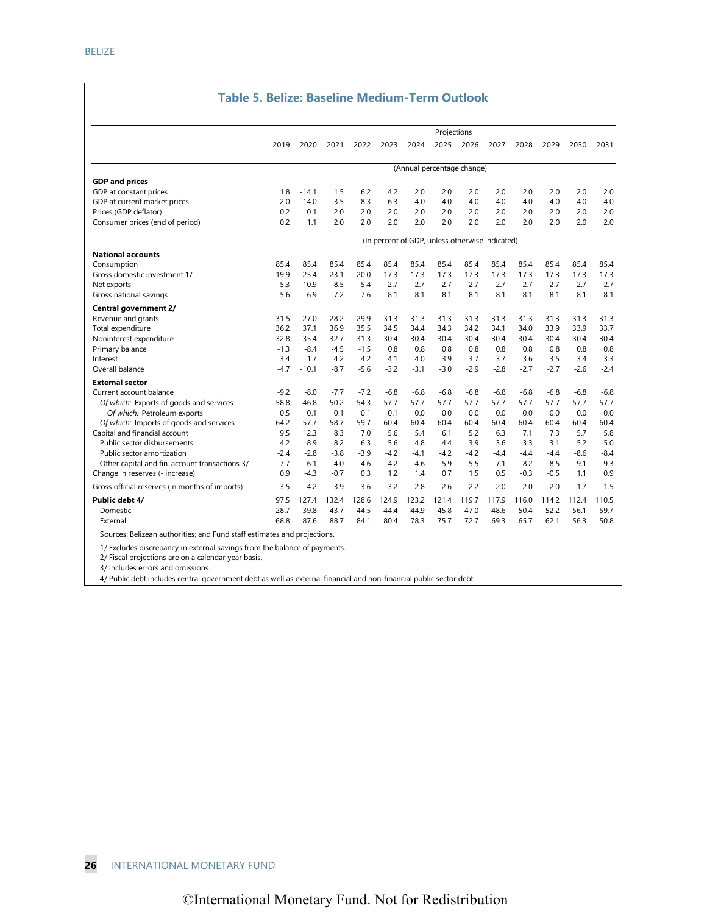## Table 5. Belize: Baseline Medium-Term Outlook

| | 2019 | 2020 | 2021 | 2022 | 2023 | 2024 | 2025 | 2026 | 2027 | 2028 | 2029 | 2030 | 2031 |
|---|---|---|---|---|---|---|---|---|---|---|---|---|---|
| | | Projections | | | | | | | | | | | |
| | (Annual percentage change) | | | | | | | | | | | | |
| **GDP and prices** | | | | | | | | | | | | | |
| GDP at constant prices | 1.8 | -14.1 | 1.5 | 6.2 | 4.2 | 2.0 | 2.0 | 2.0 | 2.0 | 2.0 | 2.0 | 2.0 | 2.0 |
| GDP at current market prices | 2.0 | -14.0 | 3.5 | 8.3 | 6.3 | 4.0 | 4.0 | 4.0 | 4.0 | 4.0 | 4.0 | 4.0 | 4.0 |
| Prices (GDP deflator) | 0.2 | 0.1 | 2.0 | 2.0 | 2.0 | 2.0 | 2.0 | 2.0 | 2.0 | 2.0 | 2.0 | 2.0 | 2.0 |
| Consumer prices (end of period) | 0.2 | 1.1 | 2.0 | 2.0 | 2.0 | 2.0 | 2.0 | 2.0 | 2.0 | 2.0 | 2.0 | 2.0 | 2.0 |
| | (In percent of GDP, unless otherwise indicated) | | | | | | | | | | | | |
| **National accounts** | | | | | | | | | | | | | |
| Consumption | 85.4 | 85.4 | 85.4 | 85.4 | 85.4 | 85.4 | 85.4 | 85.4 | 85.4 | 85.4 | 85.4 | 85.4 | 85.4 |
| Gross domestic investment 1/ | 19.9 | 25.4 | 23.1 | 20.0 | 17.3 | 17.3 | 17.3 | 17.3 | 17.3 | 17.3 | 17.3 | 17.3 | 17.3 |
| Net exports | -5.3 | -10.9 | -8.5 | -5.4 | -2.7 | -2.7 | -2.7 | -2.7 | -2.7 | -2.7 | -2.7 | -2.7 | -2.7 |
| Gross national savings | 5.6 | 6.9 | 7.2 | 7.6 | 8.1 | 8.1 | 8.1 | 8.1 | 8.1 | 8.1 | 8.1 | 8.1 | 8.1 |
| **Central government 2/** | | | | | | | | | | | | | |
| Revenue and grants | 31.5 | 27.0 | 28.2 | 29.9 | 31.3 | 31.3 | 31.3 | 31.3 | 31.3 | 31.3 | 31.3 | 31.3 | 31.3 |
| Total expenditure | 36.2 | 37.1 | 36.9 | 35.5 | 34.5 | 34.4 | 34.3 | 34.2 | 34.1 | 34.0 | 33.9 | 33.9 | 33.7 |
| Noninterest expenditure | 32.8 | 35.4 | 32.7 | 31.3 | 30.4 | 30.4 | 30.4 | 30.4 | 30.4 | 30.4 | 30.4 | 30.4 | 30.4 |
| Primary balance | -1.3 | -8.4 | -4.5 | -1.5 | 0.8 | 0.8 | 0.8 | 0.8 | 0.8 | 0.8 | 0.8 | 0.8 | 0.8 |
| Interest | 3.4 | 1.7 | 4.2 | 4.2 | 4.1 | 4.0 | 3.9 | 3.7 | 3.7 | 3.6 | 3.5 | 3.4 | 3.3 |
| Overall balance | -4.7 | -10.1 | -8.7 | -5.6 | -3.2 | -3.1 | -3.0 | -2.9 | -2.8 | -2.7 | -2.7 | -2.6 | -2.4 |
| **External sector** | | | | | | | | | | | | | |
| Current account balance | -9.2 | -8.0 | -7.7 | -7.2 | -6.8 | -6.8 | -6.8 | -6.8 | -6.8 | -6.8 | -6.8 | -6.8 | -6.8 |
| *Of which:* Exports of goods and services | 58.8 | 46.8 | 50.2 | 54.3 | 57.7 | 57.7 | 57.7 | 57.7 | 57.7 | 57.7 | 57.7 | 57.7 | 57.7 |
| *Of which:* Petroleum exports | 0.5 | 0.1 | 0.1 | 0.1 | 0.1 | 0.0 | 0.0 | 0.0 | 0.0 | 0.0 | 0.0 | 0.0 | 0.0 |
| *Of which:* Imports of goods and services | -64.2 | -57.7 | -58.7 | -59.7 | -60.4 | -60.4 | -60.4 | -60.4 | -60.4 | -60.4 | -60.4 | -60.4 | -60.4 |
| Capital and financial account | 9.5 | 12.3 | 8.3 | 7.0 | 5.6 | 5.4 | 6.1 | 5.2 | 6.3 | 7.1 | 7.3 | 5.7 | 5.8 |
| Public sector disbursements | 4.2 | 8.9 | 8.2 | 6.3 | 5.6 | 4.8 | 4.4 | 3.9 | 3.6 | 3.3 | 3.1 | 5.2 | 5.0 |
| Public sector amortization | -2.4 | -2.8 | -3.8 | -3.9 | -4.2 | -4.1 | -4.2 | -4.2 | -4.4 | -4.4 | -4.4 | -8.6 | -8.4 |
| Other capital and fin. account transactions 3/ | 7.7 | 6.1 | 4.0 | 4.6 | 4.2 | 4.6 | 5.9 | 5.5 | 7.1 | 8.2 | 8.5 | 9.1 | 9.3 |
| Change in reserves (- increase) | 0.9 | -4.3 | -0.7 | 0.3 | 1.2 | 1.4 | 0.7 | 1.5 | 0.5 | -0.3 | -0.5 | 1.1 | 0.9 |
| Gross official reserves (in months of imports) | 3.5 | 4.2 | 3.9 | 3.6 | 3.2 | 2.8 | 2.6 | 2.2 | 2.0 | 2.0 | 2.0 | 1.7 | 1.5 |
| **Public debt 4/** | 97.5 | 127.4 | 132.4 | 128.6 | 124.9 | 123.2 | 121.4 | 119.7 | 117.9 | 116.0 | 114.2 | 112.4 | 110.5 |
| Domestic | 28.7 | 39.8 | 43.7 | 44.5 | 44.4 | 44.9 | 45.8 | 47.0 | 48.6 | 50.4 | 52.2 | 56.1 | 59.7 |
| External | 68.8 | 87.6 | 88.7 | 84.1 | 80.4 | 78.3 | 75.7 | 72.7 | 69.3 | 65.7 | 62.1 | 56.3 | 50.8 |

Sources: Belizean authorities; and Fund staff estimates and projections.

1/ Excludes discrepancy in external savings from the balance of payments.

2/ Fiscal projections are on a calendar year basis.

3/ Includes errors and omissions.

4/ Public debt includes central government debt as well as external financial and non-financial public sector debt.

©International Monetary Fund. Not for Redistribution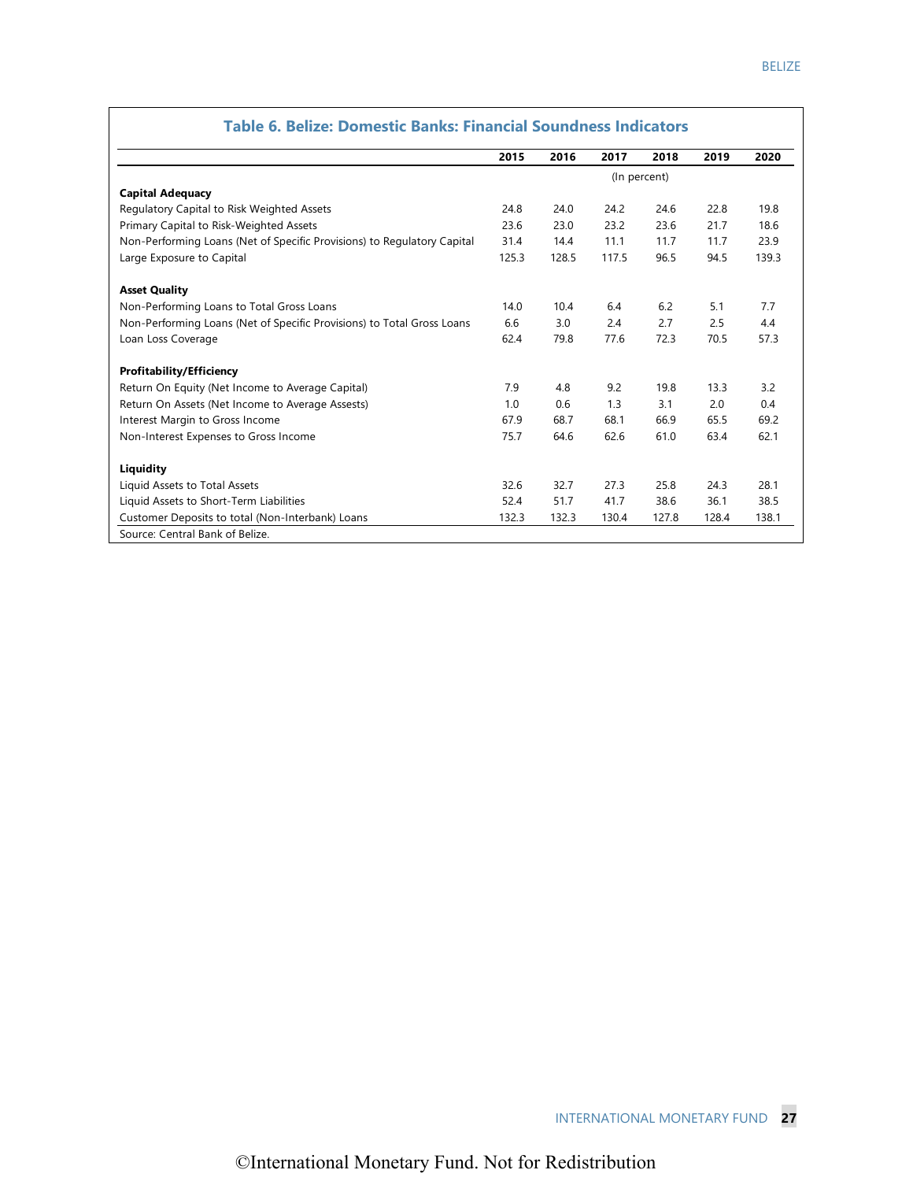### Table 6. Belize: Domestic Banks: Financial Soundness Indicators

| | 2015 | 2016 | 2017 | 2018 | 2019 | 2020 |
|---|---|---|---|---|---|---|
| | | | (In percent) | | | |
| **Capital Adequacy** | | | | | | |
| Regulatory Capital to Risk Weighted Assets | 24.8 | 24.0 | 24.2 | 24.6 | 22.8 | 19.8 |
| Primary Capital to Risk-Weighted Assets | 23.6 | 23.0 | 23.2 | 23.6 | 21.7 | 18.6 |
| Non-Performing Loans (Net of Specific Provisions) to Regulatory Capital | 31.4 | 14.4 | 11.1 | 11.7 | 11.7 | 23.9 |
| Large Exposure to Capital | 125.3 | 128.5 | 117.5 | 96.5 | 94.5 | 139.3 |
| **Asset Quality** | | | | | | |
| Non-Performing Loans to Total Gross Loans | 14.0 | 10.4 | 6.4 | 6.2 | 5.1 | 7.7 |
| Non-Performing Loans (Net of Specific Provisions) to Total Gross Loans | 6.6 | 3.0 | 2.4 | 2.7 | 2.5 | 4.4 |
| Loan Loss Coverage | 62.4 | 79.8 | 77.6 | 72.3 | 70.5 | 57.3 |
| **Profitability/Efficiency** | | | | | | |
| Return On Equity (Net Income to Average Capital) | 7.9 | 4.8 | 9.2 | 19.8 | 13.3 | 3.2 |
| Return On Assets (Net Income to Average Assests) | 1.0 | 0.6 | 1.3 | 3.1 | 2.0 | 0.4 |
| Interest Margin to Gross Income | 67.9 | 68.7 | 68.1 | 66.9 | 65.5 | 69.2 |
| Non-Interest Expenses to Gross Income | 75.7 | 64.6 | 62.6 | 61.0 | 63.4 | 62.1 |
| **Liquidity** | | | | | | |
| Liquid Assets to Total Assets | 32.6 | 32.7 | 27.3 | 25.8 | 24.3 | 28.1 |
| Liquid Assets to Short-Term Liabilities | 52.4 | 51.7 | 41.7 | 38.6 | 36.1 | 38.5 |
| Customer Deposits to total (Non-Interbank) Loans | 132.3 | 132.3 | 130.4 | 127.8 | 128.4 | 138.1 |

Source: Central Bank of Belize.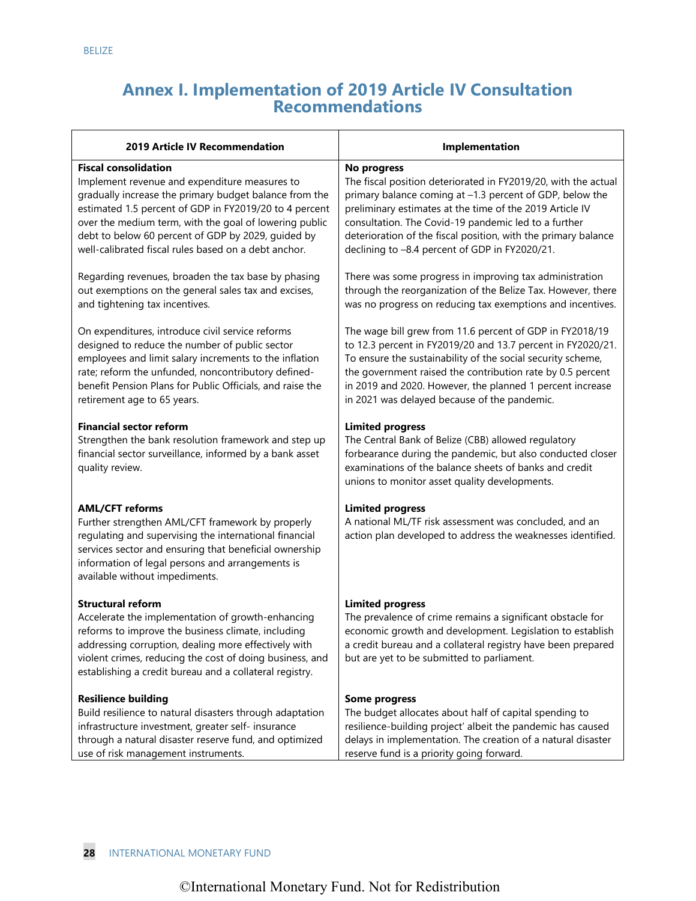# Annex I. Implementation of 2019 Article IV Consultation Recommendations

| 2019 Article IV Recommendation | Implementation |
|---|---|
| **Fiscal consolidation**<br>Implement revenue and expenditure measures to gradually increase the primary budget balance from the estimated 1.5 percent of GDP in FY2019/20 to 4 percent over the medium term, with the goal of lowering public debt to below 60 percent of GDP by 2029, guided by well-calibrated fiscal rules based on a debt anchor. | **No progress**<br>The fiscal position deteriorated in FY2019/20, with the actual primary balance coming at –1.3 percent of GDP, below the preliminary estimates at the time of the 2019 Article IV consultation. The Covid-19 pandemic led to a further deterioration of the fiscal position, with the primary balance declining to –8.4 percent of GDP in FY2020/21. |
| Regarding revenues, broaden the tax base by phasing out exemptions on the general sales tax and excises, and tightening tax incentives. | There was some progress in improving tax administration through the reorganization of the Belize Tax. However, there was no progress on reducing tax exemptions and incentives. |
| On expenditures, introduce civil service reforms designed to reduce the number of public sector employees and limit salary increments to the inflation rate; reform the unfunded, noncontributory defined-benefit Pension Plans for Public Officials, and raise the retirement age to 65 years. | The wage bill grew from 11.6 percent of GDP in FY2018/19 to 12.3 percent in FY2019/20 and 13.7 percent in FY2020/21. To ensure the sustainability of the social security scheme, the government raised the contribution rate by 0.5 percent in 2019 and 2020. However, the planned 1 percent increase in 2021 was delayed because of the pandemic. |
| **Financial sector reform**<br>Strengthen the bank resolution framework and step up financial sector surveillance, informed by a bank asset quality review. | **Limited progress**<br>The Central Bank of Belize (CBB) allowed regulatory forbearance during the pandemic, but also conducted closer examinations of the balance sheets of banks and credit unions to monitor asset quality developments. |
| **AML/CFT reforms**<br>Further strengthen AML/CFT framework by properly regulating and supervising the international financial services sector and ensuring that beneficial ownership information of legal persons and arrangements is available without impediments. | **Limited progress**<br>A national ML/TF risk assessment was concluded, and an action plan developed to address the weaknesses identified. |
| **Structural reform**<br>Accelerate the implementation of growth-enhancing reforms to improve the business climate, including addressing corruption, dealing more effectively with violent crimes, reducing the cost of doing business, and establishing a credit bureau and a collateral registry. | **Limited progress**<br>The prevalence of crime remains a significant obstacle for economic growth and development. Legislation to establish a credit bureau and a collateral registry have been prepared but are yet to be submitted to parliament. |
| **Resilience building**<br>Build resilience to natural disasters through adaptation infrastructure investment, greater self- insurance through a natural disaster reserve fund, and optimized use of risk management instruments. | **Some progress**<br>The budget allocates about half of capital spending to resilience-building project' albeit the pandemic has caused delays in implementation. The creation of a natural disaster reserve fund is a priority going forward. |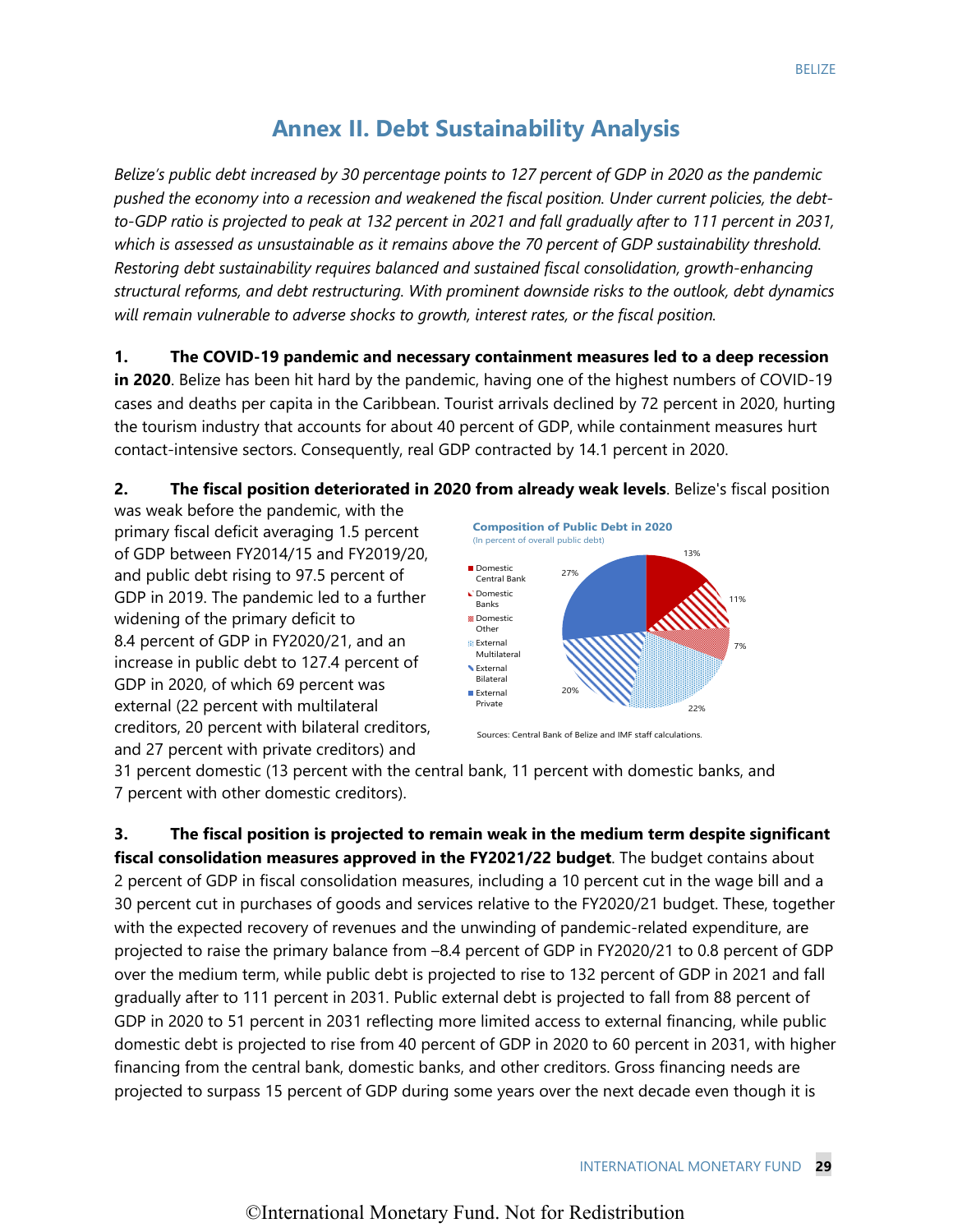# Annex II. Debt Sustainability Analysis

*Belize's public debt increased by 30 percentage points to 127 percent of GDP in 2020 as the pandemic pushed the economy into a recession and weakened the fiscal position. Under current policies, the debt-to-GDP ratio is projected to peak at 132 percent in 2021 and fall gradually after to 111 percent in 2031, which is assessed as unsustainable as it remains above the 70 percent of GDP sustainability threshold. Restoring debt sustainability requires balanced and sustained fiscal consolidation, growth-enhancing structural reforms, and debt restructuring. With prominent downside risks to the outlook, debt dynamics will remain vulnerable to adverse shocks to growth, interest rates, or the fiscal position.*

**1. The COVID-19 pandemic and necessary containment measures led to a deep recession in 2020**. Belize has been hit hard by the pandemic, having one of the highest numbers of COVID-19 cases and deaths per capita in the Caribbean. Tourist arrivals declined by 72 percent in 2020, hurting the tourism industry that accounts for about 40 percent of GDP, while containment measures hurt contact-intensive sectors. Consequently, real GDP contracted by 14.1 percent in 2020.

**2. The fiscal position deteriorated in 2020 from already weak levels**. Belize's fiscal position was weak before the pandemic, with the primary fiscal deficit averaging 1.5 percent of GDP between FY2014/15 and FY2019/20, and public debt rising to 97.5 percent of GDP in 2019. The pandemic led to a further widening of the primary deficit to 8.4 percent of GDP in FY2020/21, and an increase in public debt to 127.4 percent of GDP in 2020, of which 69 percent was external (22 percent with multilateral creditors, 20 percent with bilateral creditors, and 27 percent with private creditors) and 31 percent domestic (13 percent with the central bank, 11 percent with domestic banks, and 7 percent with other domestic creditors).

**Composition of Public Debt in 2020**
(In percent of overall public debt)

| Category | Share |
|---|---|
| Domestic Central Bank | 13% |
| Domestic Banks | 11% |
| Domestic Other | 7% |
| External Multilateral | 22% |
| External Bilateral | 20% |
| External Private | 27% |

Sources: Central Bank of Belize and IMF staff calculations.

**3. The fiscal position is projected to remain weak in the medium term despite significant fiscal consolidation measures approved in the FY2021/22 budget**. The budget contains about 2 percent of GDP in fiscal consolidation measures, including a 10 percent cut in the wage bill and a 30 percent cut in purchases of goods and services relative to the FY2020/21 budget. These, together with the expected recovery of revenues and the unwinding of pandemic-related expenditure, are projected to raise the primary balance from –8.4 percent of GDP in FY2020/21 to 0.8 percent of GDP over the medium term, while public debt is projected to rise to 132 percent of GDP in 2021 and fall gradually after to 111 percent in 2031. Public external debt is projected to fall from 88 percent of GDP in 2020 to 51 percent in 2031 reflecting more limited access to external financing, while public domestic debt is projected to rise from 40 percent of GDP in 2020 to 60 percent in 2031, with higher financing from the central bank, domestic banks, and other creditors. Gross financing needs are projected to surpass 15 percent of GDP during some years over the next decade even though it is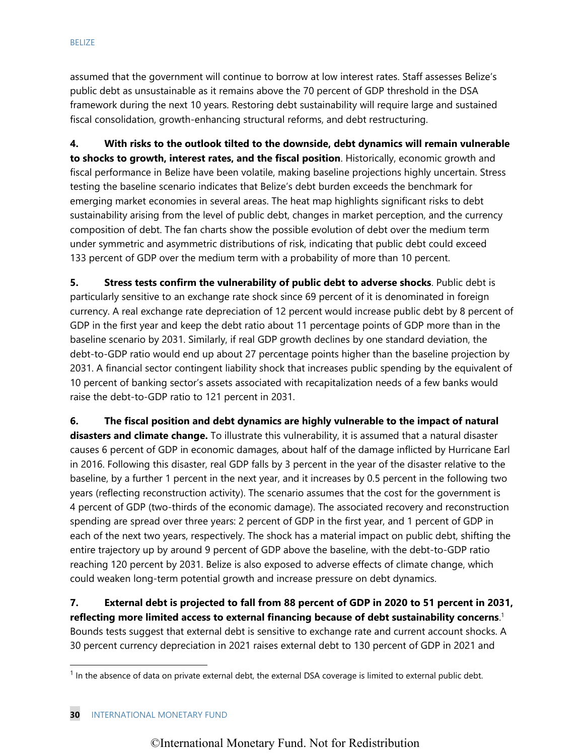assumed that the government will continue to borrow at low interest rates. Staff assesses Belize's public debt as unsustainable as it remains above the 70 percent of GDP threshold in the DSA framework during the next 10 years. Restoring debt sustainability will require large and sustained fiscal consolidation, growth-enhancing structural reforms, and debt restructuring.

**4. With risks to the outlook tilted to the downside, debt dynamics will remain vulnerable to shocks to growth, interest rates, and the fiscal position**. Historically, economic growth and fiscal performance in Belize have been volatile, making baseline projections highly uncertain. Stress testing the baseline scenario indicates that Belize's debt burden exceeds the benchmark for emerging market economies in several areas. The heat map highlights significant risks to debt sustainability arising from the level of public debt, changes in market perception, and the currency composition of debt. The fan charts show the possible evolution of debt over the medium term under symmetric and asymmetric distributions of risk, indicating that public debt could exceed 133 percent of GDP over the medium term with a probability of more than 10 percent.

**5. Stress tests confirm the vulnerability of public debt to adverse shocks**. Public debt is particularly sensitive to an exchange rate shock since 69 percent of it is denominated in foreign currency. A real exchange rate depreciation of 12 percent would increase public debt by 8 percent of GDP in the first year and keep the debt ratio about 11 percentage points of GDP more than in the baseline scenario by 2031. Similarly, if real GDP growth declines by one standard deviation, the debt-to-GDP ratio would end up about 27 percentage points higher than the baseline projection by 2031. A financial sector contingent liability shock that increases public spending by the equivalent of 10 percent of banking sector's assets associated with recapitalization needs of a few banks would raise the debt-to-GDP ratio to 121 percent in 2031.

**6. The fiscal position and debt dynamics are highly vulnerable to the impact of natural disasters and climate change.** To illustrate this vulnerability, it is assumed that a natural disaster causes 6 percent of GDP in economic damages, about half of the damage inflicted by Hurricane Earl in 2016. Following this disaster, real GDP falls by 3 percent in the year of the disaster relative to the baseline, by a further 1 percent in the next year, and it increases by 0.5 percent in the following two years (reflecting reconstruction activity). The scenario assumes that the cost for the government is 4 percent of GDP (two-thirds of the economic damage). The associated recovery and reconstruction spending are spread over three years: 2 percent of GDP in the first year, and 1 percent of GDP in each of the next two years, respectively. The shock has a material impact on public debt, shifting the entire trajectory up by around 9 percent of GDP above the baseline, with the debt-to-GDP ratio reaching 120 percent by 2031. Belize is also exposed to adverse effects of climate change, which could weaken long-term potential growth and increase pressure on debt dynamics.

**7. External debt is projected to fall from 88 percent of GDP in 2020 to 51 percent in 2031, reflecting more limited access to external financing because of debt sustainability concerns**.[1] Bounds tests suggest that external debt is sensitive to exchange rate and current account shocks. A 30 percent currency depreciation in 2021 raises external debt to 130 percent of GDP in 2021 and

[1] In the absence of data on private external debt, the external DSA coverage is limited to external public debt.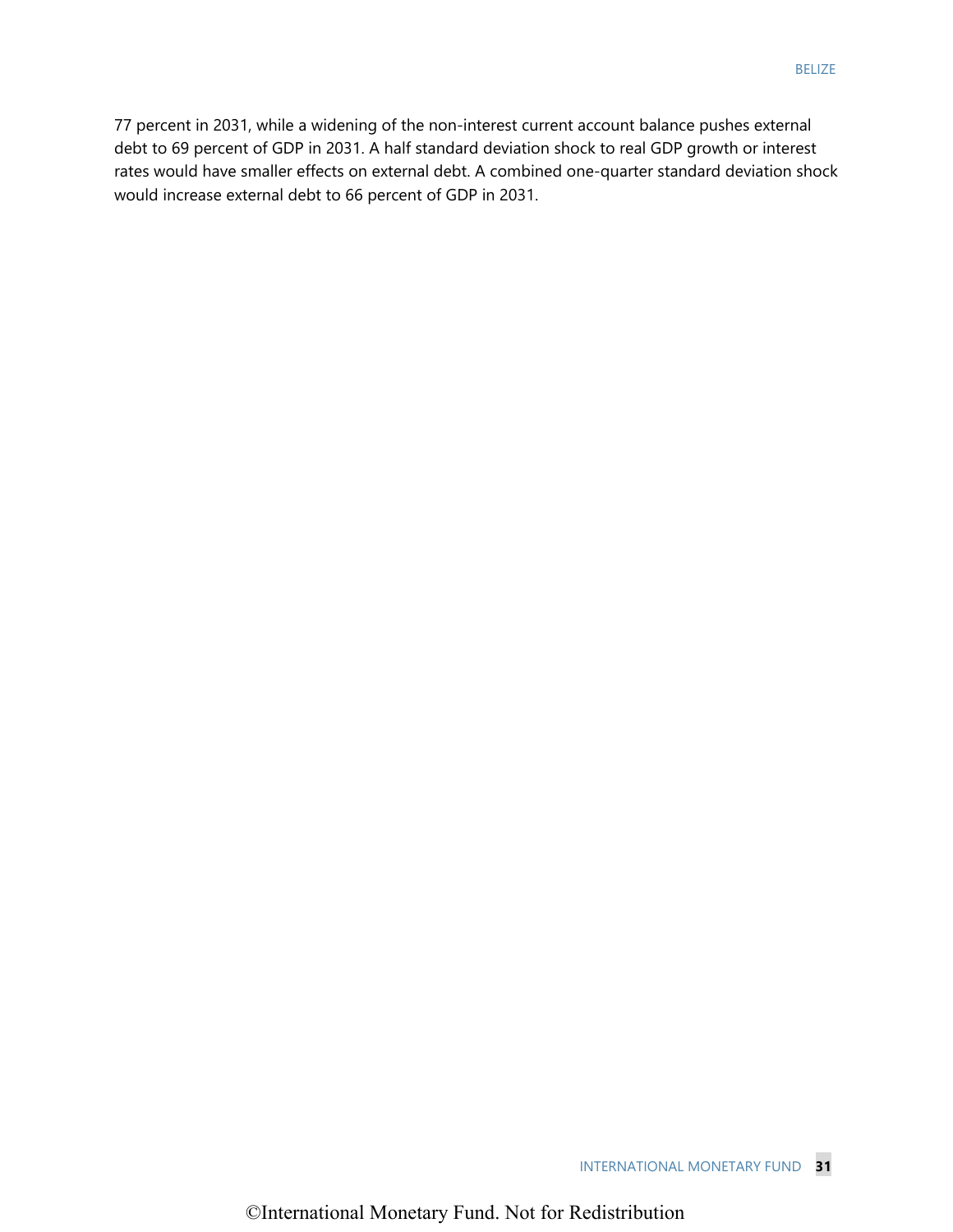77 percent in 2031, while a widening of the non-interest current account balance pushes external debt to 69 percent of GDP in 2031. A half standard deviation shock to real GDP growth or interest rates would have smaller effects on external debt. A combined one-quarter standard deviation shock would increase external debt to 66 percent of GDP in 2031.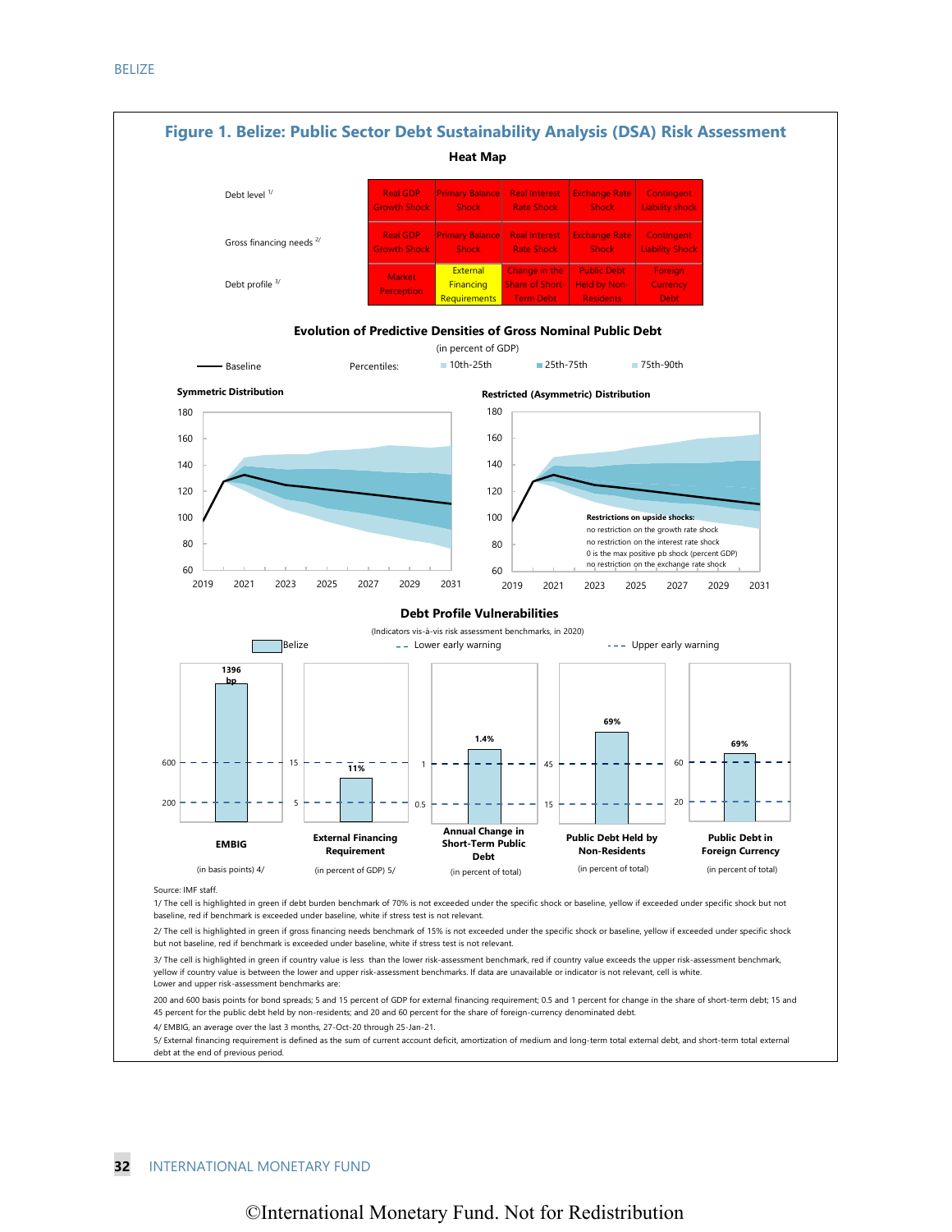# Figure 1. Belize: Public Sector Debt Sustainability Analysis (DSA) Risk Assessment

**Heat Map**

| | | | | | |
|---|---|---|---|---|---|
| Debt level [1/] | Real GDP Growth Shock | Primary Balance Shock | Real Interest Rate Shock | Exchange Rate Shock | Contingent Liability shock |
| Gross financing needs [2/] | Real GDP Growth Shock | Primary Balance Shock | Real Interest Rate Shock | Exchange Rate Shock | Contingent Liability Shock |
| Debt profile [3/] | Market Perception | External Financing Requirements | Change in the Share of Short-Term Debt | Public Debt Held by Non-Residents | Foreign Currency Debt |

**Evolution of Predictive Densities of Gross Nominal Public Debt**

(in percent of GDP)

Baseline — Percentiles: 10th-25th, 25th-75th, 75th-90th

Symmetric Distribution

Restricted (Asymmetric) Distribution

Restrictions on upside shocks:
no restriction on the growth rate shock
no restriction on the interest rate shock
0 is the max positive pb shock (percent GDP)
no restriction on the exchange rate shock

**Debt Profile Vulnerabilities**

(Indicators vis-à-vis risk assessment benchmarks, in 2020)

Belize — Lower early warning — Upper early warning

| Indicator | Belize | Lower early warning | Upper early warning |
|---|---|---|---|
| EMBIG (in basis points) 4/ | 1396 bp | 200 | 600 |
| External Financing Requirement (in percent of GDP) 5/ | 11% | 5 | 15 |
| Annual Change in Short-Term Public Debt (in percent of total) | 1.4% | 0.5 | 1 |
| Public Debt Held by Non-Residents (in percent of total) | 69% | 15 | 45 |
| Public Debt in Foreign Currency (in percent of total) | 69% | 20 | 60 |

Source: IMF staff.

1/ The cell is highlighted in green if debt burden benchmark of 70% is not exceeded under the specific shock or baseline, yellow if exceeded under specific shock but not baseline, red if benchmark is exceeded under baseline, white if stress test is not relevant.

2/ The cell is highlighted in green if gross financing needs benchmark of 15% is not exceeded under the specific shock or baseline, yellow if exceeded under specific shock but not baseline, red if benchmark is exceeded under baseline, white if stress test is not relevant.

3/ The cell is highlighted in green if country value is less than the lower risk-assessment benchmark, red if country value exceeds the upper risk-assessment benchmark, yellow if country value is between the lower and upper risk-assessment benchmarks. If data are unavailable or indicator is not relevant, cell is white.
Lower and upper risk-assessment benchmarks are:

200 and 600 basis points for bond spreads; 5 and 15 percent of GDP for external financing requirement; 0.5 and 1 percent for change in the share of short-term debt; 15 and 45 percent for the public debt held by non-residents; and 20 and 60 percent for the share of foreign-currency denominated debt.

4/ EMBIG, an average over the last 3 months, 27-Oct-20 through 25-Jan-21.

5/ External financing requirement is defined as the sum of current account deficit, amortization of medium and long-term total external debt, and short-term total external debt at the end of previous period.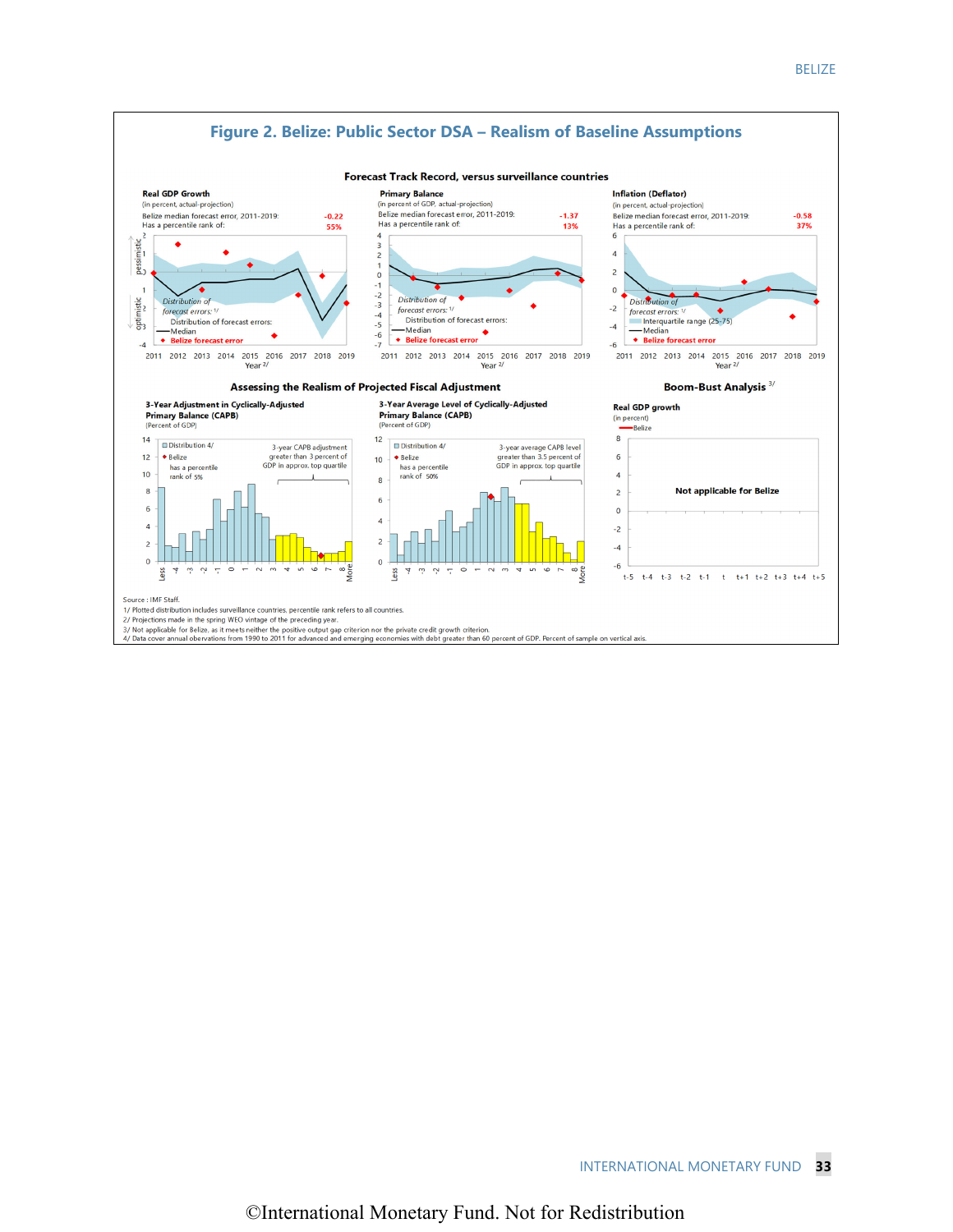## Figure 2. Belize: Public Sector DSA – Realism of Baseline Assumptions

### Forecast Track Record, versus surveillance countries

**Real GDP Growth**
(in percent, actual-projection)
Belize median forecast error, 2011-2019: -0.22
Has a percentile rank of: 55%

**Primary Balance**
(in percent of GDP, actual-projection)
Belize median forecast error, 2011-2019: -1.37
Has a percentile rank of: 13%

**Inflation (Deflator)**
(in percent, actual-projection)
Belize median forecast error, 2011-2019: -0.58
Has a percentile rank of: 37%

### Assessing the Realism of Projected Fiscal Adjustment

**3-Year Adjustment in Cyclically-Adjusted Primary Balance (CAPB)**
(Percent of GDP)
Distribution 4/; Belize has a percentile rank of 5%
3-year CAPB adjustment greater than 3 percent of GDP in approx. top quartile

**3-Year Average Level of Cyclically-Adjusted Primary Balance (CAPB)**
(Percent of GDP)
Distribution 4/; Belize has a percentile rank of 50%
3-year average CAPB level greater than 3.5 percent of GDP in approx. top quartile

### Boom-Bust Analysis 3/

**Real GDP growth**
(in percent)
Not applicable for Belize

Source : IMF Staff.
1/ Plotted distribution includes surveillance countries, percentile rank refers to all countries.
2/ Projections made in the spring WEO vintage of the preceding year.
3/ Not applicable for Belize, as it meets neither the positive output gap criterion nor the private credit growth criterion.
4/ Data cover annual obervations from 1990 to 2011 for advanced and emerging economies with debt greater than 60 percent of GDP. Percent of sample on vertical axis.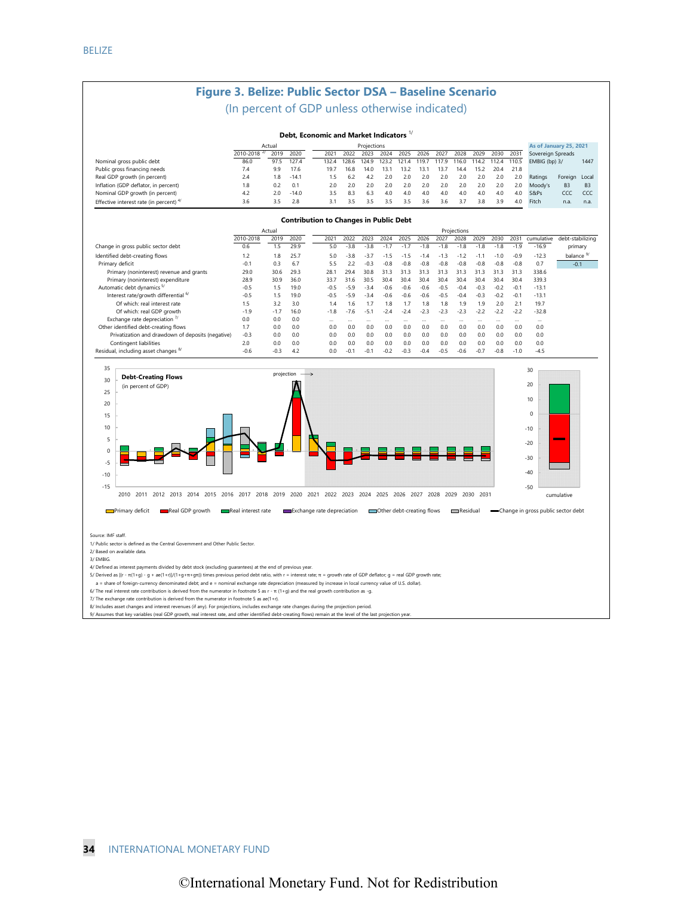# Figure 3. Belize: Public Sector DSA – Baseline Scenario

(In percent of GDP unless otherwise indicated)

### Debt, Economic and Market Indicators [1]

| | Actual | | | Projections | | | | | | | | | | | |
|---|---|---|---|---|---|---|---|---|---|---|---|---|---|---|---|
| | 2010-2018 [2] | 2019 | 2020 | 2021 | 2022 | 2023 | 2024 | 2025 | 2026 | 2027 | 2028 | 2029 | 2030 | 2031 | |
| Nominal gross public debt | 86.0 | 97.5 | 127.4 | 132.4 | 128.6 | 124.9 | 123.2 | 121.4 | 119.7 | 117.9 | 116.0 | 114.2 | 112.4 | 110.5 | |
| Public gross financing needs | 7.4 | 9.9 | 17.6 | 19.7 | 16.8 | 14.0 | 13.1 | 13.2 | 13.1 | 13.7 | 14.4 | 15.2 | 20.4 | 21.8 | |
| Real GDP growth (in percent) | 2.4 | 1.8 | -14.1 | 1.5 | 6.2 | 4.2 | 2.0 | 2.0 | 2.0 | 2.0 | 2.0 | 2.0 | 2.0 | 2.0 | |
| Inflation (GDP deflator, in percent) | 1.8 | 0.2 | 0.1 | 2.0 | 2.0 | 2.0 | 2.0 | 2.0 | 2.0 | 2.0 | 2.0 | 2.0 | 2.0 | 2.0 | |
| Nominal GDP growth (in percent) | 4.2 | 2.0 | -14.0 | 3.5 | 8.3 | 6.3 | 4.0 | 4.0 | 4.0 | 4.0 | 4.0 | 4.0 | 4.0 | 4.0 | |
| Effective interest rate (in percent) [4] | 3.6 | 3.5 | 2.8 | 3.1 | 3.5 | 3.5 | 3.5 | 3.5 | 3.6 | 3.6 | 3.7 | 3.8 | 3.9 | 4.0 | |

| As of January 25, 2021 | | |
|---|---|---|
| Sovereign Spreads | | |
| EMBIG (bp) 3/ | | 1447 |
| Ratings | Foreign | Local |
| Moody's | B3 | B3 |
| S&Ps | CCC | CCC |
| Fitch | n.a. | n.a. |

### Contribution to Changes in Public Debt

| | Actual | | | Projections | | | | | | | | | | | | |
|---|---|---|---|---|---|---|---|---|---|---|---|---|---|---|---|---|
| | 2010-2018 | 2019 | 2020 | 2021 | 2022 | 2023 | 2024 | 2025 | 2026 | 2027 | 2028 | 2029 | 2030 | 2031 | cumulative | debt-stabilizing |
| Change in gross public sector debt | 0.6 | 1.5 | 29.9 | 5.0 | -3.8 | -3.8 | -1.7 | -1.7 | -1.8 | -1.8 | -1.8 | -1.8 | -1.8 | -1.9 | -16.9 | primary |
| Identified debt-creating flows | 1.2 | 1.8 | 25.7 | 5.0 | -3.8 | -3.7 | -1.5 | -1.5 | -1.4 | -1.3 | -1.2 | -1.1 | -1.0 | -0.9 | -12.3 | balance [9] |
| Primary deficit | -0.1 | 0.3 | 6.7 | 5.5 | 2.2 | -0.3 | -0.8 | -0.8 | -0.8 | -0.8 | -0.8 | -0.8 | -0.8 | -0.8 | 0.7 | -0.1 |
| Primary (noninterest) revenue and grants | 29.0 | 30.6 | 29.3 | 28.1 | 29.4 | 30.8 | 31.3 | 31.3 | 31.3 | 31.3 | 31.3 | 31.3 | 31.3 | 31.3 | 338.6 | |
| Primary (noninterest) expenditure | 28.9 | 30.9 | 36.0 | 33.7 | 31.6 | 30.5 | 30.4 | 30.4 | 30.4 | 30.4 | 30.4 | 30.4 | 30.4 | 30.4 | 339.3 | |
| Automatic debt dynamics [5] | -0.5 | 1.5 | 19.0 | -0.5 | -5.9 | -3.4 | -0.6 | -0.6 | -0.6 | -0.5 | -0.4 | -0.3 | -0.2 | -0.1 | -13.1 | |
| Interest rate/growth differential [6] | -0.5 | 1.5 | 19.0 | -0.5 | -5.9 | -3.4 | -0.6 | -0.6 | -0.6 | -0.5 | -0.4 | -0.3 | -0.2 | -0.1 | -13.1 | |
| Of which: real interest rate | 1.5 | 3.2 | 3.0 | 1.4 | 1.6 | 1.7 | 1.8 | 1.7 | 1.8 | 1.8 | 1.9 | 1.9 | 2.0 | 2.1 | 19.7 | |
| Of which: real GDP growth | -1.9 | -1.7 | 16.0 | -1.8 | -7.6 | -5.1 | -2.4 | -2.4 | -2.3 | -2.3 | -2.3 | -2.2 | -2.2 | -2.2 | -32.8 | |
| Exchange rate depreciation [7] | 0.0 | 0.0 | 0.0 | … | … | … | … | … | … | … | … | … | … | … | … | |
| Other identified debt-creating flows | 1.7 | 0.0 | 0.0 | 0.0 | 0.0 | 0.0 | 0.0 | 0.0 | 0.0 | 0.0 | 0.0 | 0.0 | 0.0 | 0.0 | 0.0 | |
| Privatization and drawdown of deposits (negative) | -0.3 | 0.0 | 0.0 | 0.0 | 0.0 | 0.0 | 0.0 | 0.0 | 0.0 | 0.0 | 0.0 | 0.0 | 0.0 | 0.0 | 0.0 | |
| Contingent liabilities | 2.0 | 0.0 | 0.0 | 0.0 | 0.0 | 0.0 | 0.0 | 0.0 | 0.0 | 0.0 | 0.0 | 0.0 | 0.0 | 0.0 | 0.0 | |
| Residual, including asset changes [8] | -0.6 | -0.3 | 4.2 | 0.0 | -0.1 | -0.1 | -0.2 | -0.3 | -0.4 | -0.5 | -0.6 | -0.7 | -0.8 | -1.0 | -4.5 | |

**Debt-Creating Flows** (in percent of GDP)

Legend: Primary deficit; Real GDP growth; Real interest rate; Exchange rate depreciation; Other debt-creating flows; Residual; Change in gross public sector debt

Source: IMF staff.

1/ Public sector is defined as the Central Government and Other Public Sector.

2/ Based on available data.

3/ EMBIG.

4/ Defined as interest payments divided by debt stock (excluding guarantees) at the end of previous year.

5/ Derived as $[(r - \pi(1+g) - g + ae(1+r)]/(1+g+\pi+g\pi))$ times previous period debt ratio, with r = interest rate; $\pi$ = growth rate of GDP deflator; g = real GDP growth rate;
a = share of foreign-currency denominated debt; and e = nominal exchange rate depreciation (measured by increase in local currency value of U.S. dollar).

6/ The real interest rate contribution is derived from the numerator in footnote 5 as $r - \pi(1+g)$ and the real growth contribution as -g.

7/ The exchange rate contribution is derived from the numerator in footnote 5 as $ae(1+r)$.

8/ Includes asset changes and interest revenues (if any). For projections, includes exchange rate changes during the projection period.

9/ Assumes that key variables (real GDP growth, real interest rate, and other identified debt-creating flows) remain at the level of the last projection year.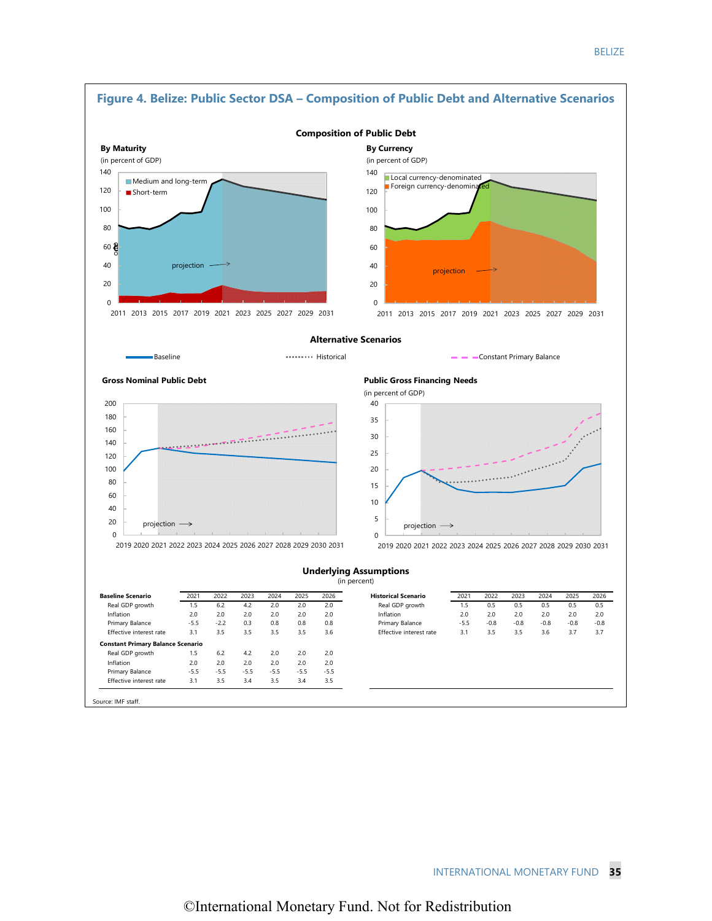## Figure 4. Belize: Public Sector DSA – Composition of Public Debt and Alternative Scenarios

### Composition of Public Debt

**By Maturity**
(in percent of GDP)

Medium and long-term
Short-term

projection

**By Currency**
(in percent of GDP)

Local currency-denominated
Foreign currency-denominated

projection

### Alternative Scenarios

Baseline | Historical | Constant Primary Balance

**Gross Nominal Public Debt**

projection

**Public Gross Financing Needs**
(in percent of GDP)

projection

### Underlying Assumptions
(in percent)

| Baseline Scenario | 2021 | 2022 | 2023 | 2024 | 2025 | 2026 |
|---|---|---|---|---|---|---|
| Real GDP growth | 1.5 | 6.2 | 4.2 | 2.0 | 2.0 | 2.0 |
| Inflation | 2.0 | 2.0 | 2.0 | 2.0 | 2.0 | 2.0 |
| Primary Balance | -5.5 | -2.2 | 0.3 | 0.8 | 0.8 | 0.8 |
| Effective interest rate | 3.1 | 3.5 | 3.5 | 3.5 | 3.5 | 3.6 |
| **Constant Primary Balance Scenario** | | | | | | |
| Real GDP growth | 1.5 | 6.2 | 4.2 | 2.0 | 2.0 | 2.0 |
| Inflation | 2.0 | 2.0 | 2.0 | 2.0 | 2.0 | 2.0 |
| Primary Balance | -5.5 | -5.5 | -5.5 | -5.5 | -5.5 | -5.5 |
| Effective interest rate | 3.1 | 3.5 | 3.4 | 3.5 | 3.4 | 3.5 |

| Historical Scenario | 2021 | 2022 | 2023 | 2024 | 2025 | 2026 |
|---|---|---|---|---|---|---|
| Real GDP growth | 1.5 | 0.5 | 0.5 | 0.5 | 0.5 | 0.5 |
| Inflation | 2.0 | 2.0 | 2.0 | 2.0 | 2.0 | 2.0 |
| Primary Balance | -5.5 | -0.8 | -0.8 | -0.8 | -0.8 | -0.8 |
| Effective interest rate | 3.1 | 3.5 | 3.5 | 3.6 | 3.7 | 3.7 |

Source: IMF staff.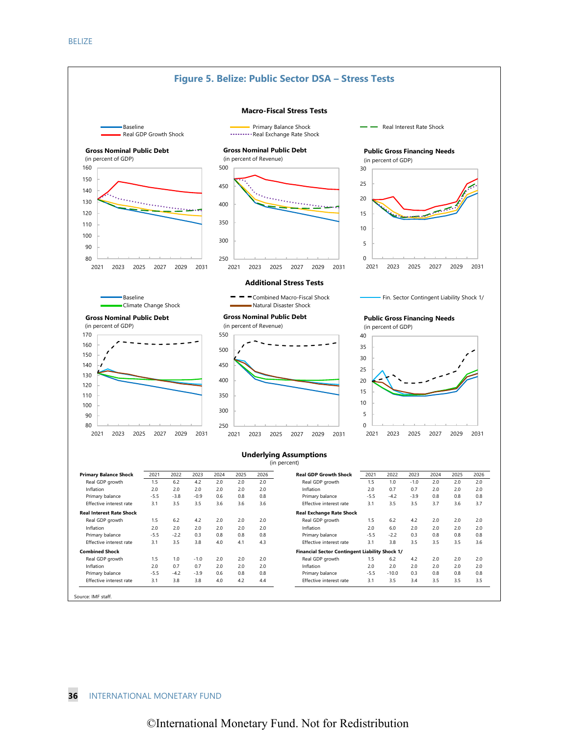# Figure 5. Belize: Public Sector DSA – Stress Tests

## Macro-Fiscal Stress Tests

Baseline
Real GDP Growth Shock
Primary Balance Shock
Real Exchange Rate Shock
Real Interest Rate Shock

**Gross Nominal Public Debt**
(in percent of GDP)

**Gross Nominal Public Debt**
(in percent of Revenue)

**Public Gross Financing Needs**
(in percent of GDP)

## Additional Stress Tests

Baseline
Climate Change Shock
Combined Macro-Fiscal Shock
Natural Disaster Shock
Fin. Sector Contingent Liability Shock 1/

**Gross Nominal Public Debt**
(in percent of GDP)

**Gross Nominal Public Debt**
(in percent of Revenue)

**Public Gross Financing Needs**
(in percent of GDP)

## Underlying Assumptions
(in percent)

| Primary Balance Shock | 2021 | 2022 | 2023 | 2024 | 2025 | 2026 |
|---|---|---|---|---|---|---|
| Real GDP growth | 1.5 | 6.2 | 4.2 | 2.0 | 2.0 | 2.0 |
| Inflation | 2.0 | 2.0 | 2.0 | 2.0 | 2.0 | 2.0 |
| Primary balance | -5.5 | -3.8 | -0.9 | 0.6 | 0.8 | 0.8 |
| Effective interest rate | 3.1 | 3.5 | 3.5 | 3.6 | 3.6 | 3.6 |
| **Real Interest Rate Shock** | | | | | | |
| Real GDP growth | 1.5 | 6.2 | 4.2 | 2.0 | 2.0 | 2.0 |
| Inflation | 2.0 | 2.0 | 2.0 | 2.0 | 2.0 | 2.0 |
| Primary balance | -5.5 | -2.2 | 0.3 | 0.8 | 0.8 | 0.8 |
| Effective interest rate | 3.1 | 3.5 | 3.8 | 4.0 | 4.1 | 4.3 |
| **Combined Shock** | | | | | | |
| Real GDP growth | 1.5 | 1.0 | -1.0 | 2.0 | 2.0 | 2.0 |
| Inflation | 2.0 | 0.7 | 0.7 | 2.0 | 2.0 | 2.0 |
| Primary balance | -5.5 | -4.2 | -3.9 | 0.6 | 0.8 | 0.8 |
| Effective interest rate | 3.1 | 3.8 | 3.8 | 4.0 | 4.2 | 4.4 |

| Real GDP Growth Shock | 2021 | 2022 | 2023 | 2024 | 2025 | 2026 |
|---|---|---|---|---|---|---|
| Real GDP growth | 1.5 | 1.0 | -1.0 | 2.0 | 2.0 | 2.0 |
| Inflation | 2.0 | 0.7 | 0.7 | 2.0 | 2.0 | 2.0 |
| Primary balance | -5.5 | -4.2 | -3.9 | 0.8 | 0.8 | 0.8 |
| Effective interest rate | 3.1 | 3.5 | 3.5 | 3.7 | 3.6 | 3.7 |
| **Real Exchange Rate Shock** | | | | | | |
| Real GDP growth | 1.5 | 6.2 | 4.2 | 2.0 | 2.0 | 2.0 |
| Inflation | 2.0 | 6.0 | 2.0 | 2.0 | 2.0 | 2.0 |
| Primary balance | -5.5 | -2.2 | 0.3 | 0.8 | 0.8 | 0.8 |
| Effective interest rate | 3.1 | 3.8 | 3.5 | 3.5 | 3.5 | 3.6 |
| **Financial Sector Contingent Liability Shock 1/** | | | | | | |
| Real GDP growth | 1.5 | 6.2 | 4.2 | 2.0 | 2.0 | 2.0 |
| Inflation | 2.0 | 2.0 | 2.0 | 2.0 | 2.0 | 2.0 |
| Primary balance | -5.5 | -10.0 | 0.3 | 0.8 | 0.8 | 0.8 |
| Effective interest rate | 3.1 | 3.5 | 3.4 | 3.5 | 3.5 | 3.5 |

Source: IMF staff.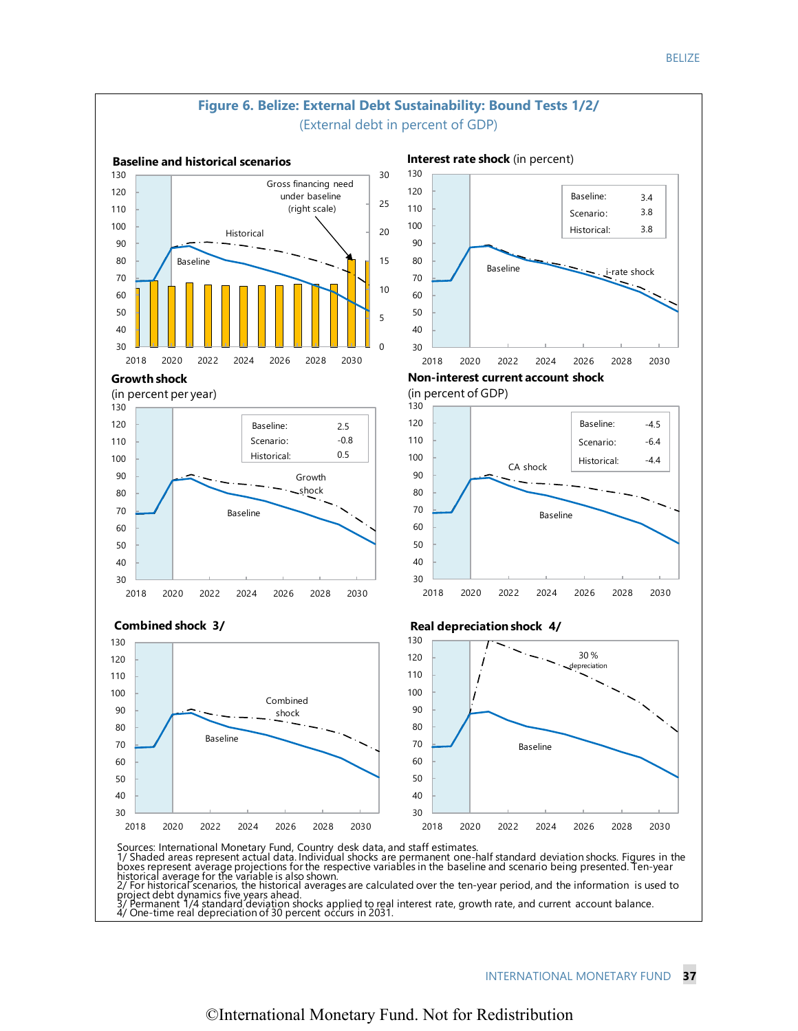## Figure 6. Belize: External Debt Sustainability: Bound Tests 1/2/

(External debt in percent of GDP)

**Baseline and historical scenarios**

Gross financing need under baseline (right scale)

Historical

Baseline

**Interest rate shock** (in percent)

| | |
|---|---|
| Baseline: | 3.4 |
| Scenario: | 3.8 |
| Historical: | 3.8 |

Baseline

i-rate shock

**Growth shock**

(in percent per year)

| | |
|---|---|
| Baseline: | 2.5 |
| Scenario: | -0.8 |
| Historical: | 0.5 |

Growth shock

Baseline

**Non-interest current account shock**

(in percent of GDP)

| | |
|---|---|
| Baseline: | -4.5 |
| Scenario: | -6.4 |
| Historical: | -4.4 |

CA shock

Baseline

**Combined shock 3/**

Combined shock

Baseline

**Real depreciation shock 4/**

30 % depreciation

Baseline

Sources: International Monetary Fund, Country desk data, and staff estimates.
1/ Shaded areas represent actual data. Individual shocks are permanent one-half standard deviation shocks. Figures in the boxes represent average projections for the respective variables in the baseline and scenario being presented. Ten-year historical average for the variable is also shown.
2/ For historical scenarios, the historical averages are calculated over the ten-year period, and the information is used to project debt dynamics five years ahead.
3/ Permanent 1/4 standard deviation shocks applied to real interest rate, growth rate, and current account balance.
4/ One-time real depreciation of 30 percent occurs in 2031.

©International Monetary Fund. Not for Redistribution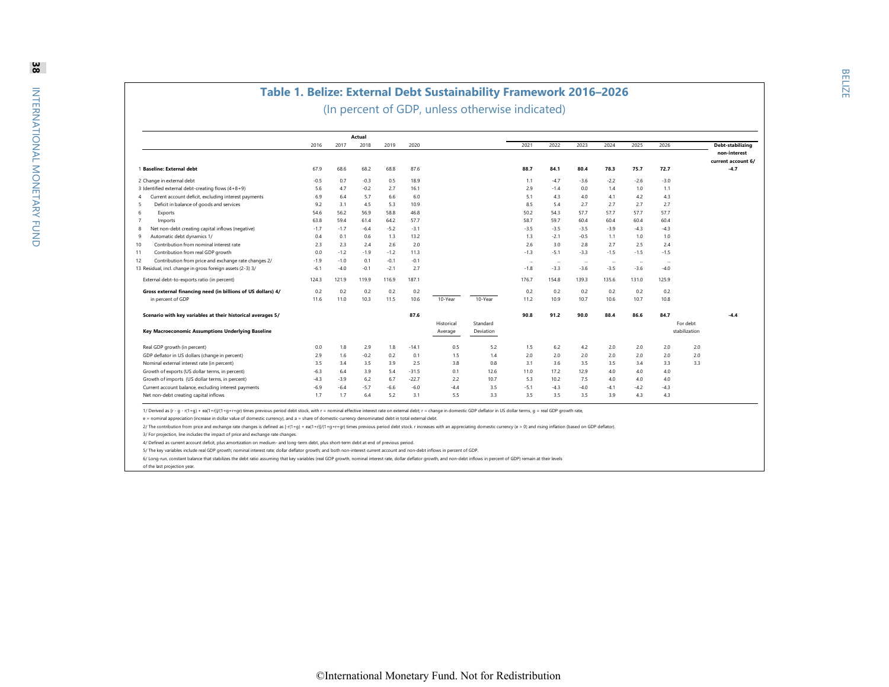# Table 1. Belize: External Debt Sustainability Framework 2016–2026

(In percent of GDP, unless otherwise indicated)

| | Actual 2016 | 2017 | 2018 | 2019 | 2020 | | | Projections 2021 | 2022 | 2023 | 2024 | 2025 | 2026 | | Debt-stabilizing non-interest current account 6/ |
|---|---|---|---|---|---|---|---|---|---|---|---|---|---|---|---|
| 1 **Baseline: External debt** | 67.9 | 68.6 | 68.2 | 68.8 | 87.6 | | | **88.7** | **84.1** | **80.4** | **78.3** | **75.7** | **72.7** | | **-4.7** |
| 2 Change in external debt | -0.5 | 0.7 | -0.3 | 0.5 | 18.9 | | | 1.1 | -4.7 | -3.6 | -2.2 | -2.6 | -3.0 | | |
| 3 Identified external debt-creating flows (4+8+9) | 5.6 | 4.7 | -0.2 | 2.7 | 16.1 | | | 2.9 | -1.4 | 0.0 | 1.4 | 1.0 | 1.1 | | |
| 4 Current account deficit, excluding interest payments | 6.9 | 6.4 | 5.7 | 6.6 | 6.0 | | | 5.1 | 4.3 | 4.0 | 4.1 | 4.2 | 4.3 | | |
| 5 Deficit in balance of goods and services | 9.2 | 3.1 | 4.5 | 5.3 | 10.9 | | | 8.5 | 5.4 | 2.7 | 2.7 | 2.7 | 2.7 | | |
| 6 Exports | 54.6 | 56.2 | 56.9 | 58.8 | 46.8 | | | 50.2 | 54.3 | 57.7 | 57.7 | 57.7 | 57.7 | | |
| 7 Imports | 63.8 | 59.4 | 61.4 | 64.2 | 57.7 | | | 58.7 | 59.7 | 60.4 | 60.4 | 60.4 | 60.4 | | |
| 8 Net non-debt creating capital inflows (negative) | -1.7 | -1.7 | -6.4 | -5.2 | -3.1 | | | -3.5 | -3.5 | -3.5 | -3.9 | -4.3 | -4.3 | | |
| 9 Automatic debt dynamics 1/ | 0.4 | 0.1 | 0.6 | 1.3 | 13.2 | | | 1.3 | -2.1 | -0.5 | 1.1 | 1.0 | 1.0 | | |
| 10 Contribution from nominal interest rate | 2.3 | 2.3 | 2.4 | 2.6 | 2.0 | | | 2.6 | 3.0 | 2.8 | 2.7 | 2.5 | 2.4 | | |
| 11 Contribution from real GDP growth | 0.0 | -1.2 | -1.9 | -1.2 | 11.3 | | | -1.3 | -5.1 | -3.3 | -1.5 | -1.5 | -1.5 | | |
| 12 Contribution from price and exchange rate changes 2/ | -1.9 | -1.0 | 0.1 | -0.1 | -0.1 | | | ... | ... | ... | ... | ... | ... | | |
| 13 Residual, incl. change in gross foreign assets (2-3) 3/ | -6.1 | -4.0 | -0.1 | -2.1 | 2.7 | | | -1.8 | -3.3 | -3.6 | -3.5 | -3.6 | -4.0 | | |
| External debt-to-exports ratio (in percent) | 124.3 | 121.9 | 119.9 | 116.9 | 187.1 | | | 176.7 | 154.8 | 139.3 | 135.6 | 131.0 | 125.9 | | |
| **Gross external financing need (in billions of US dollars) 4/** | 0.2 | 0.2 | 0.2 | 0.2 | 0.2 | | | 0.2 | 0.2 | 0.2 | 0.2 | 0.2 | 0.2 | | |
| in percent of GDP | 11.6 | 11.0 | 10.3 | 11.5 | 10.6 | 10-Year | 10-Year | 11.2 | 10.9 | 10.7 | 10.6 | 10.7 | 10.8 | | |
| **Scenario with key variables at their historical averages 5/** | | | | | **87.6** | | | **90.8** | **91.2** | **90.0** | **88.4** | **86.6** | **84.7** | | **-4.4** |
| **Key Macroeconomic Assumptions Underlying Baseline** | | | | | | Historical Average | Standard Deviation | | | | | | | For debt stabilization | |
| Real GDP growth (in percent) | 0.0 | 1.8 | 2.9 | 1.8 | -14.1 | 0.5 | 5.2 | 1.5 | 6.2 | 4.2 | 2.0 | 2.0 | 2.0 | 2.0 | |
| GDP deflator in US dollars (change in percent) | 2.9 | 1.6 | -0.2 | 0.2 | 0.1 | 1.5 | 1.4 | 2.0 | 2.0 | 2.0 | 2.0 | 2.0 | 2.0 | 2.0 | |
| Nominal external interest rate (in percent) | 3.5 | 3.4 | 3.5 | 3.9 | 2.5 | 3.8 | 0.8 | 3.1 | 3.6 | 3.5 | 3.5 | 3.4 | 3.3 | 3.3 | |
| Growth of exports (US dollar terms, in percent) | -6.3 | 6.4 | 3.9 | 5.4 | -31.5 | 0.1 | 12.6 | 11.0 | 17.2 | 12.9 | 4.0 | 4.0 | 4.0 | | |
| Growth of imports (US dollar terms, in percent) | -4.3 | -3.9 | 6.2 | 6.7 | -22.7 | 2.2 | 10.7 | 5.3 | 10.2 | 7.5 | 4.0 | 4.0 | 4.0 | | |
| Current account balance, excluding interest payments | -6.9 | -6.4 | -5.7 | -6.6 | -6.0 | -4.4 | 3.5 | -5.1 | -4.3 | -4.0 | -4.1 | -4.2 | -4.3 | | |
| Net non-debt creating capital inflows | 1.7 | 1.7 | 6.4 | 5.2 | 3.1 | 5.5 | 3.3 | 3.5 | 3.5 | 3.5 | 3.9 | 4.3 | 4.3 | | |

1/ Derived as [r - g - r(1+g) + ea(1+r)]/(1+g+r+gr) times previous period debt stock, with r = nominal effective interest rate on external debt; r = change in domestic GDP deflator in US dollar terms, g = real GDP growth rate, e = nominal appreciation (increase in dollar value of domestic currency), and a = share of domestic-currency denominated debt in total external debt.

2/ The contribution from price and exchange rate changes is defined as [-r(1+g) + ea(1+r)]/(1+g+r+gr) times previous period debt stock. r increases with an appreciating domestic currency (e > 0) and rising inflation (based on GDP deflator).

3/ For projection, line includes the impact of price and exchange rate changes.

4/ Defined as current account deficit, plus amortization on medium- and long-term debt, plus short-term debt at end of previous period.

5/ The key variables include real GDP growth; nominal interest rate; dollar deflator growth; and both non-interest current account and non-debt inflows in percent of GDP.

6/ Long-run, constant balance that stabilizes the debt ratio assuming that key variables (real GDP growth, nominal interest rate, dollar deflator growth, and non-debt inflows in percent of GDP) remain at their levels of the last projection year.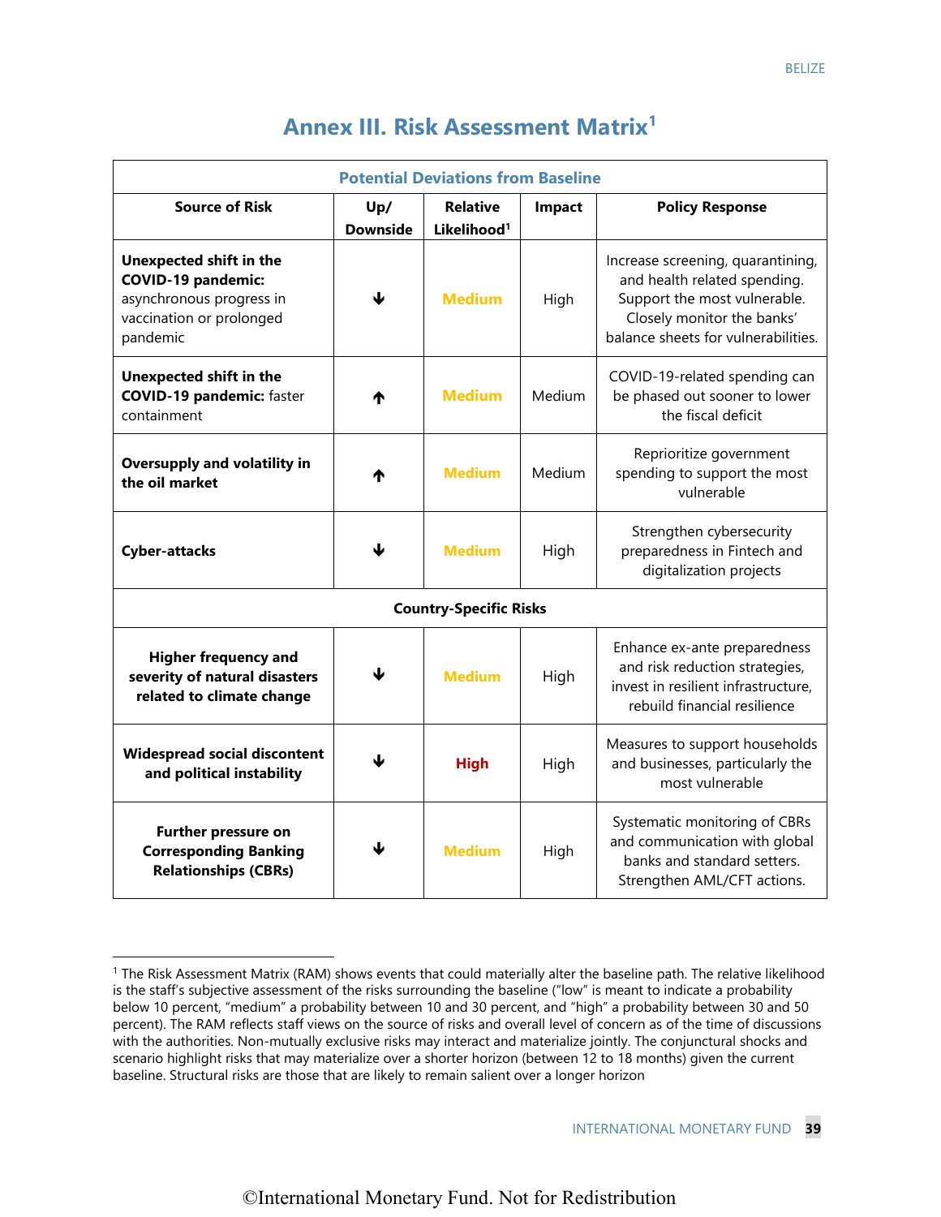# Annex III. Risk Assessment Matrix[1]

| Potential Deviations from Baseline | | | | |
|---|---|---|---|---|
| **Source of Risk** | **Up/ Downside** | **Relative Likelihood[1]** | **Impact** | **Policy Response** |
| **Unexpected shift in the COVID-19 pandemic:** asynchronous progress in vaccination or prolonged pandemic | ↓ | Medium | High | Increase screening, quarantining, and health related spending. Support the most vulnerable. Closely monitor the banks' balance sheets for vulnerabilities. |
| **Unexpected shift in the COVID-19 pandemic:** faster containment | ↑ | Medium | Medium | COVID-19-related spending can be phased out sooner to lower the fiscal deficit |
| **Oversupply and volatility in the oil market** | ↑ | Medium | Medium | Reprioritize government spending to support the most vulnerable |
| **Cyber-attacks** | ↓ | Medium | High | Strengthen cybersecurity preparedness in Fintech and digitalization projects |
| **Country-Specific Risks** | | | | |
| **Higher frequency and severity of natural disasters related to climate change** | ↓ | Medium | High | Enhance ex-ante preparedness and risk reduction strategies, invest in resilient infrastructure, rebuild financial resilience |
| **Widespread social discontent and political instability** | ↓ | High | High | Measures to support households and businesses, particularly the most vulnerable |
| **Further pressure on Corresponding Banking Relationships (CBRs)** | ↓ | Medium | High | Systematic monitoring of CBRs and communication with global banks and standard setters. Strengthen AML/CFT actions. |

[1] The Risk Assessment Matrix (RAM) shows events that could materially alter the baseline path. The relative likelihood is the staff's subjective assessment of the risks surrounding the baseline ("low" is meant to indicate a probability below 10 percent, "medium" a probability between 10 and 30 percent, and "high" a probability between 30 and 50 percent). The RAM reflects staff views on the source of risks and overall level of concern as of the time of discussions with the authorities. Non-mutually exclusive risks may interact and materialize jointly. The conjunctural shocks and scenario highlight risks that may materialize over a shorter horizon (between 12 to 18 months) given the current baseline. Structural risks are those that are likely to remain salient over a longer horizon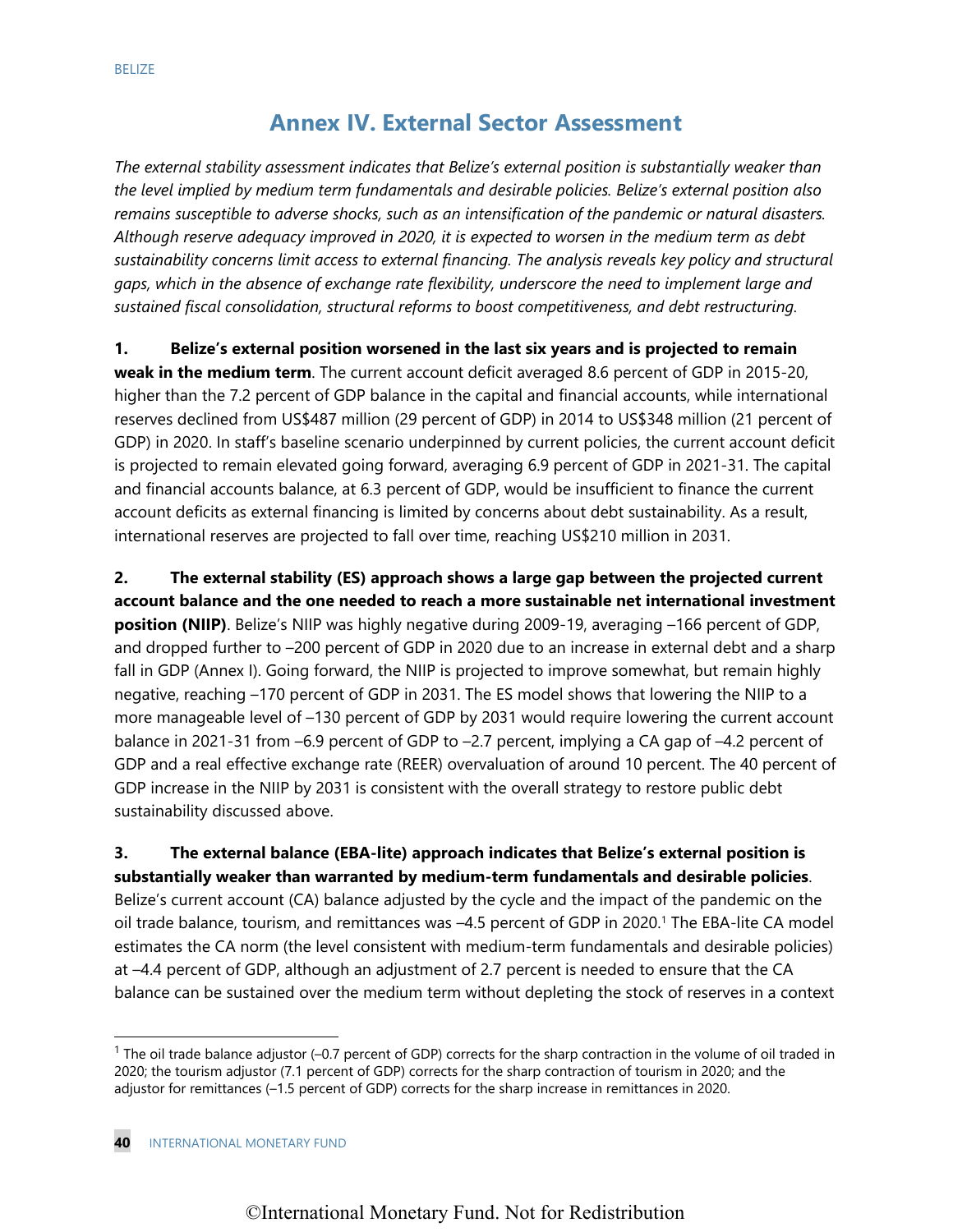# Annex IV. External Sector Assessment

*The external stability assessment indicates that Belize's external position is substantially weaker than the level implied by medium term fundamentals and desirable policies. Belize's external position also remains susceptible to adverse shocks, such as an intensification of the pandemic or natural disasters. Although reserve adequacy improved in 2020, it is expected to worsen in the medium term as debt sustainability concerns limit access to external financing. The analysis reveals key policy and structural gaps, which in the absence of exchange rate flexibility, underscore the need to implement large and sustained fiscal consolidation, structural reforms to boost competitiveness, and debt restructuring.*

**1. Belize's external position worsened in the last six years and is projected to remain weak in the medium term**. The current account deficit averaged 8.6 percent of GDP in 2015-20, higher than the 7.2 percent of GDP balance in the capital and financial accounts, while international reserves declined from US$487 million (29 percent of GDP) in 2014 to US$348 million (21 percent of GDP) in 2020. In staff's baseline scenario underpinned by current policies, the current account deficit is projected to remain elevated going forward, averaging 6.9 percent of GDP in 2021-31. The capital and financial accounts balance, at 6.3 percent of GDP, would be insufficient to finance the current account deficits as external financing is limited by concerns about debt sustainability. As a result, international reserves are projected to fall over time, reaching US$210 million in 2031.

**2. The external stability (ES) approach shows a large gap between the projected current account balance and the one needed to reach a more sustainable net international investment position (NIIP)**. Belize's NIIP was highly negative during 2009-19, averaging –166 percent of GDP, and dropped further to –200 percent of GDP in 2020 due to an increase in external debt and a sharp fall in GDP (Annex I). Going forward, the NIIP is projected to improve somewhat, but remain highly negative, reaching –170 percent of GDP in 2031. The ES model shows that lowering the NIIP to a more manageable level of –130 percent of GDP by 2031 would require lowering the current account balance in 2021-31 from –6.9 percent of GDP to –2.7 percent, implying a CA gap of –4.2 percent of GDP and a real effective exchange rate (REER) overvaluation of around 10 percent. The 40 percent of GDP increase in the NIIP by 2031 is consistent with the overall strategy to restore public debt sustainability discussed above.

**3. The external balance (EBA-lite) approach indicates that Belize's external position is substantially weaker than warranted by medium-term fundamentals and desirable policies**. Belize's current account (CA) balance adjusted by the cycle and the impact of the pandemic on the oil trade balance, tourism, and remittances was –4.5 percent of GDP in 2020.[1] The EBA-lite CA model estimates the CA norm (the level consistent with medium-term fundamentals and desirable policies) at –4.4 percent of GDP, although an adjustment of 2.7 percent is needed to ensure that the CA balance can be sustained over the medium term without depleting the stock of reserves in a context

[1] The oil trade balance adjustor (–0.7 percent of GDP) corrects for the sharp contraction in the volume of oil traded in 2020; the tourism adjustor (7.1 percent of GDP) corrects for the sharp contraction of tourism in 2020; and the adjustor for remittances (–1.5 percent of GDP) corrects for the sharp increase in remittances in 2020.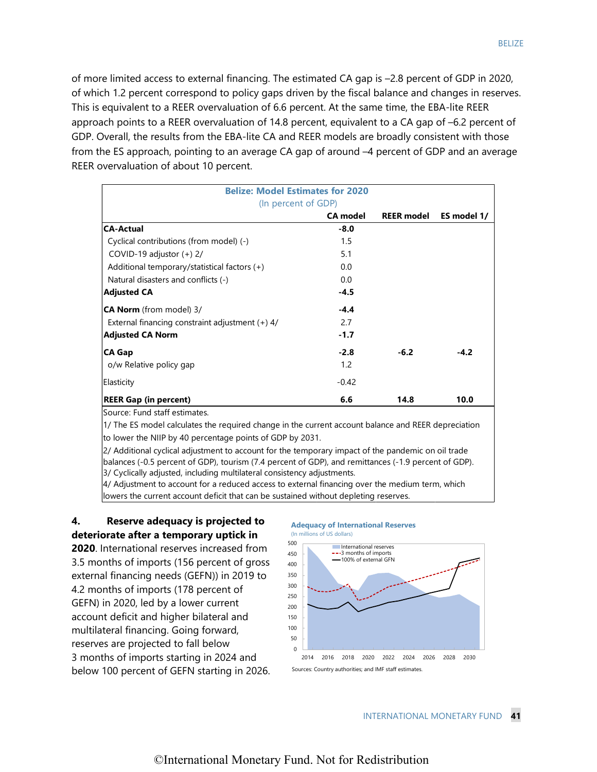of more limited access to external financing. The estimated CA gap is –2.8 percent of GDP in 2020, of which 1.2 percent correspond to policy gaps driven by the fiscal balance and changes in reserves. This is equivalent to a REER overvaluation of 6.6 percent. At the same time, the EBA-lite REER approach points to a REER overvaluation of 14.8 percent, equivalent to a CA gap of –6.2 percent of GDP. Overall, the results from the EBA-lite CA and REER models are broadly consistent with those from the ES approach, pointing to an average CA gap of around –4 percent of GDP and an average REER overvaluation of about 10 percent.

**Belize: Model Estimates for 2020**
(In percent of GDP)

| | CA model | REER model | ES model 1/ |
|---|---|---|---|
| **CA-Actual** | **-8.0** | | |
| Cyclical contributions (from model) (-) | 1.5 | | |
| COVID-19 adjustor (+) 2/ | 5.1 | | |
| Additional temporary/statistical factors (+) | 0.0 | | |
| Natural disasters and conflicts (-) | 0.0 | | |
| **Adjusted CA** | **-4.5** | | |
| **CA Norm** (from model) 3/ | **-4.4** | | |
| External financing constraint adjustment (+) 4/ | 2.7 | | |
| **Adjusted CA Norm** | **-1.7** | | |
| **CA Gap** | **-2.8** | **-6.2** | **-4.2** |
| o/w Relative policy gap | 1.2 | | |
| Elasticity | -0.42 | | |
| **REER Gap (in percent)** | **6.6** | **14.8** | **10.0** |

Source: Fund staff estimates.
1/ The ES model calculates the required change in the current account balance and REER depreciation to lower the NIIP by 40 percentage points of GDP by 2031.
2/ Additional cyclical adjustment to account for the temporary impact of the pandemic on oil trade balances (-0.5 percent of GDP), tourism (7.4 percent of GDP), and remittances (-1.9 percent of GDP).
3/ Cyclically adjusted, including multilateral consistency adjustments.
4/ Adjustment to account for a reduced access to external financing over the medium term, which lowers the current account deficit that can be sustained without depleting reserves.

**4. Reserve adequacy is projected to deteriorate after a temporary uptick in 2020**. International reserves increased from 3.5 months of imports (156 percent of gross external financing needs (GEFN)) in 2019 to 4.2 months of imports (178 percent of GEFN) in 2020, led by a lower current account deficit and higher bilateral and multilateral financing. Going forward, reserves are projected to fall below 3 months of imports starting in 2024 and below 100 percent of GEFN starting in 2026.

**Adequacy of International Reserves**
(In millions of US dollars)

Sources: Country authorities; and IMF staff estimates.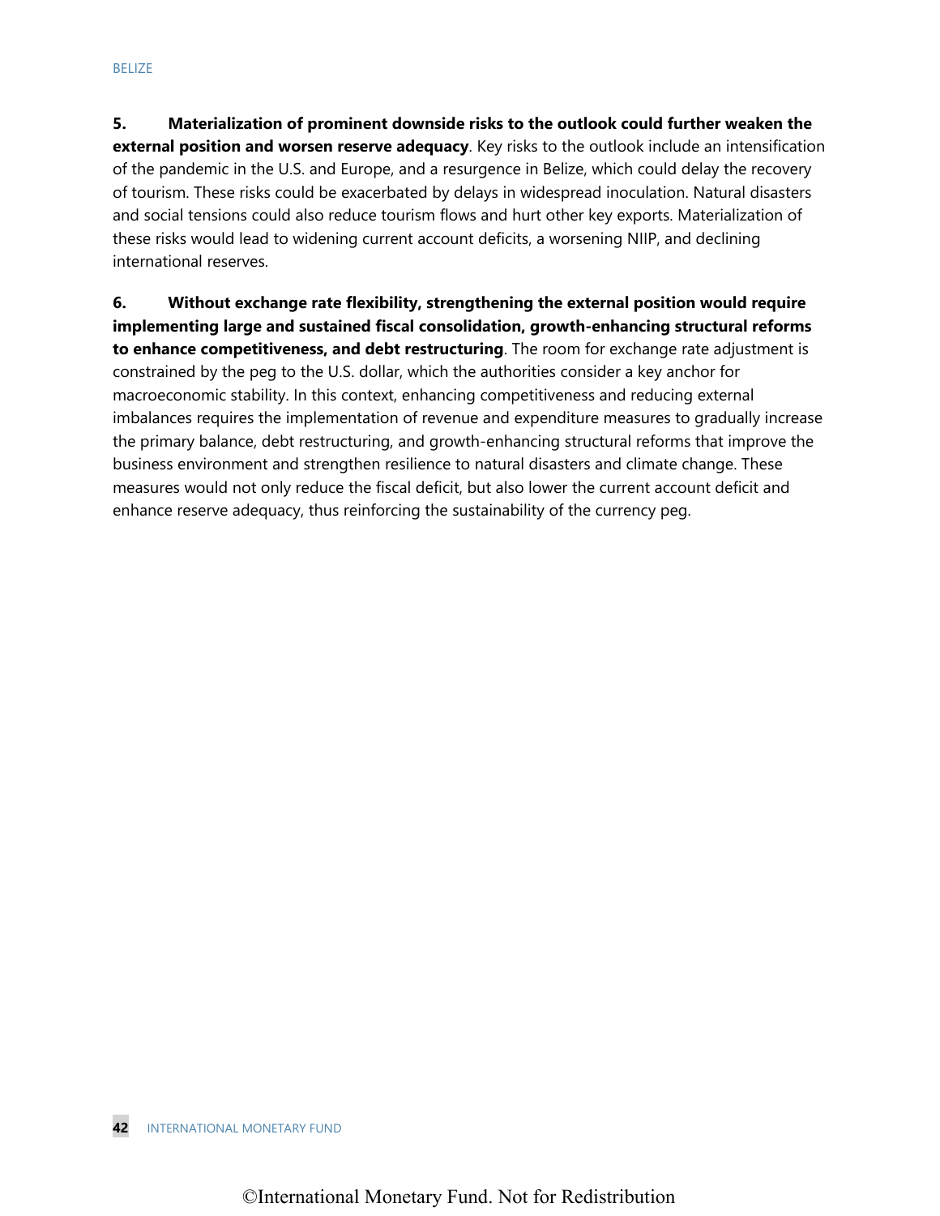5. **Materialization of prominent downside risks to the outlook could further weaken the external position and worsen reserve adequacy**. Key risks to the outlook include an intensification of the pandemic in the U.S. and Europe, and a resurgence in Belize, which could delay the recovery of tourism. These risks could be exacerbated by delays in widespread inoculation. Natural disasters and social tensions could also reduce tourism flows and hurt other key exports. Materialization of these risks would lead to widening current account deficits, a worsening NIIP, and declining international reserves.

6. **Without exchange rate flexibility, strengthening the external position would require implementing large and sustained fiscal consolidation, growth-enhancing structural reforms to enhance competitiveness, and debt restructuring**. The room for exchange rate adjustment is constrained by the peg to the U.S. dollar, which the authorities consider a key anchor for macroeconomic stability. In this context, enhancing competitiveness and reducing external imbalances requires the implementation of revenue and expenditure measures to gradually increase the primary balance, debt restructuring, and growth-enhancing structural reforms that improve the business environment and strengthen resilience to natural disasters and climate change. These measures would not only reduce the fiscal deficit, but also lower the current account deficit and enhance reserve adequacy, thus reinforcing the sustainability of the currency peg.